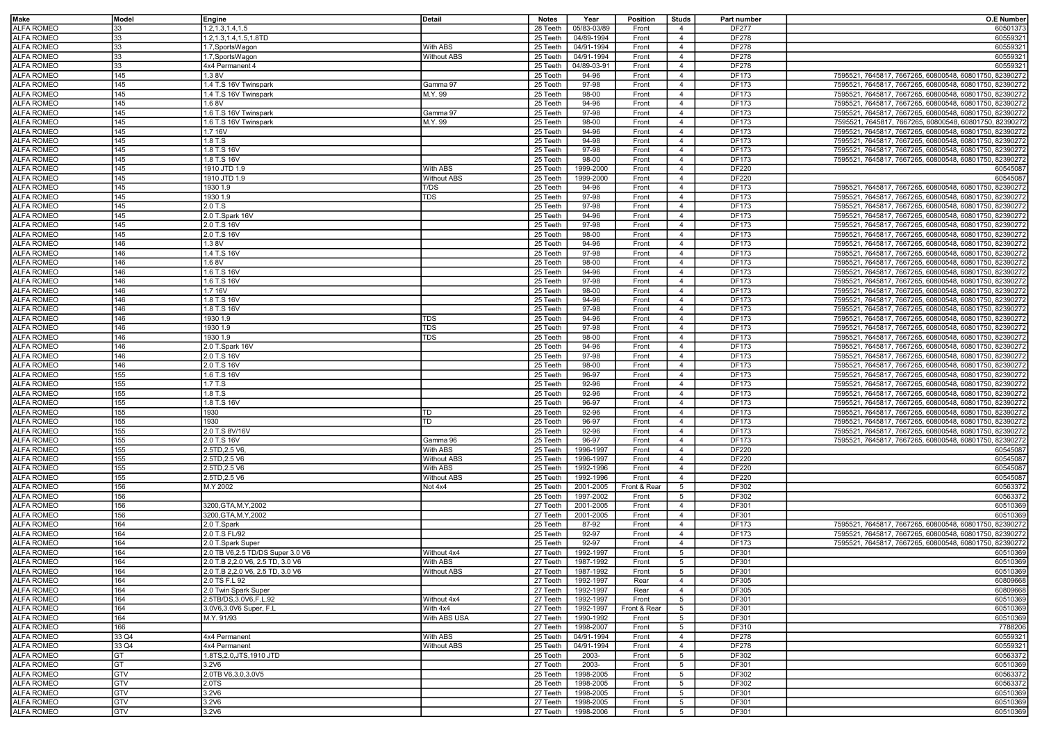| Make | Model | Engine | Detail | Notes | Year | Position | Studs | Part number | O.E Number |
|---|---|---|---|---|---|---|---|---|---|
| ALFA ROMEO | 33 | 1.2,1.3,1.4,1.5 | | 28 Teeth | 05/83-03/89 | Front | 4 | DF277 | 60501373 |
| ALFA ROMEO | 33 | 1.2,1.3,1.4,1.5,1.8TD | | 25 Teeth | 04/89-1994 | Front | 4 | DF278 | 60559321 |
| ALFA ROMEO | 33 | 1.7,SportsWagon | With ABS | 25 Teeth | 04/91-1994 | Front | 4 | DF278 | 60559321 |
| ALFA ROMEO | 33 | 1.7,SportsWagon | Without ABS | 25 Teeth | 04/91-1994 | Front | 4 | DF278 | 60559321 |
| ALFA ROMEO | 33 | 4x4 Permanent 4 | | 25 Teeth | 04/89-03-91 | Front | 4 | DF278 | 60559321 |
| ALFA ROMEO | 145 | 1.3 8V | | 25 Teeth | 94-96 | Front | 4 | DF173 | 7595521, 7645817, 7667265, 60800548, 60801750, 82390272 |
| ALFA ROMEO | 145 | 1.4 T.S 16V Twinspark | Gamma 97 | 25 Teeth | 97-98 | Front | 4 | DF173 | 7595521, 7645817, 7667265, 60800548, 60801750, 82390272 |
| ALFA ROMEO | 145 | 1.4 T.S 16V Twinspark | M.Y. 99 | 25 Teeth | 98-00 | Front | 4 | DF173 | 7595521, 7645817, 7667265, 60800548, 60801750, 82390272 |
| ALFA ROMEO | 145 | 1.6 8V | | 25 Teeth | 94-96 | Front | 4 | DF173 | 7595521, 7645817, 7667265, 60800548, 60801750, 82390272 |
| ALFA ROMEO | 145 | 1.6 T.S 16V Twinspark | Gamma 97 | 25 Teeth | 97-98 | Front | 4 | DF173 | 7595521, 7645817, 7667265, 60800548, 60801750, 82390272 |
| ALFA ROMEO | 145 | 1.6 T.S 16V Twinspark | M.Y. 99 | 25 Teeth | 98-00 | Front | 4 | DF173 | 7595521, 7645817, 7667265, 60800548, 60801750, 82390272 |
| ALFA ROMEO | 145 | 1.7 16V | | 25 Teeth | 94-96 | Front | 4 | DF173 | 7595521, 7645817, 7667265, 60800548, 60801750, 82390272 |
| ALFA ROMEO | 145 | 1.8 T.S | | 25 Teeth | 94-98 | Front | 4 | DF173 | 7595521, 7645817, 7667265, 60800548, 60801750, 82390272 |
| ALFA ROMEO | 145 | 1.8 T.S 16V | | 25 Teeth | 97-98 | Front | 4 | DF173 | 7595521, 7645817, 7667265, 60800548, 60801750, 82390272 |
| ALFA ROMEO | 145 | 1.8 T.S 16V | | 25 Teeth | 98-00 | Front | 4 | DF173 | 7595521, 7645817, 7667265, 60800548, 60801750, 82390272 |
| ALFA ROMEO | 145 | 1910 JTD 1.9 | With ABS | 25 Teeth | 1999-2000 | Front | 4 | DF220 | 60545087 |
| ALFA ROMEO | 145 | 1910 JTD 1.9 | Without ABS | 25 Teeth | 1999-2000 | Front | 4 | DF220 | 60545087 |
| ALFA ROMEO | 145 | 1930 1.9 | T/DS | 25 Teeth | 94-96 | Front | 4 | DF173 | 7595521, 7645817, 7667265, 60800548, 60801750, 82390272 |
| ALFA ROMEO | 145 | 1930 1.9 | TDS | 25 Teeth | 97-98 | Front | 4 | DF173 | 7595521, 7645817, 7667265, 60800548, 60801750, 82390272 |
| ALFA ROMEO | 145 | 2.0 T.S | | 25 Teeth | 97-98 | Front | 4 | DF173 | 7595521, 7645817, 7667265, 60800548, 60801750, 82390272 |
| ALFA ROMEO | 145 | 2.0 T.Spark 16V | | 25 Teeth | 94-96 | Front | 4 | DF173 | 7595521, 7645817, 7667265, 60800548, 60801750, 82390272 |
| ALFA ROMEO | 145 | 2.0 T.S 16V | | 25 Teeth | 97-98 | Front | 4 | DF173 | 7595521, 7645817, 7667265, 60800548, 60801750, 82390272 |
| ALFA ROMEO | 145 | 2.0 T.S 16V | | 25 Teeth | 98-00 | Front | 4 | DF173 | 7595521, 7645817, 7667265, 60800548, 60801750, 82390272 |
| ALFA ROMEO | 146 | 1.3 8V | | 25 Teeth | 94-96 | Front | 4 | DF173 | 7595521, 7645817, 7667265, 60800548, 60801750, 82390272 |
| ALFA ROMEO | 146 | 1.4 T.S 16V | | 25 Teeth | 97-98 | Front | 4 | DF173 | 7595521, 7645817, 7667265, 60800548, 60801750, 82390272 |
| ALFA ROMEO | 146 | 1.6 8V | | 25 Teeth | 98-00 | Front | 4 | DF173 | 7595521, 7645817, 7667265, 60800548, 60801750, 82390272 |
| ALFA ROMEO | 146 | 1.6 T.S 16V | | 25 Teeth | 94-96 | Front | 4 | DF173 | 7595521, 7645817, 7667265, 60800548, 60801750, 82390272 |
| ALFA ROMEO | 146 | 1.6 T.S 16V | | 25 Teeth | 97-98 | Front | 4 | DF173 | 7595521, 7645817, 7667265, 60800548, 60801750, 82390272 |
| ALFA ROMEO | 146 | 1.7 16V | | 25 Teeth | 98-00 | Front | 4 | DF173 | 7595521, 7645817, 7667265, 60800548, 60801750, 82390272 |
| ALFA ROMEO | 146 | 1.8 T.S 16V | | 25 Teeth | 94-96 | Front | 4 | DF173 | 7595521, 7645817, 7667265, 60800548, 60801750, 82390272 |
| ALFA ROMEO | 146 | 1.8 T.S 16V | | 25 Teeth | 97-98 | Front | 4 | DF173 | 7595521, 7645817, 7667265, 60800548, 60801750, 82390272 |
| ALFA ROMEO | 146 | 1930 1.9 | TDS | 25 Teeth | 94-96 | Front | 4 | DF173 | 7595521, 7645817, 7667265, 60800548, 60801750, 82390272 |
| ALFA ROMEO | 146 | 1930 1.9 | TDS | 25 Teeth | 97-98 | Front | 4 | DF173 | 7595521, 7645817, 7667265, 60800548, 60801750, 82390272 |
| ALFA ROMEO | 146 | 1930 1.9 | TDS | 25 Teeth | 98-00 | Front | 4 | DF173 | 7595521, 7645817, 7667265, 60800548, 60801750, 82390272 |
| ALFA ROMEO | 146 | 2.0 T.Spark 16V | | 25 Teeth | 94-96 | Front | 4 | DF173 | 7595521, 7645817, 7667265, 60800548, 60801750, 82390272 |
| ALFA ROMEO | 146 | 2.0 T.S 16V | | 25 Teeth | 97-98 | Front | 4 | DF173 | 7595521, 7645817, 7667265, 60800548, 60801750, 82390272 |
| ALFA ROMEO | 146 | 2.0 T.S 16V | | 25 Teeth | 98-00 | Front | 4 | DF173 | 7595521, 7645817, 7667265, 60800548, 60801750, 82390272 |
| ALFA ROMEO | 155 | 1.6 T.S 16V | | 25 Teeth | 96-97 | Front | 4 | DF173 | 7595521, 7645817, 7667265, 60800548, 60801750, 82390272 |
| ALFA ROMEO | 155 | 1.7 T.S | | 25 Teeth | 92-96 | Front | 4 | DF173 | 7595521, 7645817, 7667265, 60800548, 60801750, 82390272 |
| ALFA ROMEO | 155 | 1.8 T.S | | 25 Teeth | 92-96 | Front | 4 | DF173 | 7595521, 7645817, 7667265, 60800548, 60801750, 82390272 |
| ALFA ROMEO | 155 | 1.8 T.S 16V | | 25 Teeth | 96-97 | Front | 4 | DF173 | 7595521, 7645817, 7667265, 60800548, 60801750, 82390272 |
| ALFA ROMEO | 155 | 1930 | TD | 25 Teeth | 92-96 | Front | 4 | DF173 | 7595521, 7645817, 7667265, 60800548, 60801750, 82390272 |
| ALFA ROMEO | 155 | 1930 | TD | 25 Teeth | 96-97 | Front | 4 | DF173 | 7595521, 7645817, 7667265, 60800548, 60801750, 82390272 |
| ALFA ROMEO | 155 | 2.0 T.S 8V/16V | | 25 Teeth | 92-96 | Front | 4 | DF173 | 7595521, 7645817, 7667265, 60800548, 60801750, 82390272 |
| ALFA ROMEO | 155 | 2.0 T.S 16V | Gamma 96 | 25 Teeth | 96-97 | Front | 4 | DF173 | 7595521, 7645817, 7667265, 60800548, 60801750, 82390272 |
| ALFA ROMEO | 155 | 2.5TD,2.5 V6, | With ABS | 25 Teeth | 1996-1997 | Front | 4 | DF220 | 60545087 |
| ALFA ROMEO | 155 | 2.5TD,2.5 V6 | Without ABS | 25 Teeth | 1996-1997 | Front | 4 | DF220 | 60545087 |
| ALFA ROMEO | 155 | 2.5TD,2.5 V6 | With ABS | 25 Teeth | 1992-1996 | Front | 4 | DF220 | 60545087 |
| ALFA ROMEO | 155 | 2.5TD,2.5 V6 | Without ABS | 25 Teeth | 1992-1996 | Front | 4 | DF220 | 60545087 |
| ALFA ROMEO | 156 | M.Y 2002 | Not 4x4 | 25 Teeth | 2001-2005 | Front & Rear | 5 | DF302 | 60563372 |
| ALFA ROMEO | 156 | | | 25 Teeth | 1997-2002 | Front | 5 | DF302 | 60563372 |
| ALFA ROMEO | 156 | 3200,GTA,M.Y,2002 | | 27 Teeth | 2001-2005 | Front | 4 | DF301 | 60510369 |
| ALFA ROMEO | 156 | 3200,GTA,M.Y,2002 | | 27 Teeth | 2001-2005 | Front | 4 | DF301 | 60510369 |
| ALFA ROMEO | 164 | 2.0 T.Spark | | 25 Teeth | 87-92 | Front | 4 | DF173 | 7595521, 7645817, 7667265, 60800548, 60801750, 82390272 |
| ALFA ROMEO | 164 | 2.0 T.S FL/92 | | 25 Teeth | 92-97 | Front | 4 | DF173 | 7595521, 7645817, 7667265, 60800548, 60801750, 82390272 |
| ALFA ROMEO | 164 | 2.0 T.Spark Super | | 25 Teeth | 92-97 | Front | 4 | DF173 | 7595521, 7645817, 7667265, 60800548, 60801750, 82390272 |
| ALFA ROMEO | 164 | 2.0 TB V6,2.5 TD/DS Super 3.0 V6 | Without 4x4 | 27 Teeth | 1992-1997 | Front | 5 | DF301 | 60510369 |
| ALFA ROMEO | 164 | 2.0 T.B 2,2.0 V6, 2.5 TD, 3.0 V6 | With ABS | 27 Teeth | 1987-1992 | Front | 5 | DF301 | 60510369 |
| ALFA ROMEO | 164 | 2.0 T.B 2,2.0 V6, 2.5 TD, 3.0 V6 | Without ABS | 27 Teeth | 1987-1992 | Front | 5 | DF301 | 60510369 |
| ALFA ROMEO | 164 | 2.0 TS F.L 92 | | 27 Teeth | 1992-1997 | Rear | 4 | DF305 | 60809668 |
| ALFA ROMEO | 164 | 2.0 Twin Spark Super | | 27 Teeth | 1992-1997 | Rear | 4 | DF305 | 60809668 |
| ALFA ROMEO | 164 | 2.5TB/DS,3.0V6,F.L.92 | Without 4x4 | 27 Teeth | 1992-1997 | Front | 5 | DF301 | 60510369 |
| ALFA ROMEO | 164 | 3.0V6,3.0V6 Super, F.L | With 4x4 | 27 Teeth | 1992-1997 | Front & Rear | 5 | DF301 | 60510369 |
| ALFA ROMEO | 164 | M.Y. 91/93 | With ABS USA | 27 Teeth | 1990-1992 | Front | 5 | DF301 | 60510369 |
| ALFA ROMEO | 166 | | | 27 Teeth | 1998-2007 | Front | 5 | DF310 | 7788206 |
| ALFA ROMEO | 33 Q4 | 4x4 Permanent | With ABS | 25 Teeth | 04/91-1994 | Front | 4 | DF278 | 60559321 |
| ALFA ROMEO | 33 Q4 | 4x4 Permanent | Without ABS | 25 Teeth | 04/91-1994 | Front | 4 | DF278 | 60559321 |
| ALFA ROMEO | GT | 1.8TS,2.0,JTS,1910 JTD | | 25 Teeth | 2003- | Front | 5 | DF302 | 60563372 |
| ALFA ROMEO | GT | 3.2V6 | | 27 Teeth | 2003- | Front | 5 | DF301 | 60510369 |
| ALFA ROMEO | GTV | 2.0TB V6,3.0,3.0V5 | | 25 Teeth | 1998-2005 | Front | 5 | DF302 | 60563372 |
| ALFA ROMEO | GTV | 2.0TS | | 25 Teeth | 1998-2005 | Front | 5 | DF302 | 60563372 |
| ALFA ROMEO | GTV | 3.2V6 | | 27 Teeth | 1998-2005 | Front | 5 | DF301 | 60510369 |
| ALFA ROMEO | GTV | 3.2V6 | | 27 Teeth | 1998-2005 | Front | 5 | DF301 | 60510369 |
| ALFA ROMEO | GTV | 3.2V6 | | 27 Teeth | 1998-2006 | Front | 5 | DF301 | 60510369 |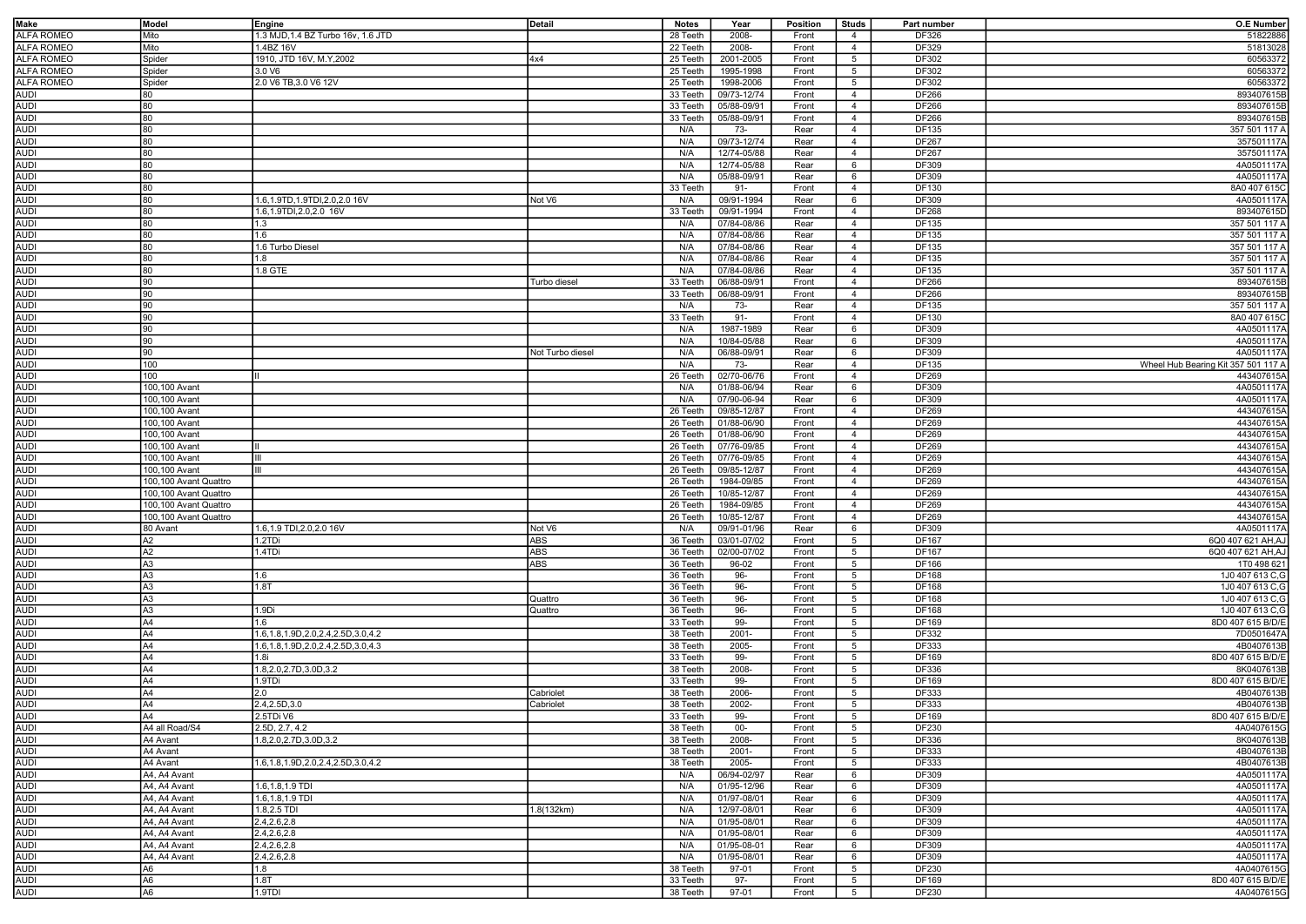| Make | Model | Engine | Detail | Notes | Year | Position | Studs | Part number | O.E Number |
|---|---|---|---|---|---|---|---|---|---|
| ALFA ROMEO | Mito | 1.3 MJD,1.4 BZ Turbo 16v, 1.6 JTD | | 28 Teeth | 2008- | Front | 4 | DF326 | 51822886 |
| ALFA ROMEO | Mito | 1.4BZ 16V | | 22 Teeth | 2008- | Front | 4 | DF329 | 51813028 |
| ALFA ROMEO | Spider | 1910, JTD 16V, M.Y,2002 | 4x4 | 25 Teeth | 2001-2005 | Front | 5 | DF302 | 60563372 |
| ALFA ROMEO | Spider | 3.0 V6 | | 25 Teeth | 1995-1998 | Front | 5 | DF302 | 60563372 |
| ALFA ROMEO | Spider | 2.0 V6 TB,3.0 V6 12V | | 25 Teeth | 1998-2006 | Front | 5 | DF302 | 60563372 |
| AUDI | 80 | | | 33 Teeth | 09/73-12/74 | Front | 4 | DF266 | 893407615B |
| AUDI | 80 | | | 33 Teeth | 05/88-09/91 | Front | 4 | DF266 | 893407615B |
| AUDI | 80 | | | 33 Teeth | 05/88-09/91 | Front | 4 | DF266 | 893407615B |
| AUDI | 80 | | | N/A | 73- | Rear | 4 | DF135 | 357 501 117 A |
| AUDI | 80 | | | N/A | 09/73-12/74 | Rear | 4 | DF267 | 357501117A |
| AUDI | 80 | | | N/A | 12/74-05/88 | Rear | 4 | DF267 | 357501117A |
| AUDI | 80 | | | N/A | 12/74-05/88 | Rear | 6 | DF309 | 4A0501117A |
| AUDI | 80 | | | N/A | 05/88-09/91 | Rear | 6 | DF309 | 4A0501117A |
| AUDI | 80 | | | 33 Teeth | 91- | Front | 4 | DF130 | 8A0 407 615C |
| AUDI | 80 | 1.6,1.9TD,1.9TDI,2.0,2.0 16V | Not V6 | N/A | 09/91-1994 | Rear | 6 | DF309 | 4A0501117A |
| AUDI | 80 | 1.6,1.9TDI,2.0,2.0 16V | | 33 Teeth | 09/91-1994 | Front | 4 | DF268 | 893407615D |
| AUDI | 80 | 1.3 | | N/A | 07/84-08/86 | Rear | 4 | DF135 | 357 501 117 A |
| AUDI | 80 | 1.6 | | N/A | 07/84-08/86 | Rear | 4 | DF135 | 357 501 117 A |
| AUDI | 80 | 1.6 Turbo Diesel | | N/A | 07/84-08/86 | Rear | 4 | DF135 | 357 501 117 A |
| AUDI | 80 | 1.8 | | N/A | 07/84-08/86 | Rear | 4 | DF135 | 357 501 117 A |
| AUDI | 80 | 1.8 GTE | | N/A | 07/84-08/86 | Rear | 4 | DF135 | 357 501 117 A |
| AUDI | 90 | | Turbo diesel | 33 Teeth | 06/88-09/91 | Front | 4 | DF266 | 893407615B |
| AUDI | 90 | | | 33 Teeth | 06/88-09/91 | Front | 4 | DF266 | 893407615B |
| AUDI | 90 | | | N/A | 73- | Rear | 4 | DF135 | 357 501 117 A |
| AUDI | 90 | | | 33 Teeth | 91- | Front | 4 | DF130 | 8A0 407 615C |
| AUDI | 90 | | | N/A | 1987-1989 | Rear | 6 | DF309 | 4A0501117A |
| AUDI | 90 | | | N/A | 10/84-05/88 | Rear | 6 | DF309 | 4A0501117A |
| AUDI | 90 | | Not Turbo diesel | N/A | 06/88-09/91 | Rear | 6 | DF309 | 4A0501117A |
| AUDI | 100 | | | N/A | 73- | Rear | 4 | DF135 | Wheel Hub Bearing Kit 357 501 117 A |
| AUDI | 100 | II | | 26 Teeth | 02/70-06/76 | Front | 4 | DF269 | 443407615A |
| AUDI | 100,100 Avant | | | N/A | 01/88-06/94 | Rear | 6 | DF309 | 4A0501117A |
| AUDI | 100,100 Avant | | | N/A | 07/90-06-94 | Rear | 6 | DF309 | 4A0501117A |
| AUDI | 100,100 Avant | | | 26 Teeth | 09/85-12/87 | Front | 4 | DF269 | 443407615A |
| AUDI | 100,100 Avant | | | 26 Teeth | 01/88-06/90 | Front | 4 | DF269 | 443407615A |
| AUDI | 100,100 Avant | | | 26 Teeth | 01/88-06/90 | Front | 4 | DF269 | 443407615A |
| AUDI | 100,100 Avant | II | | 26 Teeth | 07/76-09/85 | Front | 4 | DF269 | 443407615A |
| AUDI | 100,100 Avant | III | | 26 Teeth | 07/76-09/85 | Front | 4 | DF269 | 443407615A |
| AUDI | 100,100 Avant | III | | 26 Teeth | 09/85-12/87 | Front | 4 | DF269 | 443407615A |
| AUDI | 100,100 Avant Quattro | | | 26 Teeth | 1984-09/85 | Front | 4 | DF269 | 443407615A |
| AUDI | 100,100 Avant Quattro | | | 26 Teeth | 10/85-12/87 | Front | 4 | DF269 | 443407615A |
| AUDI | 100,100 Avant Quattro | | | 26 Teeth | 1984-09/85 | Front | 4 | DF269 | 443407615A |
| AUDI | 100,100 Avant Quattro | | | 26 Teeth | 10/85-12/87 | Front | 4 | DF269 | 443407615A |
| AUDI | 80 Avant | 1.6,1.9 TDI,2.0,2.0 16V | Not V6 | N/A | 09/91-01/96 | Rear | 6 | DF309 | 4A0501117A |
| AUDI | A2 | 1.2TDi | ABS | 36 Teeth | 03/01-07/02 | Front | 5 | DF167 | 6Q0 407 621 AH,AJ |
| AUDI | A2 | 1.4TDi | ABS | 36 Teeth | 02/00-07/02 | Front | 5 | DF167 | 6Q0 407 621 AH,AJ |
| AUDI | A3 | | ABS | 36 Teeth | 96-02 | Front | 5 | DF166 | 1T0 498 621 |
| AUDI | A3 | 1.6 | | 36 Teeth | 96- | Front | 5 | DF168 | 1J0 407 613 C,G |
| AUDI | A3 | 1.8T | | 36 Teeth | 96- | Front | 5 | DF168 | 1J0 407 613 C,G |
| AUDI | A3 | | Quattro | 36 Teeth | 96- | Front | 5 | DF168 | 1J0 407 613 C,G |
| AUDI | A3 | 1.9Di | Quattro | 36 Teeth | 96- | Front | 5 | DF168 | 1J0 407 613 C,G |
| AUDI | A4 | 1.6 | | 33 Teeth | 99- | Front | 5 | DF169 | 8D0 407 615 B/D/E |
| AUDI | A4 | 1.6,1.8,1.9D,2.0,2.4,2.5D,3.0,4.2 | | 38 Teeth | 2001- | Front | 5 | DF332 | 7D0501647A |
| AUDI | A4 | 1.6,1.8,1.9D,2.0,2.4,2.5D,3.0,4.3 | | 38 Teeth | 2005- | Front | 5 | DF333 | 4B0407613B |
| AUDI | A4 | 1.8i | | 33 Teeth | 99- | Front | 5 | DF169 | 8D0 407 615 B/D/E |
| AUDI | A4 | 1.8,2.0,2.7D,3.0D,3.2 | | 38 Teeth | 2008- | Front | 5 | DF336 | 8K0407613B |
| AUDI | A4 | 1.9TDi | | 33 Teeth | 99- | Front | 5 | DF169 | 8D0 407 615 B/D/E |
| AUDI | A4 | 2.0 | Cabriolet | 38 Teeth | 2006- | Front | 5 | DF333 | 4B0407613B |
| AUDI | A4 | 2.4,2.5D,3.0 | Cabriolet | 38 Teeth | 2002- | Front | 5 | DF333 | 4B0407613B |
| AUDI | A4 | 2.5TDi V6 | | 33 Teeth | 99- | Front | 5 | DF169 | 8D0 407 615 B/D/E |
| AUDI | A4 all Road/S4 | 2.5D, 2.7, 4.2 | | 38 Teeth | 00- | Front | 5 | DF230 | 4A0407615G |
| AUDI | A4 Avant | 1.8,2.0,2.7D,3.0D,3.2 | | 38 Teeth | 2008- | Front | 5 | DF336 | 8K0407613B |
| AUDI | A4 Avant | | | 38 Teeth | 2001- | Front | 5 | DF333 | 4B0407613B |
| AUDI | A4 Avant | 1.6,1.8,1.9D,2.0,2.4,2.5D,3.0,4.2 | | 38 Teeth | 2005- | Front | 5 | DF333 | 4B0407613B |
| AUDI | A4, A4 Avant | | | N/A | 06/94-02/97 | Rear | 6 | DF309 | 4A0501117A |
| AUDI | A4, A4 Avant | 1.6,1.8,1.9 TDI | | N/A | 01/95-12/96 | Rear | 6 | DF309 | 4A0501117A |
| AUDI | A4, A4 Avant | 1.6,1.8,1.9 TDI | | N/A | 01/97-08/01 | Rear | 6 | DF309 | 4A0501117A |
| AUDI | A4, A4 Avant | 1.8,2.5 TDI | 1.8(132km) | N/A | 12/97-08/01 | Rear | 6 | DF309 | 4A0501117A |
| AUDI | A4, A4 Avant | 2.4,2.6,2.8 | | N/A | 01/95-08/01 | Rear | 6 | DF309 | 4A0501117A |
| AUDI | A4, A4 Avant | 2.4,2.6,2.8 | | N/A | 01/95-08/01 | Rear | 6 | DF309 | 4A0501117A |
| AUDI | A4, A4 Avant | 2.4,2.6,2.8 | | N/A | 01/95-08-01 | Rear | 6 | DF309 | 4A0501117A |
| AUDI | A4, A4 Avant | 2.4,2.6,2.8 | | N/A | 01/95-08/01 | Rear | 6 | DF309 | 4A0501117A |
| AUDI | A6 | 1.8 | | 38 Teeth | 97-01 | Front | 5 | DF230 | 4A0407615G |
| AUDI | A6 | 1.8T | | 33 Teeth | 97- | Front | 5 | DF169 | 8D0 407 615 B/D/E |
| AUDI | A6 | 1.9TDI | | 38 Teeth | 97-01 | Front | 5 | DF230 | 4A0407615G |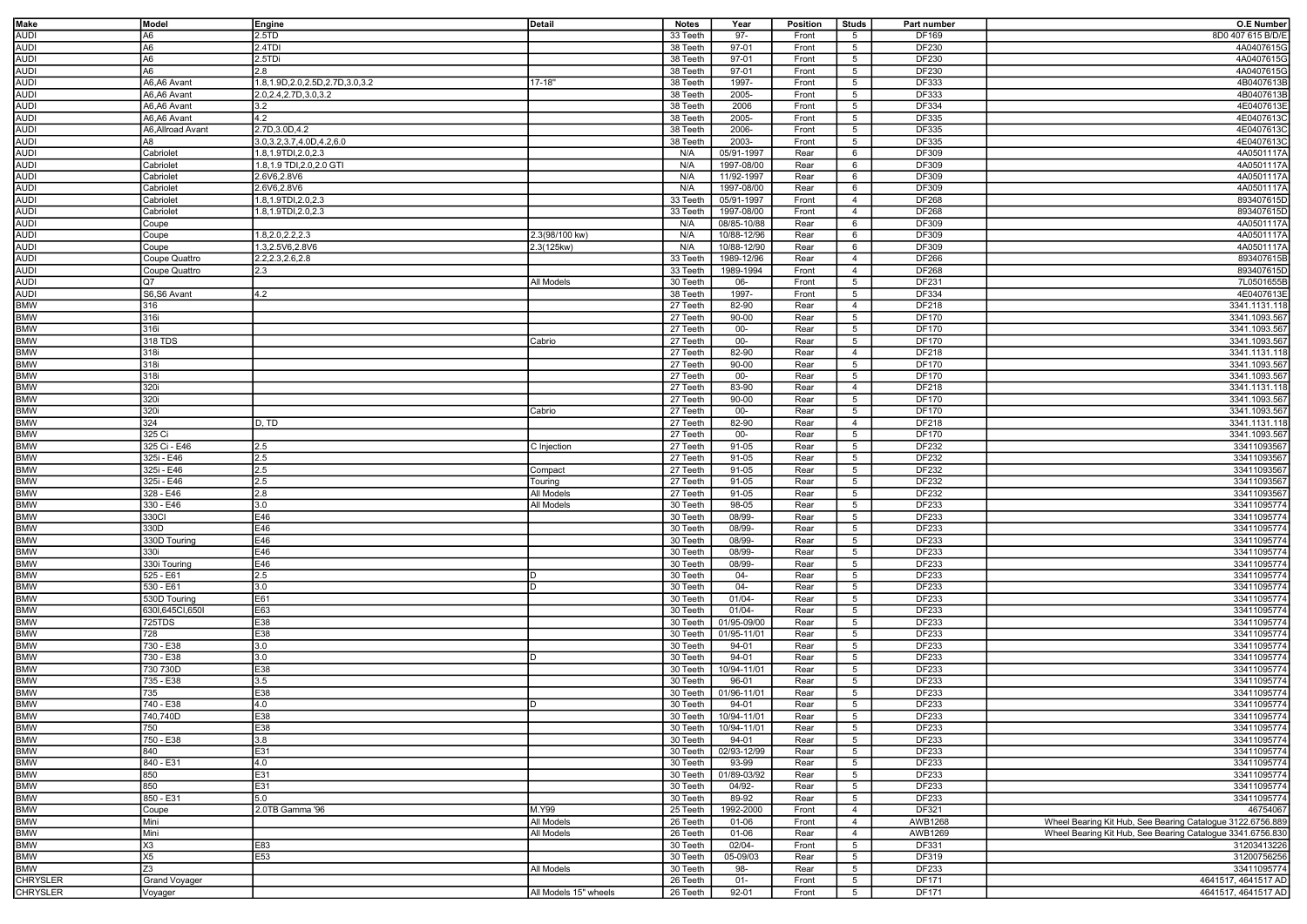| Make | Model | Engine | Detail | Notes | Year | Position | Studs | Part number | O.E Number |
|---|---|---|---|---|---|---|---|---|---|
| AUDI | A6 | 2.5TD | | 33 Teeth | 97- | Front | 5 | DF169 | 8D0 407 615 B/D/E |
| AUDI | A6 | 2.4TDI | | 38 Teeth | 97-01 | Front | 5 | DF230 | 4A0407615G |
| AUDI | A6 | 2.5TDi | | 38 Teeth | 97-01 | Front | 5 | DF230 | 4A0407615G |
| AUDI | A6 | 2.8 | | 38 Teeth | 97-01 | Front | 5 | DF230 | 4A0407615G |
| AUDI | A6,A6 Avant | 1.8,1.9D,2.0,2.5D,2.7D,3.0,3.2 | 17-18" | 38 Teeth | 1997- | Front | 5 | DF333 | 4B0407613B |
| AUDI | A6,A6 Avant | 2.0,2.4,2.7D,3.0,3.2 | | 38 Teeth | 2005- | Front | 5 | DF333 | 4B0407613B |
| AUDI | A6,A6 Avant | 3.2 | | 38 Teeth | 2006 | Front | 5 | DF334 | 4E0407613E |
| AUDI | A6,A6 Avant | 4.2 | | 38 Teeth | 2005- | Front | 5 | DF335 | 4E0407613C |
| AUDI | A6,Allroad Avant | 2.7D,3.0D,4.2 | | 38 Teeth | 2006- | Front | 5 | DF335 | 4E0407613C |
| AUDI | A8 | 3.0,3.2,3.7,4.0D,4.2,6.0 | | 38 Teeth | 2003- | Front | 5 | DF335 | 4E0407613C |
| AUDI | Cabriolet | 1.8,1.9TDI,2.0,2.3 | | N/A | 05/91-1997 | Rear | 6 | DF309 | 4A0501117A |
| AUDI | Cabriolet | 1.8,1.9 TDI,2.0,2.0 GTI | | N/A | 1997-08/00 | Rear | 6 | DF309 | 4A0501117A |
| AUDI | Cabriolet | 2.6V6,2.8V6 | | N/A | 11/92-1997 | Rear | 6 | DF309 | 4A0501117A |
| AUDI | Cabriolet | 2.6V6,2.8V6 | | N/A | 1997-08/00 | Rear | 6 | DF309 | 4A0501117A |
| AUDI | Cabriolet | 1.8,1.9TDI,2.0,2.3 | | 33 Teeth | 05/91-1997 | Front | 4 | DF268 | 893407615D |
| AUDI | Cabriolet | 1.8,1.9TDI,2.0,2.3 | | 33 Teeth | 1997-08/00 | Front | 4 | DF268 | 893407615D |
| AUDI | Coupe | | | N/A | 08/85-10/88 | Rear | 6 | DF309 | 4A0501117A |
| AUDI | Coupe | 1.8,2.0,2.2,2.3 | 2.3(98/100 kw) | N/A | 10/88-12/96 | Rear | 6 | DF309 | 4A0501117A |
| AUDI | Coupe | 1.3,2.5V6,2.8V6 | 2.3(125kw) | N/A | 10/88-12/90 | Rear | 6 | DF309 | 4A0501117A |
| AUDI | Coupe Quattro | 2.2,2.3,2.6,2.8 | | 33 Teeth | 1989-12/96 | Rear | 4 | DF266 | 893407615B |
| AUDI | Coupe Quattro | 2.3 | | 33 Teeth | 1989-1994 | Front | 4 | DF268 | 893407615D |
| AUDI | Q7 | | All Models | 30 Teeth | 06- | Front | 5 | DF231 | 7L0501655B |
| AUDI | S6,S6 Avant | 4.2 | | 38 Teeth | 1997- | Front | 5 | DF334 | 4E0407613E |
| BMW | 316 | | | 27 Teeth | 82-90 | Rear | 4 | DF218 | 3341.1131.118 |
| BMW | 316i | | | 27 Teeth | 90-00 | Rear | 5 | DF170 | 3341.1093.567 |
| BMW | 316i | | | 27 Teeth | 00- | Rear | 5 | DF170 | 3341.1093.567 |
| BMW | 318 TDS | | Cabrio | 27 Teeth | 00- | Rear | 5 | DF170 | 3341.1093.567 |
| BMW | 318i | | | 27 Teeth | 82-90 | Rear | 4 | DF218 | 3341.1131.118 |
| BMW | 318i | | | 27 Teeth | 90-00 | Rear | 5 | DF170 | 3341.1093.567 |
| BMW | 318i | | | 27 Teeth | 00- | Rear | 5 | DF170 | 3341.1093.567 |
| BMW | 320i | | | 27 Teeth | 83-90 | Rear | 4 | DF218 | 3341.1131.118 |
| BMW | 320i | | | 27 Teeth | 90-00 | Rear | 5 | DF170 | 3341.1093.567 |
| BMW | 320i | | Cabrio | 27 Teeth | 00- | Rear | 5 | DF170 | 3341.1093.567 |
| BMW | 324 | D, TD | | 27 Teeth | 82-90 | Rear | 4 | DF218 | 3341.1131.118 |
| BMW | 325 Ci | | | 27 Teeth | 00- | Rear | 5 | DF170 | 3341.1093.567 |
| BMW | 325 Ci - E46 | 2.5 | C Injection | 27 Teeth | 91-05 | Rear | 5 | DF232 | 33411093567 |
| BMW | 325i - E46 | 2.5 | | 27 Teeth | 91-05 | Rear | 5 | DF232 | 33411093567 |
| BMW | 325i - E46 | 2.5 | Compact | 27 Teeth | 91-05 | Rear | 5 | DF232 | 33411093567 |
| BMW | 325i - E46 | 2.5 | Touring | 27 Teeth | 91-05 | Rear | 5 | DF232 | 33411093567 |
| BMW | 328 - E46 | 2.8 | All Models | 27 Teeth | 91-05 | Rear | 5 | DF232 | 33411093567 |
| BMW | 330 - E46 | 3.0 | All Models | 30 Teeth | 98-05 | Rear | 5 | DF233 | 33411095774 |
| BMW | 330CI | E46 | | 30 Teeth | 08/99- | Rear | 5 | DF233 | 33411095774 |
| BMW | 330D | E46 | | 30 Teeth | 08/99- | Rear | 5 | DF233 | 33411095774 |
| BMW | 330D Touring | E46 | | 30 Teeth | 08/99- | Rear | 5 | DF233 | 33411095774 |
| BMW | 330i | E46 | | 30 Teeth | 08/99- | Rear | 5 | DF233 | 33411095774 |
| BMW | 330i Touring | E46 | | 30 Teeth | 08/99- | Rear | 5 | DF233 | 33411095774 |
| BMW | 525 - E61 | 2.5 | D | 30 Teeth | 04- | Rear | 5 | DF233 | 33411095774 |
| BMW | 530 - E61 | 3.0 | D | 30 Teeth | 04- | Rear | 5 | DF233 | 33411095774 |
| BMW | 530D Touring | E61 | | 30 Teeth | 01/04- | Rear | 5 | DF233 | 33411095774 |
| BMW | 630I,645CI,650I | E63 | | 30 Teeth | 01/04- | Rear | 5 | DF233 | 33411095774 |
| BMW | 725TDS | E38 | | 30 Teeth | 01/95-09/00 | Rear | 5 | DF233 | 33411095774 |
| BMW | 728 | E38 | | 30 Teeth | 01/95-11/01 | Rear | 5 | DF233 | 33411095774 |
| BMW | 730 - E38 | 3.0 | | 30 Teeth | 94-01 | Rear | 5 | DF233 | 33411095774 |
| BMW | 730 - E38 | 3.0 | D | 30 Teeth | 94-01 | Rear | 5 | DF233 | 33411095774 |
| BMW | 730 730D | E38 | | 30 Teeth | 10/94-11/01 | Rear | 5 | DF233 | 33411095774 |
| BMW | 735 - E38 | 3.5 | | 30 Teeth | 96-01 | Rear | 5 | DF233 | 33411095774 |
| BMW | 735 | E38 | | 30 Teeth | 01/96-11/01 | Rear | 5 | DF233 | 33411095774 |
| BMW | 740 - E38 | 4.0 | D | 30 Teeth | 94-01 | Rear | 5 | DF233 | 33411095774 |
| BMW | 740,740D | E38 | | 30 Teeth | 10/94-11/01 | Rear | 5 | DF233 | 33411095774 |
| BMW | 750 | E38 | | 30 Teeth | 10/94-11/01 | Rear | 5 | DF233 | 33411095774 |
| BMW | 750 - E38 | 3.8 | | 30 Teeth | 94-01 | Rear | 5 | DF233 | 33411095774 |
| BMW | 840 | E31 | | 30 Teeth | 02/93-12/99 | Rear | 5 | DF233 | 33411095774 |
| BMW | 840 - E31 | 4.0 | | 30 Teeth | 93-99 | Rear | 5 | DF233 | 33411095774 |
| BMW | 850 | E31 | | 30 Teeth | 01/89-03/92 | Rear | 5 | DF233 | 33411095774 |
| BMW | 850 | E31 | | 30 Teeth | 04/92- | Rear | 5 | DF233 | 33411095774 |
| BMW | 850 - E31 | 5.0 | | 30 Teeth | 89-92 | Rear | 5 | DF233 | 33411095774 |
| BMW | Coupe | 2.0TB Gamma '96 | M.Y99 | 25 Teeth | 1992-2000 | Front | 4 | DF321 | 46754067 |
| BMW | Mini | | All Models | 26 Teeth | 01-06 | Front | 4 | AWB1268 | Wheel Bearing Kit Hub, See Bearing Catalogue 3122.6756.889 |
| BMW | Mini | | All Models | 26 Teeth | 01-06 | Rear | 4 | AWB1269 | Wheel Bearing Kit Hub, See Bearing Catalogue 3341.6756.830 |
| BMW | X3 | E83 | | 30 Teeth | 02/04- | Front | 5 | DF331 | 31203413226 |
| BMW | X5 | E53 | | 30 Teeth | 05-09/03 | Rear | 5 | DF319 | 31200756256 |
| BMW | Z3 | | All Models | 30 Teeth | 98- | Rear | 5 | DF233 | 33411095774 |
| CHRYSLER | Grand Voyager | | | 26 Teeth | 01- | Front | 5 | DF171 | 4641517, 4641517 AD |
| CHRYSLER | Voyager | | All Models 15" wheels | 26 Teeth | 92-01 | Front | 5 | DF171 | 4641517, 4641517 AD |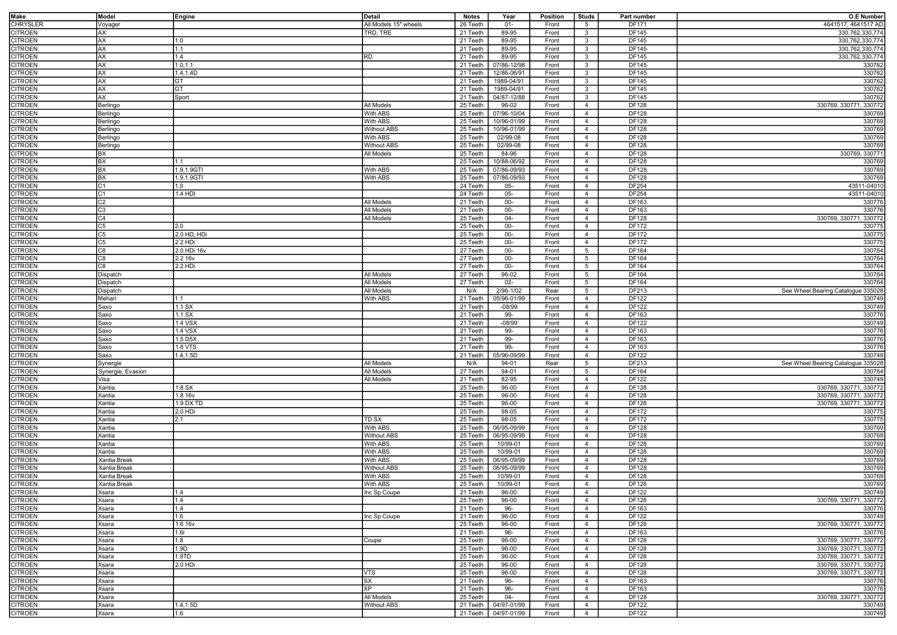| Make | Model | Engine | Detail | Notes | Year | Position | Studs | Part number | O.E Number |
|---|---|---|---|---|---|---|---|---|---|
| CHRYSLER | Voyager | | All Models 15" wheels | 26 Teeth | 01- | Front | 5 | DF171 | 4641517, 4641517 AD |
| CITROEN | AX | | TRD, TRE | 21 Teeth | 89-95 | Front | 3 | DF145 | 330,762,330,774 |
| CITROEN | AX | 1.0 | | 21 Teeth | 89-95 | Front | 3 | DF145 | 330,762,330,774 |
| CITROEN | AX | 1.1 | | 21 Teeth | 89-95 | Front | 3 | DF145 | 330,762,330,774 |
| CITROEN | AX | 1.4 | RD | 21 Teeth | 89-95 | Front | 3 | DF145 | 330,762,330,774 |
| CITROEN | AX | 1.0,1.1 | | 21 Teeth | 07/86-12/98 | Front | 3 | DF145 | 330762 |
| CITROEN | AX | 1.4,1.4D | | 21 Teeth | 12/86-06/91 | Front | 3 | DF145 | 330762 |
| CITROEN | AX | GT | | 21 Teeth | 1989-04/91 | Front | 3 | DF145 | 330762 |
| CITROEN | AX | GT | | 21 Teeth | 1989-04/91 | Front | 3 | DF145 | 330762 |
| CITROEN | AX | Sport | | 21 Teeth | 04/87-12/88 | Front | 3 | DF145 | 330762 |
| CITROEN | Berlingo | | All Models | 25 Teeth | 96-02 | Front | 4 | DF128 | 330769, 330771, 330772 |
| CITROEN | Berlingo | | With ABS | 25 Teeth | 07/96-10/04 | Front | 4 | DF128 | 330769 |
| CITROEN | Berlingo | | With ABS | 25 Teeth | 10/96-01/99 | Front | 4 | DF128 | 330769 |
| CITROEN | Berlingo | | Without ABS | 25 Teeth | 10/96-01/99 | Front | 4 | DF128 | 330769 |
| CITROEN | Berlingo | | With ABS | 25 Teeth | 02/99-08 | Front | 4 | DF128 | 330769 |
| CITROEN | Berlingo | | Without ABS | 25 Teeth | 02/99-08 | Front | 4 | DF128 | 330769 |
| CITROEN | BX | | All Models | 25 Teeth | 84-96 | Front | 4 | DF128 | 330769, 330771 |
| CITROEN | BX | 1.1 | | 25 Teeth | 10/88-06/92 | Front | 4 | DF128 | 330769 |
| CITROEN | BX | 1.9,1.9GTI | With ABS | 25 Teeth | 07/86-09/93 | Front | 4 | DF128 | 330769 |
| CITROEN | BX | 1.9,1.9GTI | With ABS | 25 Teeth | 07/86-09/93 | Front | 4 | DF128 | 330769 |
| CITROEN | C1 | 1.0 | | 24 Teeth | 05- | Front | 4 | DF254 | 43511-04010 |
| CITROEN | C1 | 1.4 HDI | | 24 Teeth | 05- | Front | 4 | DF254 | 43511-04010 |
| CITROEN | C2 | | All Models | 21 Teeth | 00- | Front | 4 | DF163 | 330776 |
| CITROEN | C3 | | All Models | 21 Teeth | 00- | Front | 4 | DF163 | 330776 |
| CITROEN | C4 | | All Models | 25 Teeth | 04- | Front | 4 | DF128 | 330769, 330771, 330772 |
| CITROEN | C5 | 2.0 | | 25 Teeth | 00- | Front | 4 | DF172 | 330775 |
| CITROEN | C5 | 2.0 HD, HDi | | 25 Teeth | 00- | Front | 4 | DF172 | 330775 |
| CITROEN | C5 | 2.2 HDi | | 25 Teeth | 00- | Front | 4 | DF172 | 330775 |
| CITROEN | C8 | 2.0 HDi 16v | | 27 Teeth | 00- | Front | 5 | DF164 | 330764 |
| CITROEN | C8 | 2.2 16v | | 27 Teeth | 00- | Front | 5 | DF164 | 330764 |
| CITROEN | C8 | 2.2 HDi | | 27 Teeth | 00- | Front | 5 | DF164 | 330764 |
| CITROEN | Dispatch | | All Models | 27 Teeth | 96-02 | Front | 5 | DF164 | 330764 |
| CITROEN | Dispatch | | All Models | 27 Teeth | 02- | Front | 5 | DF164 | 330764 |
| CITROEN | Dispatch | | All Models | N/A | 2/96-1/02 | Rear | 5 | DF213 | See Wheel Bearing Catalogue 335028 |
| CITROEN | Mehari | 1.1 | With ABS | 21 Teeth | 05/96-01/99 | Front | 4 | DF122 | 330749 |
| CITROEN | Saxo | 1.1 SX | | 21 Teeth | -08/99 | Front | 4 | DF122 | 330749 |
| CITROEN | Saxo | 1.1 SX | | 21 Teeth | 99- | Front | 4 | DF163 | 330776 |
| CITROEN | Saxo | 1.4 VSX | | 21 Teeth | -08/99 | Front | 4 | DF122 | 330749 |
| CITROEN | Saxo | 1.4 VSX | | 21 Teeth | 99- | Front | 4 | DF163 | 330776 |
| CITROEN | Saxo | 1.5 D5X | | 21 Teeth | 99- | Front | 4 | DF163 | 330776 |
| CITROEN | Saxo | 1.6 VTS | | 21 Teeth | 99- | Front | 4 | DF163 | 330776 |
| CITROEN | Saxo | 1.4,1.5D | | 21 Teeth | 05/96-09/99 | Front | 4 | DF122 | 330749 |
| CITROEN | Synergie | | All Models | N/A | 94-01 | Rear | 5 | DF213 | See Wheel Bearing Catalogue 335028 |
| CITROEN | Synergie, Evasion | | All Models | 27 Teeth | 94-01 | Front | 5 | DF164 | 330764 |
| CITROEN | Visa | | All Models | 21 Teeth | 82-95 | Front | 4 | DF122 | 330749 |
| CITROEN | Xantia | 1.8 SX | | 25 Teeth | 96-00 | Front | 4 | DF128 | 330769, 330771, 330772 |
| CITROEN | Xantia | 1.8 16v | | 25 Teeth | 96-00 | Front | 4 | DF128 | 330769, 330771, 330772 |
| CITROEN | Xantia | 1.9 DX TD | | 25 Teeth | 96-00 | Front | 4 | DF128 | 330769, 330771, 330772 |
| CITROEN | Xantia | 2.0 HDi | | 25 Teeth | 98-05 | Front | 4 | DF172 | 330775 |
| CITROEN | Xantia | 2.1 | TD SX | 25 Teeth | 98-05 | Front | 4 | DF172 | 330775 |
| CITROEN | Xantia | | With ABS | 25 Teeth | 06/95-09/99 | Front | 4 | DF128 | 330769 |
| CITROEN | Xantia | | Without ABS | 25 Teeth | 06/95-09/99 | Front | 4 | DF128 | 330769 |
| CITROEN | Xantia | | With ABS | 25 Teeth | 10/99-01 | Front | 4 | DF128 | 330769 |
| CITROEN | Xantia | | With ABS | 25 Teeth | 10/99-01 | Front | 4 | DF128 | 330769 |
| CITROEN | Xantia Break | | With ABS | 25 Teeth | 06/95-09/99 | Front | 4 | DF128 | 330769 |
| CITROEN | Xantia Break | | Without ABS | 25 Teeth | 06/95-09/99 | Front | 4 | DF128 | 330769 |
| CITROEN | Xantia Break | | With ABS | 25 Teeth | 10/99-01 | Front | 4 | DF128 | 330769 |
| CITROEN | Xantia Break | | With ABS | 25 Teeth | 10/99-01 | Front | 4 | DF128 | 330769 |
| CITROEN | Xsara | 1.4 | Inc Sp Coupe | 21 Teeth | 96-00 | Front | 4 | DF122 | 330749 |
| CITROEN | Xsara | 1.4 | | 25 Teeth | 96-00 | Front | 4 | DF128 | 330769, 330771, 330772 |
| CITROEN | Xsara | 1.4 | | 21 Teeth | 96- | Front | 4 | DF163 | 330776 |
| CITROEN | Xsara | 1.6 | Inc Sp Coupe | 21 Teeth | 96-00 | Front | 4 | DF122 | 330749 |
| CITROEN | Xsara | 1.6 16v | | 25 Teeth | 96-00 | Front | 4 | DF128 | 330769, 330771, 330772 |
| CITROEN | Xsara | 1.6i | | 21 Teeth | 96- | Front | 4 | DF163 | 330776 |
| CITROEN | Xsara | 1.8 | Coupe | 25 Teeth | 96-00 | Front | 4 | DF128 | 330769, 330771, 330772 |
| CITROEN | Xsara | 1.9D | | 25 Teeth | 96-00 | Front | 4 | DF128 | 330769, 330771, 330772 |
| CITROEN | Xsara | 1.9TD | | 25 Teeth | 96-00 | Front | 4 | DF128 | 330769, 330771, 330772 |
| CITROEN | Xsara | 2.0 HDi | | 25 Teeth | 96-00 | Front | 4 | DF128 | 330769, 330771, 330772 |
| CITROEN | Xsara | | VTS | 25 Teeth | 96-00 | Front | 4 | DF128 | 330769, 330771, 330772 |
| CITROEN | Xsara | | SX | 21 Teeth | 96- | Front | 4 | DF163 | 330776 |
| CITROEN | Xsara | | XP | 21 Teeth | 96- | Front | 4 | DF163 | 330776 |
| CITROEN | Xsara | | All Models | 25 Teeth | 04- | Front | 4 | DF128 | 330769, 330771, 330772 |
| CITROEN | Xsara | 1.4,1.5D | Without ABS | 21 Teeth | 04/97-01/99 | Front | 4 | DF122 | 330749 |
| CITROEN | Xsara | 1.6 | | 21 Teeth | 04/97-01/99 | Front | 4 | DF122 | 330749 |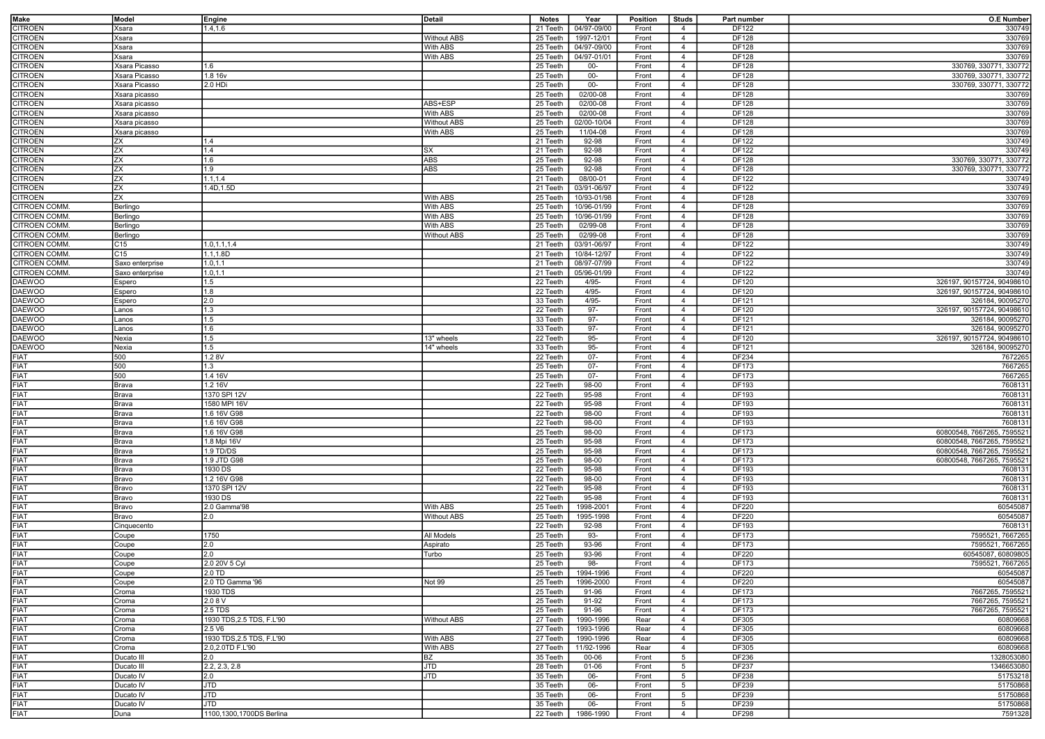| Make | Model | Engine | Detail | Notes | Year | Position | Studs | Part number | O.E Number |
|---|---|---|---|---|---|---|---|---|---|
| CITROEN | Xsara | 1.4,1.6 | | 21 Teeth | 04/97-09/00 | Front | 4 | DF122 | 330749 |
| CITROEN | Xsara | | Without ABS | 25 Teeth | 1997-12/01 | Front | 4 | DF128 | 330769 |
| CITROEN | Xsara | | With ABS | 25 Teeth | 04/97-09/00 | Front | 4 | DF128 | 330769 |
| CITROEN | Xsara | | With ABS | 25 Teeth | 04/97-01/01 | Front | 4 | DF128 | 330769 |
| CITROEN | Xsara Picasso | 1.6 | | 25 Teeth | 00- | Front | 4 | DF128 | 330769, 330771, 330772 |
| CITROEN | Xsara Picasso | 1.8 16v | | 25 Teeth | 00- | Front | 4 | DF128 | 330769, 330771, 330772 |
| CITROEN | Xsara Picasso | 2.0 HDi | | 25 Teeth | 00- | Front | 4 | DF128 | 330769, 330771, 330772 |
| CITROEN | Xsara picasso | | | 25 Teeth | 02/00-08 | Front | 4 | DF128 | 330769 |
| CITROEN | Xsara picasso | | ABS+ESP | 25 Teeth | 02/00-08 | Front | 4 | DF128 | 330769 |
| CITROEN | Xsara picasso | | With ABS | 25 Teeth | 02/00-08 | Front | 4 | DF128 | 330769 |
| CITROEN | Xsara picasso | | Without ABS | 25 Teeth | 02/00-10/04 | Front | 4 | DF128 | 330769 |
| CITROEN | Xsara picasso | | With ABS | 25 Teeth | 11/04-08 | Front | 4 | DF128 | 330769 |
| CITROEN | ZX | 1.4 | | 21 Teeth | 92-98 | Front | 4 | DF122 | 330749 |
| CITROEN | ZX | 1.4 | SX | 21 Teeth | 92-98 | Front | 4 | DF122 | 330749 |
| CITROEN | ZX | 1.6 | ABS | 25 Teeth | 92-98 | Front | 4 | DF128 | 330769, 330771, 330772 |
| CITROEN | ZX | 1.9 | ABS | 25 Teeth | 92-98 | Front | 4 | DF128 | 330769, 330771, 330772 |
| CITROEN | ZX | 1.1,1.4 | | 21 Teeth | 08/00-01 | Front | 4 | DF122 | 330749 |
| CITROEN | ZX | 1.4D,1.5D | | 21 Teeth | 03/91-06/97 | Front | 4 | DF122 | 330749 |
| CITROEN | ZX | | With ABS | 25 Teeth | 10/93-01/98 | Front | 4 | DF128 | 330769 |
| CITROEN COMM. | Berlingo | | With ABS | 25 Teeth | 10/96-01/99 | Front | 4 | DF128 | 330769 |
| CITROEN COMM. | Berlingo | | With ABS | 25 Teeth | 10/96-01/99 | Front | 4 | DF128 | 330769 |
| CITROEN COMM. | Berlingo | | With ABS | 25 Teeth | 02/99-08 | Front | 4 | DF128 | 330769 |
| CITROEN COMM. | Berlingo | | Without ABS | 25 Teeth | 02/99-08 | Front | 4 | DF128 | 330769 |
| CITROEN COMM. | C15 | 1.0,1.1,1.4 | | 21 Teeth | 03/91-06/97 | Front | 4 | DF122 | 330749 |
| CITROEN COMM. | C15 | 1.1,1.8D | | 21 Teeth | 10/84-12/97 | Front | 4 | DF122 | 330749 |
| CITROEN COMM. | Saxo enterprise | 1.0,1.1 | | 21 Teeth | 08/97-07/99 | Front | 4 | DF122 | 330749 |
| CITROEN COMM. | Saxo enterprise | 1.0,1.1 | | 21 Teeth | 05/96-01/99 | Front | 4 | DF122 | 330749 |
| DAEWOO | Espero | 1.5 | | 22 Teeth | 4/95- | Front | 4 | DF120 | 326197, 90157724, 90498610 |
| DAEWOO | Espero | 1.8 | | 22 Teeth | 4/95- | Front | 4 | DF120 | 326197, 90157724, 90498610 |
| DAEWOO | Espero | 2.0 | | 33 Teeth | 4/95- | Front | 4 | DF121 | 326184, 90095270 |
| DAEWOO | Lanos | 1.3 | | 22 Teeth | 97- | Front | 4 | DF120 | 326197, 90157724, 90498610 |
| DAEWOO | Lanos | 1.5 | | 33 Teeth | 97- | Front | 4 | DF121 | 326184, 90095270 |
| DAEWOO | Lanos | 1.6 | | 33 Teeth | 97- | Front | 4 | DF121 | 326184, 90095270 |
| DAEWOO | Nexia | 1.5 | 13" wheels | 22 Teeth | 95- | Front | 4 | DF120 | 326197, 90157724, 90498610 |
| DAEWOO | Nexia | 1.5 | 14" wheels | 33 Teeth | 95- | Front | 4 | DF121 | 326184, 90095270 |
| FIAT | 500 | 1.2 8V | | 22 Teeth | 07- | Front | 4 | DF234 | 7672265 |
| FIAT | 500 | 1.3 | | 25 Teeth | 07- | Front | 4 | DF173 | 7667265 |
| FIAT | 500 | 1.4 16V | | 25 Teeth | 07- | Front | 4 | DF173 | 7667265 |
| FIAT | Brava | 1.2 16V | | 22 Teeth | 98-00 | Front | 4 | DF193 | 7608131 |
| FIAT | Brava | 1370 SPI 12V | | 22 Teeth | 95-98 | Front | 4 | DF193 | 7608131 |
| FIAT | Brava | 1580 MPI 16V | | 22 Teeth | 95-98 | Front | 4 | DF193 | 7608131 |
| FIAT | Brava | 1.6 16V G98 | | 22 Teeth | 98-00 | Front | 4 | DF193 | 7608131 |
| FIAT | Brava | 1.6 16V G98 | | 22 Teeth | 98-00 | Front | 4 | DF193 | 7608131 |
| FIAT | Brava | 1.6 16V G98 | | 25 Teeth | 98-00 | Front | 4 | DF173 | 60800548, 7667265, 7595521 |
| FIAT | Brava | 1.8 Mpi 16V | | 25 Teeth | 95-98 | Front | 4 | DF173 | 60800548, 7667265, 7595521 |
| FIAT | Brava | 1.9 TD/DS | | 25 Teeth | 95-98 | Front | 4 | DF173 | 60800548, 7667265, 7595521 |
| FIAT | Brava | 1.9 JTD G98 | | 25 Teeth | 98-00 | Front | 4 | DF173 | 60800548, 7667265, 7595521 |
| FIAT | Brava | 1930 DS | | 22 Teeth | 95-98 | Front | 4 | DF193 | 7608131 |
| FIAT | Bravo | 1.2 16V G98 | | 22 Teeth | 98-00 | Front | 4 | DF193 | 7608131 |
| FIAT | Bravo | 1370 SPI 12V | | 22 Teeth | 95-98 | Front | 4 | DF193 | 7608131 |
| FIAT | Bravo | 1930 DS | | 22 Teeth | 95-98 | Front | 4 | DF193 | 7608131 |
| FIAT | Bravo | 2.0 Gamma'98 | With ABS | 25 Teeth | 1998-2001 | Front | 4 | DF220 | 60545087 |
| FIAT | Bravo | 2.0 | Without ABS | 25 Teeth | 1995-1998 | Front | 4 | DF220 | 60545087 |
| FIAT | Cinquecento | | | 22 Teeth | 92-98 | Front | 4 | DF193 | 7608131 |
| FIAT | Coupe | 1750 | All Models | 25 Teeth | 93- | Front | 4 | DF173 | 7595521, 7667265 |
| FIAT | Coupe | 2.0 | Aspirato | 25 Teeth | 93-96 | Front | 4 | DF173 | 7595521, 7667265 |
| FIAT | Coupe | 2.0 | Turbo | 25 Teeth | 93-96 | Front | 4 | DF220 | 60545087, 60809805 |
| FIAT | Coupe | 2.0 20V 5 Cyl | | 25 Teeth | 98- | Front | 4 | DF173 | 7595521, 7667265 |
| FIAT | Coupe | 2.0 TD | | 25 Teeth | 1994-1996 | Front | 4 | DF220 | 60545087 |
| FIAT | Coupe | 2.0 TD Gamma '96 | Not 99 | 25 Teeth | 1996-2000 | Front | 4 | DF220 | 60545087 |
| FIAT | Croma | 1930 TDS | | 25 Teeth | 91-96 | Front | 4 | DF173 | 7667265, 7595521 |
| FIAT | Croma | 2.0 8 V | | 25 Teeth | 91-92 | Front | 4 | DF173 | 7667265, 7595521 |
| FIAT | Croma | 2.5 TDS | | 25 Teeth | 91-96 | Front | 4 | DF173 | 7667265, 7595521 |
| FIAT | Croma | 1930 TDS,2.5 TDS, F.L'90 | Without ABS | 27 Teeth | 1990-1996 | Rear | 4 | DF305 | 60809668 |
| FIAT | Croma | 2.5 V6 | | 27 Teeth | 1993-1996 | Rear | 4 | DF305 | 60809668 |
| FIAT | Croma | 1930 TDS,2.5 TDS, F.L'90 | With ABS | 27 Teeth | 1990-1996 | Rear | 4 | DF305 | 60809668 |
| FIAT | Croma | 2.0,2.0TD F.L'90 | With ABS | 27 Teeth | 11/92-1996 | Rear | 4 | DF305 | 60809668 |
| FIAT | Ducato III | 2.0 | BZ | 35 Teeth | 00-06 | Front | 5 | DF236 | 1328053080 |
| FIAT | Ducato III | 2.2, 2.3, 2.8 | JTD | 28 Teeth | 01-06 | Front | 5 | DF237 | 1346653080 |
| FIAT | Ducato IV | 2.0 | JTD | 35 Teeth | 06- | Front | 5 | DF238 | 51753218 |
| FIAT | Ducato IV | JTD | | 35 Teeth | 06- | Front | 5 | DF239 | 51750868 |
| FIAT | Ducato IV | JTD | | 35 Teeth | 06- | Front | 5 | DF239 | 51750868 |
| FIAT | Ducato IV | JTD | | 35 Teeth | 06- | Front | 5 | DF239 | 51750868 |
| FIAT | Duna | 1100,1300,1700DS Berlina | | 22 Teeth | 1986-1990 | Front | 4 | DF298 | 7591328 |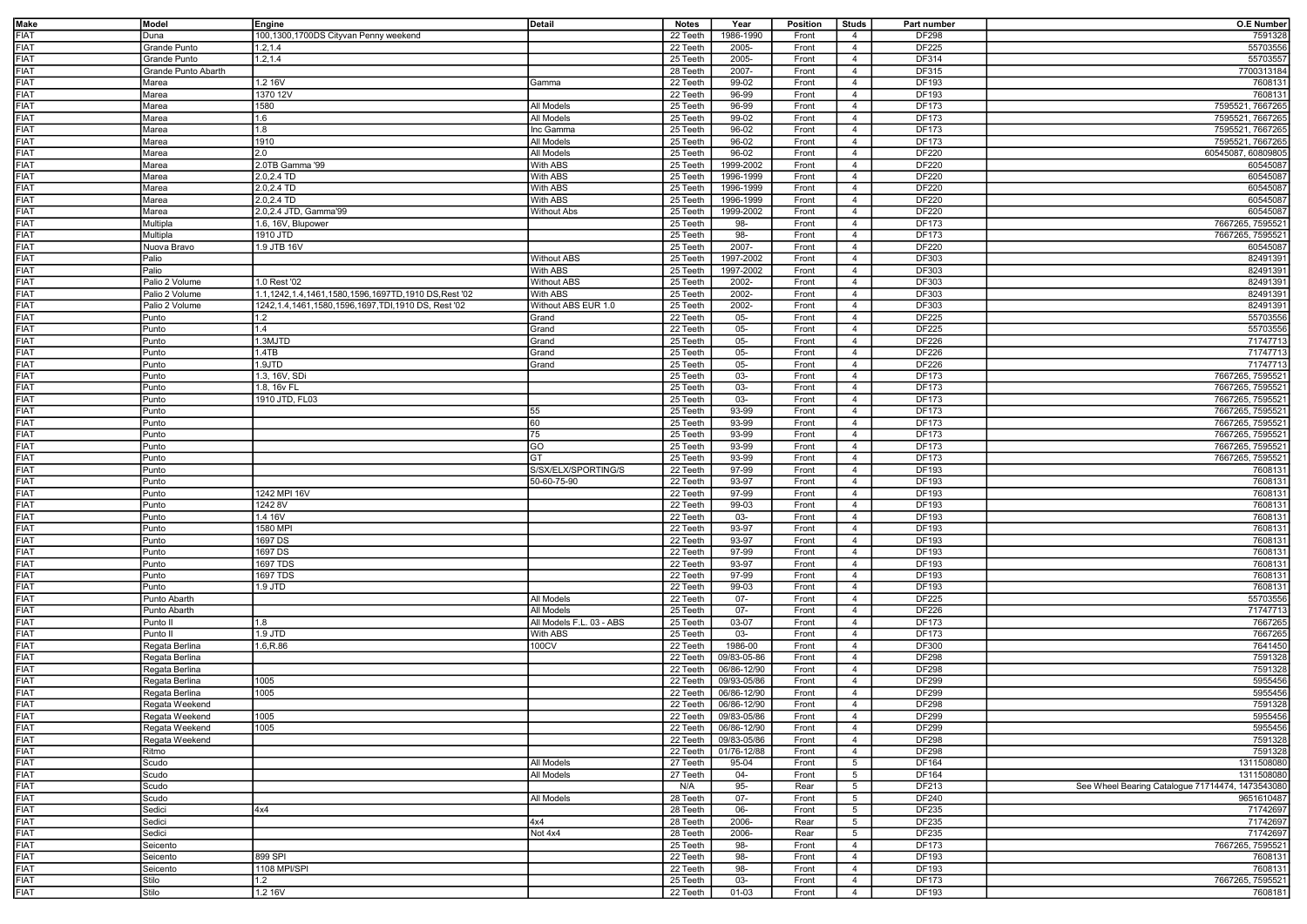| Make | Model | Engine | Detail | Notes | Year | Position | Studs | Part number | O.E Number |
|---|---|---|---|---|---|---|---|---|---|
| FIAT | Duna | 100,1300,1700DS Cityvan Penny weekend | | 22 Teeth | 1986-1990 | Front | 4 | DF298 | 7591328 |
| FIAT | Grande Punto | 1.2,1.4 | | 22 Teeth | 2005- | Front | 4 | DF225 | 55703556 |
| FIAT | Grande Punto | 1.2,1.4 | | 25 Teeth | 2005- | Front | 4 | DF314 | 55703557 |
| FIAT | Grande Punto Abarth | | | 28 Teeth | 2007- | Front | 4 | DF315 | 7700313184 |
| FIAT | Marea | 1.2 16V | Gamma | 22 Teeth | 99-02 | Front | 4 | DF193 | 7608131 |
| FIAT | Marea | 1370 12V | | 22 Teeth | 96-99 | Front | 4 | DF193 | 7608131 |
| FIAT | Marea | 1580 | All Models | 25 Teeth | 96-99 | Front | 4 | DF173 | 7595521, 7667265 |
| FIAT | Marea | 1.6 | All Models | 25 Teeth | 99-02 | Front | 4 | DF173 | 7595521, 7667265 |
| FIAT | Marea | 1.8 | Inc Gamma | 25 Teeth | 96-02 | Front | 4 | DF173 | 7595521, 7667265 |
| FIAT | Marea | 1910 | All Models | 25 Teeth | 96-02 | Front | 4 | DF173 | 7595521, 7667265 |
| FIAT | Marea | 2.0 | All Models | 25 Teeth | 96-02 | Front | 4 | DF220 | 60545087, 60809805 |
| FIAT | Marea | 2.0TB Gamma '99 | With ABS | 25 Teeth | 1999-2002 | Front | 4 | DF220 | 60545087 |
| FIAT | Marea | 2.0,2.4 TD | With ABS | 25 Teeth | 1996-1999 | Front | 4 | DF220 | 60545087 |
| FIAT | Marea | 2.0,2.4 TD | With ABS | 25 Teeth | 1996-1999 | Front | 4 | DF220 | 60545087 |
| FIAT | Marea | 2.0,2.4 TD | With ABS | 25 Teeth | 1996-1999 | Front | 4 | DF220 | 60545087 |
| FIAT | Marea | 2.0,2.4 JTD, Gamma'99 | Without Abs | 25 Teeth | 1999-2002 | Front | 4 | DF220 | 60545087 |
| FIAT | Multipla | 1.6, 16V, Blupower | | 25 Teeth | 98- | Front | 4 | DF173 | 7667265, 7595521 |
| FIAT | Multipla | 1910 JTD | | 25 Teeth | 98- | Front | 4 | DF173 | 7667265, 7595521 |
| FIAT | Nuova Bravo | 1.9 JTB 16V | | 25 Teeth | 2007- | Front | 4 | DF220 | 60545087 |
| FIAT | Palio | | Without ABS | 25 Teeth | 1997-2002 | Front | 4 | DF303 | 82491391 |
| FIAT | Palio | | With ABS | 25 Teeth | 1997-2002 | Front | 4 | DF303 | 82491391 |
| FIAT | Palio 2 Volume | 1.0 Rest '02 | Without ABS | 25 Teeth | 2002- | Front | 4 | DF303 | 82491391 |
| FIAT | Palio 2 Volume | 1.1,1242,1.4,1461,1580,1596,1697TD,1910 DS,Rest '02 | With ABS | 25 Teeth | 2002- | Front | 4 | DF303 | 82491391 |
| FIAT | Palio 2 Volume | 1242,1.4,1461,1580,1596,1697,TDI,1910 DS, Rest '02 | Without ABS EUR 1.0 | 25 Teeth | 2002- | Front | 4 | DF303 | 82491391 |
| FIAT | Punto | 1.2 | Grand | 22 Teeth | 05- | Front | 4 | DF225 | 55703556 |
| FIAT | Punto | 1.4 | Grand | 22 Teeth | 05- | Front | 4 | DF225 | 55703556 |
| FIAT | Punto | 1.3MJTD | Grand | 25 Teeth | 05- | Front | 4 | DF226 | 71747713 |
| FIAT | Punto | 1.4TB | Grand | 25 Teeth | 05- | Front | 4 | DF226 | 71747713 |
| FIAT | Punto | 1.9JTD | Grand | 25 Teeth | 05- | Front | 4 | DF226 | 71747713 |
| FIAT | Punto | 1.3, 16V, SDi | | 25 Teeth | 03- | Front | 4 | DF173 | 7667265, 7595521 |
| FIAT | Punto | 1.8, 16v FL | | 25 Teeth | 03- | Front | 4 | DF173 | 7667265, 7595521 |
| FIAT | Punto | 1910 JTD, FL03 | | 25 Teeth | 03- | Front | 4 | DF173 | 7667265, 7595521 |
| FIAT | Punto | | 55 | 25 Teeth | 93-99 | Front | 4 | DF173 | 7667265, 7595521 |
| FIAT | Punto | | 60 | 25 Teeth | 93-99 | Front | 4 | DF173 | 7667265, 7595521 |
| FIAT | Punto | | 75 | 25 Teeth | 93-99 | Front | 4 | DF173 | 7667265, 7595521 |
| FIAT | Punto | | GO | 25 Teeth | 93-99 | Front | 4 | DF173 | 7667265, 7595521 |
| FIAT | Punto | | GT | 25 Teeth | 93-99 | Front | 4 | DF173 | 7667265, 7595521 |
| FIAT | Punto | | S/SX/ELX/SPORTING/S | 22 Teeth | 97-99 | Front | 4 | DF193 | 7608131 |
| FIAT | Punto | | 50-60-75-90 | 22 Teeth | 93-97 | Front | 4 | DF193 | 7608131 |
| FIAT | Punto | 1242 MPI 16V | | 22 Teeth | 97-99 | Front | 4 | DF193 | 7608131 |
| FIAT | Punto | 1242 8V | | 22 Teeth | 99-03 | Front | 4 | DF193 | 7608131 |
| FIAT | Punto | 1.4 16V | | 22 Teeth | 03- | Front | 4 | DF193 | 7608131 |
| FIAT | Punto | 1580 MPI | | 22 Teeth | 93-97 | Front | 4 | DF193 | 7608131 |
| FIAT | Punto | 1697 DS | | 22 Teeth | 93-97 | Front | 4 | DF193 | 7608131 |
| FIAT | Punto | 1697 DS | | 22 Teeth | 97-99 | Front | 4 | DF193 | 7608131 |
| FIAT | Punto | 1697 TDS | | 22 Teeth | 93-97 | Front | 4 | DF193 | 7608131 |
| FIAT | Punto | 1697 TDS | | 22 Teeth | 97-99 | Front | 4 | DF193 | 7608131 |
| FIAT | Punto | 1.9 JTD | | 22 Teeth | 99-03 | Front | 4 | DF193 | 7608131 |
| FIAT | Punto Abarth | | All Models | 22 Teeth | 07- | Front | 4 | DF225 | 55703556 |
| FIAT | Punto Abarth | | All Models | 25 Teeth | 07- | Front | 4 | DF226 | 71747713 |
| FIAT | Punto II | 1.8 | All Models F.L. 03 - ABS | 25 Teeth | 03-07 | Front | 4 | DF173 | 7667265 |
| FIAT | Punto II | 1.9 JTD | With ABS | 25 Teeth | 03- | Front | 4 | DF173 | 7667265 |
| FIAT | Regata Berlina | 1.6,R.86 | 100CV | 22 Teeth | 1986-00 | Front | 4 | DF300 | 7641450 |
| FIAT | Regata Berlina | | | 22 Teeth | 09/83-05-86 | Front | 4 | DF298 | 7591328 |
| FIAT | Regata Berlina | | | 22 Teeth | 06/86-12/90 | Front | 4 | DF298 | 7591328 |
| FIAT | Regata Berlina | 1005 | | 22 Teeth | 09/93-05/86 | Front | 4 | DF299 | 5955456 |
| FIAT | Regata Berlina | 1005 | | 22 Teeth | 06/86-12/90 | Front | 4 | DF299 | 5955456 |
| FIAT | Regata Weekend | | | 22 Teeth | 06/86-12/90 | Front | 4 | DF298 | 7591328 |
| FIAT | Regata Weekend | 1005 | | 22 Teeth | 09/83-05/86 | Front | 4 | DF299 | 5955456 |
| FIAT | Regata Weekend | 1005 | | 22 Teeth | 06/86-12/90 | Front | 4 | DF299 | 5955456 |
| FIAT | Regata Weekend | | | 22 Teeth | 09/83-05/86 | Front | 4 | DF298 | 7591328 |
| FIAT | Ritmo | | | 22 Teeth | 01/76-12/88 | Front | 4 | DF298 | 7591328 |
| FIAT | Scudo | | All Models | 27 Teeth | 95-04 | Front | 5 | DF164 | 1311508080 |
| FIAT | Scudo | | All Models | 27 Teeth | 04- | Front | 5 | DF164 | 1311508080 |
| FIAT | Scudo | | | N/A | 95- | Rear | 5 | DF213 | See Wheel Bearing Catalogue 71714474, 1473543080 |
| FIAT | Scudo | | All Models | 28 Teeth | 07- | Front | 5 | DF240 | 9651610487 |
| FIAT | Sedici | 4x4 | | 28 Teeth | 06- | Front | 5 | DF235 | 71742697 |
| FIAT | Sedici | | 4x4 | 28 Teeth | 2006- | Rear | 5 | DF235 | 71742697 |
| FIAT | Sedici | | Not 4x4 | 28 Teeth | 2006- | Rear | 5 | DF235 | 71742697 |
| FIAT | Seicento | | | 25 Teeth | 98- | Front | 4 | DF173 | 7667265, 7595521 |
| FIAT | Seicento | 899 SPI | | 22 Teeth | 98- | Front | 4 | DF193 | 7608131 |
| FIAT | Seicento | 1108 MPI/SPI | | 22 Teeth | 98- | Front | 4 | DF193 | 7608131 |
| FIAT | Stilo | 1.2 | | 25 Teeth | 03- | Front | 4 | DF173 | 7667265, 7595521 |
| FIAT | Stilo | 1.2 16V | | 22 Teeth | 01-03 | Front | 4 | DF193 | 7608181 |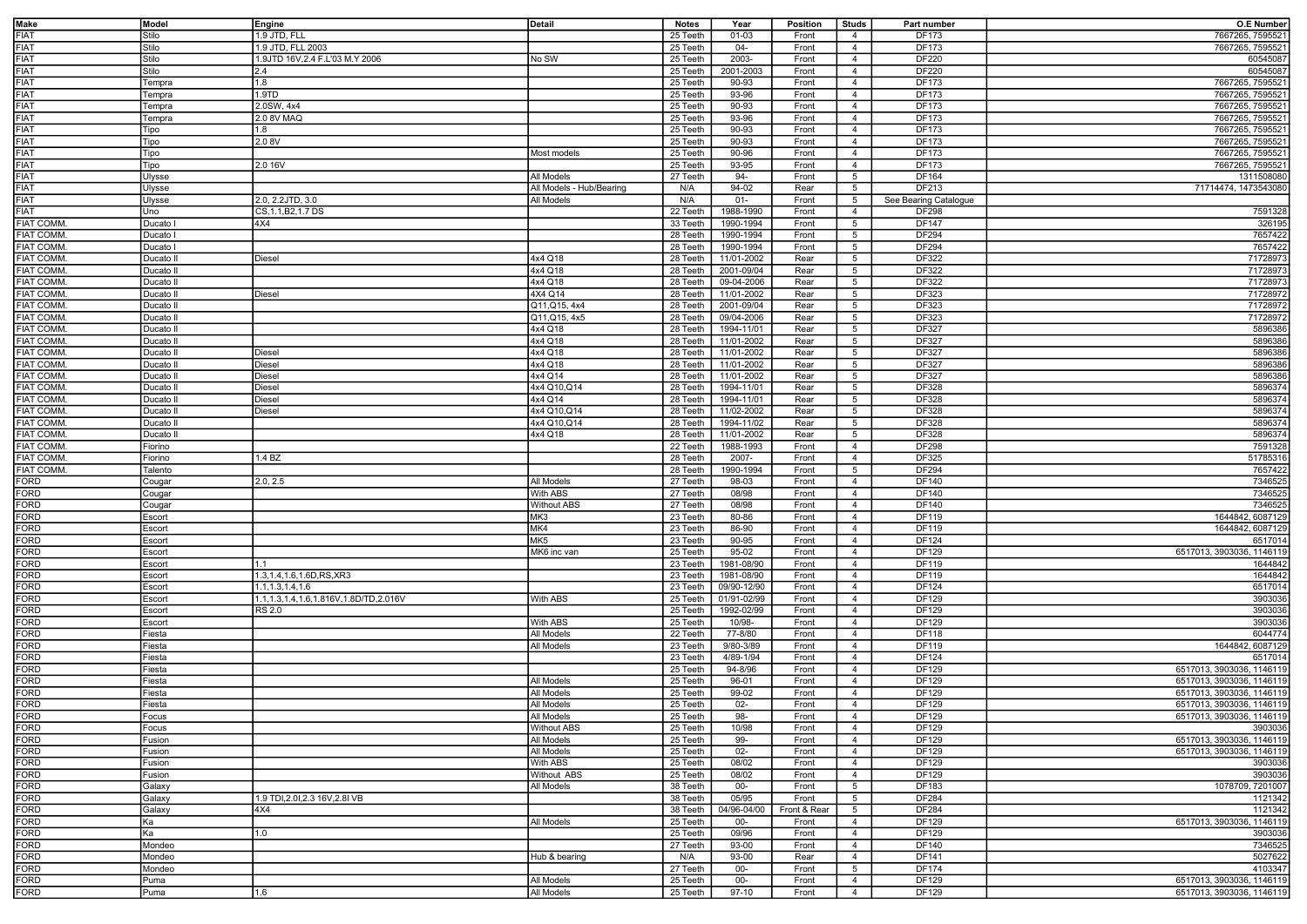| Make | Model | Engine | Detail | Notes | Year | Position | Studs | Part number | O.E Number |
|---|---|---|---|---|---|---|---|---|---|
| FIAT | Stilo | 1.9 JTD, FLL | | 25 Teeth | 01-03 | Front | 4 | DF173 | 7667265, 7595521 |
| FIAT | Stilo | 1.9 JTD, FLL 2003 | | 25 Teeth | 04- | Front | 4 | DF173 | 7667265, 7595521 |
| FIAT | Stilo | 1.9JTD 16V,2.4 F.L'03 M.Y 2006 | No SW | 25 Teeth | 2003- | Front | 4 | DF220 | 60545087 |
| FIAT | Stilo | 2.4 | | 25 Teeth | 2001-2003 | Front | 4 | DF220 | 60545087 |
| FIAT | Tempra | 1.8 | | 25 Teeth | 90-93 | Front | 4 | DF173 | 7667265, 7595521 |
| FIAT | Tempra | 1.9TD | | 25 Teeth | 93-96 | Front | 4 | DF173 | 7667265, 7595521 |
| FIAT | Tempra | 2.0SW, 4x4 | | 25 Teeth | 90-93 | Front | 4 | DF173 | 7667265, 7595521 |
| FIAT | Tempra | 2.0 8V MAQ | | 25 Teeth | 93-96 | Front | 4 | DF173 | 7667265, 7595521 |
| FIAT | Tipo | 1.8 | | 25 Teeth | 90-93 | Front | 4 | DF173 | 7667265, 7595521 |
| FIAT | Tipo | 2.0 8V | | 25 Teeth | 90-93 | Front | 4 | DF173 | 7667265, 7595521 |
| FIAT | Tipo | | Most models | 25 Teeth | 90-96 | Front | 4 | DF173 | 7667265, 7595521 |
| FIAT | Tipo | 2.0 16V | | 25 Teeth | 93-95 | Front | 4 | DF173 | 7667265, 7595521 |
| FIAT | Ulysse | | All Models | 27 Teeth | 94- | Front | 5 | DF164 | 1311508080 |
| FIAT | Ulysse | | All Models - Hub/Bearing | N/A | 94-02 | Rear | 5 | DF213 | 71714474, 1473543080 |
| FIAT | Ulysse | 2.0, 2.2JTD, 3.0 | All Models | N/A | 01- | Front | 5 | See Bearing Catalogue | |
| FIAT | Uno | CS,1.1,B2,1.7 DS | | 22 Teeth | 1988-1990 | Front | 4 | DF298 | 7591328 |
| FIAT COMM. | Ducato I | 4X4 | | 33 Teeth | 1990-1994 | Front | 5 | DF147 | 326195 |
| FIAT COMM. | Ducato I | | | 28 Teeth | 1990-1994 | Front | 5 | DF294 | 7657422 |
| FIAT COMM. | Ducato I | | | 28 Teeth | 1990-1994 | Front | 5 | DF294 | 7657422 |
| FIAT COMM. | Ducato II | Diesel | 4x4 Q18 | 28 Teeth | 11/01-2002 | Rear | 5 | DF322 | 71728973 |
| FIAT COMM. | Ducato II | | 4x4 Q18 | 28 Teeth | 2001-09/04 | Rear | 5 | DF322 | 71728973 |
| FIAT COMM. | Ducato II | | 4x4 Q18 | 28 Teeth | 09-04-2006 | Rear | 5 | DF322 | 71728973 |
| FIAT COMM. | Ducato II | Diesel | 4X4 Q14 | 28 Teeth | 11/01-2002 | Rear | 5 | DF323 | 71728972 |
| FIAT COMM. | Ducato II | | Q11,Q15, 4x4 | 28 Teeth | 2001-09/04 | Rear | 5 | DF323 | 71728972 |
| FIAT COMM. | Ducato II | | Q11,Q15, 4x5 | 28 Teeth | 09/04-2006 | Rear | 5 | DF323 | 71728972 |
| FIAT COMM. | Ducato II | | 4x4 Q18 | 28 Teeth | 1994-11/01 | Rear | 5 | DF327 | 5896386 |
| FIAT COMM. | Ducato II | | 4x4 Q18 | 28 Teeth | 11/01-2002 | Rear | 5 | DF327 | 5896386 |
| FIAT COMM. | Ducato II | Diesel | 4x4 Q18 | 28 Teeth | 11/01-2002 | Rear | 5 | DF327 | 5896386 |
| FIAT COMM. | Ducato II | Diesel | 4x4 Q18 | 28 Teeth | 11/01-2002 | Rear | 5 | DF327 | 5896386 |
| FIAT COMM. | Ducato II | Diesel | 4x4 Q14 | 28 Teeth | 11/01-2002 | Rear | 5 | DF327 | 5896386 |
| FIAT COMM. | Ducato II | Diesel | 4x4 Q10,Q14 | 28 Teeth | 1994-11/01 | Rear | 5 | DF328 | 5896374 |
| FIAT COMM. | Ducato II | Diesel | 4x4 Q14 | 28 Teeth | 1994-11/01 | Rear | 5 | DF328 | 5896374 |
| FIAT COMM. | Ducato II | Diesel | 4x4 Q10,Q14 | 28 Teeth | 11/02-2002 | Rear | 5 | DF328 | 5896374 |
| FIAT COMM. | Ducato II | | 4x4 Q10,Q14 | 28 Teeth | 1994-11/02 | Rear | 5 | DF328 | 5896374 |
| FIAT COMM. | Ducato II | | 4x4 Q18 | 28 Teeth | 11/01-2002 | Rear | 5 | DF328 | 5896374 |
| FIAT COMM. | Fiorino | | | 22 Teeth | 1988-1993 | Front | 4 | DF298 | 7591328 |
| FIAT COMM. | Fiorino | 1.4 BZ | | 28 Teeth | 2007- | Front | 4 | DF325 | 51785316 |
| FIAT COMM. | Talento | | | 28 Teeth | 1990-1994 | Front | 5 | DF294 | 7657422 |
| FORD | Cougar | 2.0, 2.5 | All Models | 27 Teeth | 98-03 | Front | 4 | DF140 | 7346525 |
| FORD | Cougar | | With ABS | 27 Teeth | 08/98 | Front | 4 | DF140 | 7346525 |
| FORD | Cougar | | Without ABS | 27 Teeth | 08/98 | Front | 4 | DF140 | 7346525 |
| FORD | Escort | | MK3 | 23 Teeth | 80-86 | Front | 4 | DF119 | 1644842, 6087129 |
| FORD | Escort | | MK4 | 23 Teeth | 86-90 | Front | 4 | DF119 | 1644842, 6087129 |
| FORD | Escort | | MK5 | 23 Teeth | 90-95 | Front | 4 | DF124 | 6517014 |
| FORD | Escort | | MK6 inc van | 25 Teeth | 95-02 | Front | 4 | DF129 | 6517013, 3903036, 1146119 |
| FORD | Escort | 1.1 | | 23 Teeth | 1981-08/90 | Front | 4 | DF119 | 1644842 |
| FORD | Escort | 1.3,1.4,1.6,1.6D,RS,XR3 | | 23 Teeth | 1981-08/90 | Front | 4 | DF119 | 1644842 |
| FORD | Escort | 1.1,1.3,1.4,1.6 | | 23 Teeth | 09/90-12/90 | Front | 4 | DF124 | 6517014 |
| FORD | Escort | 1.1,1.3,1.4,1.6,1.816V,1.8D/TD,2.016V | With ABS | 25 Teeth | 01/91-02/99 | Front | 4 | DF129 | 3903036 |
| FORD | Escort | RS 2.0 | | 25 Teeth | 1992-02/99 | Front | 4 | DF129 | 3903036 |
| FORD | Escort | | With ABS | 25 Teeth | 10/98- | Front | 4 | DF129 | 3903036 |
| FORD | Fiesta | | All Models | 22 Teeth | 77-8/80 | Front | 4 | DF118 | 6044774 |
| FORD | Fiesta | | All Models | 23 Teeth | 9/80-3/89 | Front | 4 | DF119 | 1644842, 6087129 |
| FORD | Fiesta | | | 23 Teeth | 4/89-1/94 | Front | 4 | DF124 | 6517014 |
| FORD | Fiesta | | | 25 Teeth | 94-8/96 | Front | 4 | DF129 | 6517013, 3903036, 1146119 |
| FORD | Fiesta | | All Models | 25 Teeth | 96-01 | Front | 4 | DF129 | 6517013, 3903036, 1146119 |
| FORD | Fiesta | | All Models | 25 Teeth | 99-02 | Front | 4 | DF129 | 6517013, 3903036, 1146119 |
| FORD | Fiesta | | All Models | 25 Teeth | 02- | Front | 4 | DF129 | 6517013, 3903036, 1146119 |
| FORD | Focus | | All Models | 25 Teeth | 98- | Front | 4 | DF129 | 6517013, 3903036, 1146119 |
| FORD | Focus | | Without ABS | 25 Teeth | 10/98 | Front | 4 | DF129 | 3903036 |
| FORD | Fusion | | All Models | 25 Teeth | 99- | Front | 4 | DF129 | 6517013, 3903036, 1146119 |
| FORD | Fusion | | All Models | 25 Teeth | 02- | Front | 4 | DF129 | 6517013, 3903036, 1146119 |
| FORD | Fusion | | With ABS | 25 Teeth | 08/02 | Front | 4 | DF129 | 3903036 |
| FORD | Fusion | | Without ABS | 25 Teeth | 08/02 | Front | 4 | DF129 | 3903036 |
| FORD | Galaxy | | All Models | 38 Teeth | 00- | Front | 5 | DF183 | 1078709, 7201007 |
| FORD | Galaxy | 1.9 TDI,2.0I,2.3 16V,2.8I VB | | 38 Teeth | 05/95 | Front | 5 | DF284 | 1121342 |
| FORD | Galaxy | 4X4 | | 38 Teeth | 04/96-04/00 | Front & Rear | 5 | DF284 | 1121342 |
| FORD | Ka | | All Models | 25 Teeth | 00- | Front | 4 | DF129 | 6517013, 3903036, 1146119 |
| FORD | Ka | 1.0 | | 25 Teeth | 09/96 | Front | 4 | DF129 | 3903036 |
| FORD | Mondeo | | | 27 Teeth | 93-00 | Front | 4 | DF140 | 7346525 |
| FORD | Mondeo | | Hub & bearing | N/A | 93-00 | Rear | 4 | DF141 | 5027622 |
| FORD | Mondeo | | | 27 Teeth | 00- | Front | 5 | DF174 | 4103347 |
| FORD | Puma | | All Models | 25 Teeth | 00- | Front | 4 | DF129 | 6517013, 3903036, 1146119 |
| FORD | Puma | 1.6 | All Models | 25 Teeth | 97-10 | Front | 4 | DF129 | 6517013, 3903036, 1146119 |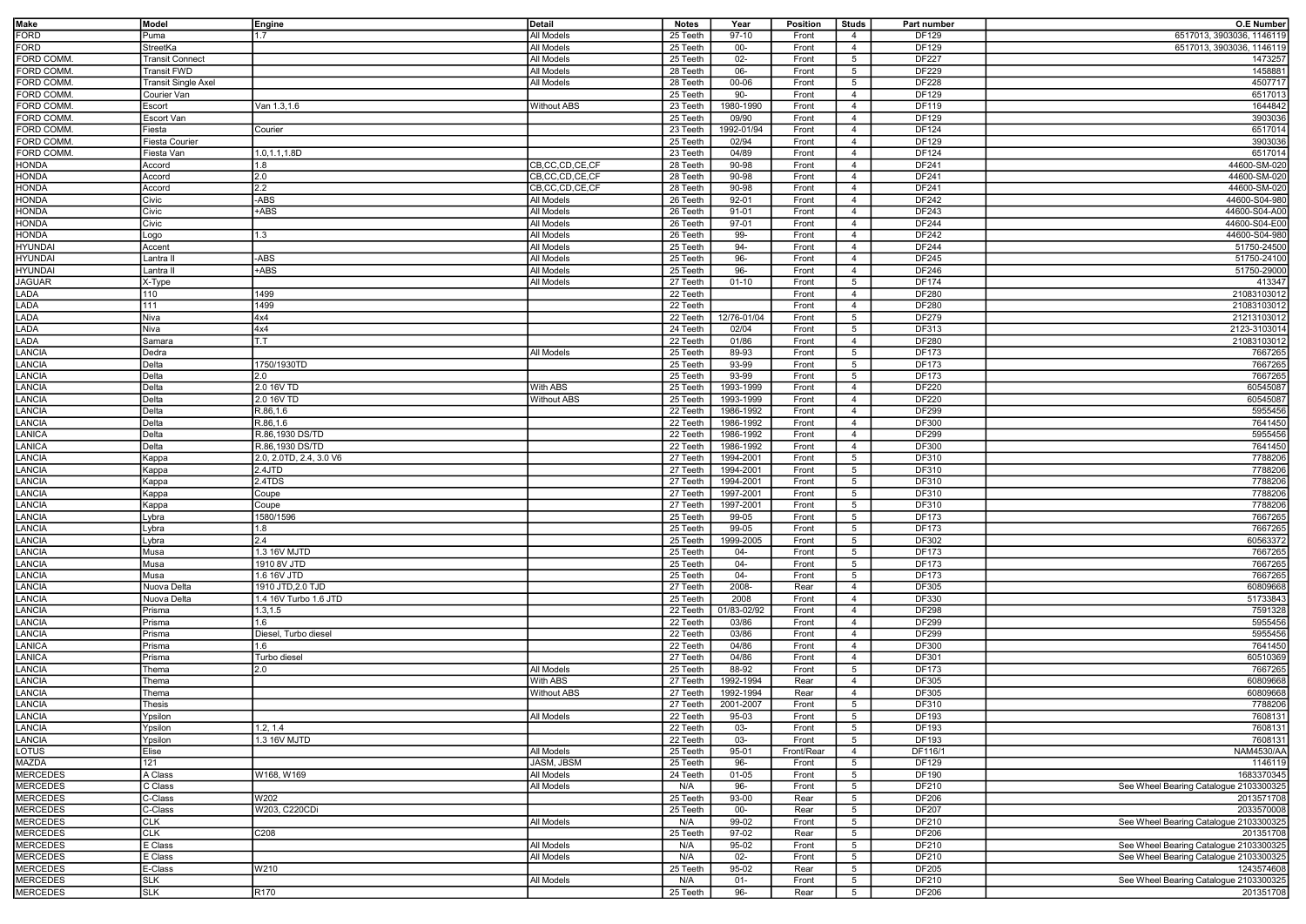| Make | Model | Engine | Detail | Notes | Year | Position | Studs | Part number | O.E Number |
|---|---|---|---|---|---|---|---|---|---|
| FORD | Puma | 1.7 | All Models | 25 Teeth | 97-10 | Front | 4 | DF129 | 6517013, 3903036, 1146119 |
| FORD | StreetKa | | All Models | 25 Teeth | 00- | Front | 4 | DF129 | 6517013, 3903036, 1146119 |
| FORD COMM. | Transit Connect | | All Models | 25 Teeth | 02- | Front | 5 | DF227 | 1473257 |
| FORD COMM. | Transit FWD | | All Models | 28 Teeth | 06- | Front | 5 | DF229 | 1458881 |
| FORD COMM. | Transit Single Axel | | All Models | 28 Teeth | 00-06 | Front | 5 | DF228 | 4507717 |
| FORD COMM. | Courier Van | | | 25 Teeth | 90- | Front | 4 | DF129 | 6517013 |
| FORD COMM. | Escort | Van 1.3,1.6 | Without ABS | 23 Teeth | 1980-1990 | Front | 4 | DF119 | 1644842 |
| FORD COMM. | Escort Van | | | 25 Teeth | 09/90 | Front | 4 | DF129 | 3903036 |
| FORD COMM. | Fiesta | Courier | | 23 Teeth | 1992-01/94 | Front | 4 | DF124 | 6517014 |
| FORD COMM. | Fiesta Courier | | | 25 Teeth | 02/94 | Front | 4 | DF129 | 3903036 |
| FORD COMM. | Fiesta Van | 1.0,1.1,1.8D | | 23 Teeth | 04/89 | Front | 4 | DF124 | 6517014 |
| HONDA | Accord | 1.8 | CB,CC,CD,CE,CF | 28 Teeth | 90-98 | Front | 4 | DF241 | 44600-SM-020 |
| HONDA | Accord | 2.0 | CB,CC,CD,CE,CF | 28 Teeth | 90-98 | Front | 4 | DF241 | 44600-SM-020 |
| HONDA | Accord | 2.2 | CB,CC,CD,CE,CF | 28 Teeth | 90-98 | Front | 4 | DF241 | 44600-SM-020 |
| HONDA | Civic | -ABS | All Models | 26 Teeth | 92-01 | Front | 4 | DF242 | 44600-S04-980 |
| HONDA | Civic | +ABS | All Models | 26 Teeth | 91-01 | Front | 4 | DF243 | 44600-S04-A00 |
| HONDA | Civic | | All Models | 26 Teeth | 97-01 | Front | 4 | DF244 | 44600-S04-E00 |
| HONDA | Logo | 1.3 | All Models | 26 Teeth | 99- | Front | 4 | DF242 | 44600-S04-980 |
| HYUNDAI | Accent | | All Models | 25 Teeth | 94- | Front | 4 | DF244 | 51750-24500 |
| HYUNDAI | Lantra II | -ABS | All Models | 25 Teeth | 96- | Front | 4 | DF245 | 51750-24100 |
| HYUNDAI | Lantra II | +ABS | All Models | 25 Teeth | 96- | Front | 4 | DF246 | 51750-29000 |
| JAGUAR | X-Type | | All Models | 27 Teeth | 01-10 | Front | 5 | DF174 | 413347 |
| LADA | 110 | 1499 | | 22 Teeth | | Front | 4 | DF280 | 21083103012 |
| LADA | 111 | 1499 | | 22 Teeth | | Front | 4 | DF280 | 21083103012 |
| LADA | Niva | 4x4 | | 22 Teeth | 12/76-01/04 | Front | 5 | DF279 | 21213103012 |
| LADA | Niva | 4x4 | | 24 Teeth | 02/04 | Front | 5 | DF313 | 2123-3103014 |
| LADA | Samara | T.T | | 22 Teeth | 01/86 | Front | 4 | DF280 | 21083103012 |
| LANCIA | Dedra | | All Models | 25 Teeth | 89-93 | Front | 5 | DF173 | 7667265 |
| LANCIA | Delta | 1750/1930TD | | 25 Teeth | 93-99 | Front | 5 | DF173 | 7667265 |
| LANCIA | Delta | 2.0 | | 25 Teeth | 93-99 | Front | 5 | DF173 | 7667265 |
| LANCIA | Delta | 2.0 16V TD | With ABS | 25 Teeth | 1993-1999 | Front | 4 | DF220 | 60545087 |
| LANCIA | Delta | 2.0 16V TD | Without ABS | 25 Teeth | 1993-1999 | Front | 4 | DF220 | 60545087 |
| LANCIA | Delta | R.86,1.6 | | 22 Teeth | 1986-1992 | Front | 4 | DF299 | 5955456 |
| LANCIA | Delta | R.86,1.6 | | 22 Teeth | 1986-1992 | Front | 4 | DF300 | 7641450 |
| LANICA | Delta | R.86,1930 DS/TD | | 22 Teeth | 1986-1992 | Front | 4 | DF299 | 5955456 |
| LANICA | Delta | R.86,1930 DS/TD | | 22 Teeth | 1986-1992 | Front | 4 | DF300 | 7641450 |
| LANCIA | Kappa | 2.0, 2.0TD, 2.4, 3.0 V6 | | 27 Teeth | 1994-2001 | Front | 5 | DF310 | 7788206 |
| LANCIA | Kappa | 2.4JTD | | 27 Teeth | 1994-2001 | Front | 5 | DF310 | 7788206 |
| LANCIA | Kappa | 2.4TDS | | 27 Teeth | 1994-2001 | Front | 5 | DF310 | 7788206 |
| LANCIA | Kappa | Coupe | | 27 Teeth | 1997-2001 | Front | 5 | DF310 | 7788206 |
| LANCIA | Kappa | Coupe | | 27 Teeth | 1997-2001 | Front | 5 | DF310 | 7788206 |
| LANCIA | Lybra | 1580/1596 | | 25 Teeth | 99-05 | Front | 5 | DF173 | 7667265 |
| LANCIA | Lybra | 1.8 | | 25 Teeth | 99-05 | Front | 5 | DF173 | 7667265 |
| LANCIA | Lybra | 2.4 | | 25 Teeth | 1999-2005 | Front | 5 | DF302 | 60563372 |
| LANCIA | Musa | 1.3 16V MJTD | | 25 Teeth | 04- | Front | 5 | DF173 | 7667265 |
| LANCIA | Musa | 1910 8V JTD | | 25 Teeth | 04- | Front | 5 | DF173 | 7667265 |
| LANCIA | Musa | 1.6 16V JTD | | 25 Teeth | 04- | Front | 5 | DF173 | 7667265 |
| LANCIA | Nuova Delta | 1910 JTD,2.0 TJD | | 27 Teeth | 2008- | Rear | 4 | DF305 | 60809668 |
| LANCIA | Nuova Delta | 1.4 16V Turbo 1.6 JTD | | 25 Teeth | 2008 | Front | 4 | DF330 | 51733843 |
| LANCIA | Prisma | 1.3,1.5 | | 22 Teeth | 01/83-02/92 | Front | 4 | DF298 | 7591328 |
| LANCIA | Prisma | 1.6 | | 22 Teeth | 03/86 | Front | 4 | DF299 | 5955456 |
| LANCIA | Prisma | Diesel, Turbo diesel | | 22 Teeth | 03/86 | Front | 4 | DF299 | 5955456 |
| LANICA | Prisma | 1.6 | | 22 Teeth | 04/86 | Front | 4 | DF300 | 7641450 |
| LANICA | Prisma | Turbo diesel | | 27 Teeth | 04/86 | Front | 4 | DF301 | 60510369 |
| LANCIA | Thema | 2.0 | All Models | 25 Teeth | 88-92 | Front | 5 | DF173 | 7667265 |
| LANCIA | Thema | | With ABS | 27 Teeth | 1992-1994 | Rear | 4 | DF305 | 60809668 |
| LANCIA | Thema | | Without ABS | 27 Teeth | 1992-1994 | Rear | 4 | DF305 | 60809668 |
| LANCIA | Thesis | | | 27 Teeth | 2001-2007 | Front | 5 | DF310 | 7788206 |
| LANCIA | Ypsilon | | All Models | 22 Teeth | 95-03 | Front | 5 | DF193 | 7608131 |
| LANCIA | Ypsilon | 1.2, 1.4 | | 22 Teeth | 03- | Front | 5 | DF193 | 7608131 |
| LANCIA | Ypsilon | 1.3 16V MJTD | | 22 Teeth | 03- | Front | 5 | DF193 | 7608131 |
| LOTUS | Elise | | All Models | 25 Teeth | 95-01 | Front/Rear | 4 | DF116/1 | NAM4530/AA |
| MAZDA | 121 | | JASM, JBSM | 25 Teeth | 96- | Front | 5 | DF129 | 1146119 |
| MERCEDES | A Class | W168, W169 | All Models | 24 Teeth | 01-05 | Front | 5 | DF190 | 1683370345 |
| MERCEDES | C Class | | All Models | N/A | 96- | Front | 5 | DF210 | See Wheel Bearing Catalogue 2103300325 |
| MERCEDES | C-Class | W202 | | 25 Teeth | 93-00 | Rear | 5 | DF206 | 2013571708 |
| MERCEDES | C-Class | W203, C220CDi | | 25 Teeth | 00- | Rear | 5 | DF207 | 2033570008 |
| MERCEDES | CLK | | All Models | N/A | 99-02 | Front | 5 | DF210 | See Wheel Bearing Catalogue 2103300325 |
| MERCEDES | CLK | C208 | | 25 Teeth | 97-02 | Rear | 5 | DF206 | 201351708 |
| MERCEDES | E Class | | All Models | N/A | 95-02 | Front | 5 | DF210 | See Wheel Bearing Catalogue 2103300325 |
| MERCEDES | E Class | | All Models | N/A | 02- | Front | 5 | DF210 | See Wheel Bearing Catalogue 2103300325 |
| MERCEDES | E-Class | W210 | | 25 Teeth | 95-02 | Rear | 5 | DF205 | 1243574608 |
| MERCEDES | SLK | | All Models | N/A | 01- | Front | 5 | DF210 | See Wheel Bearing Catalogue 2103300325 |
| MERCEDES | SLK | R170 | | 25 Teeth | 96- | Rear | 5 | DF206 | 201351708 |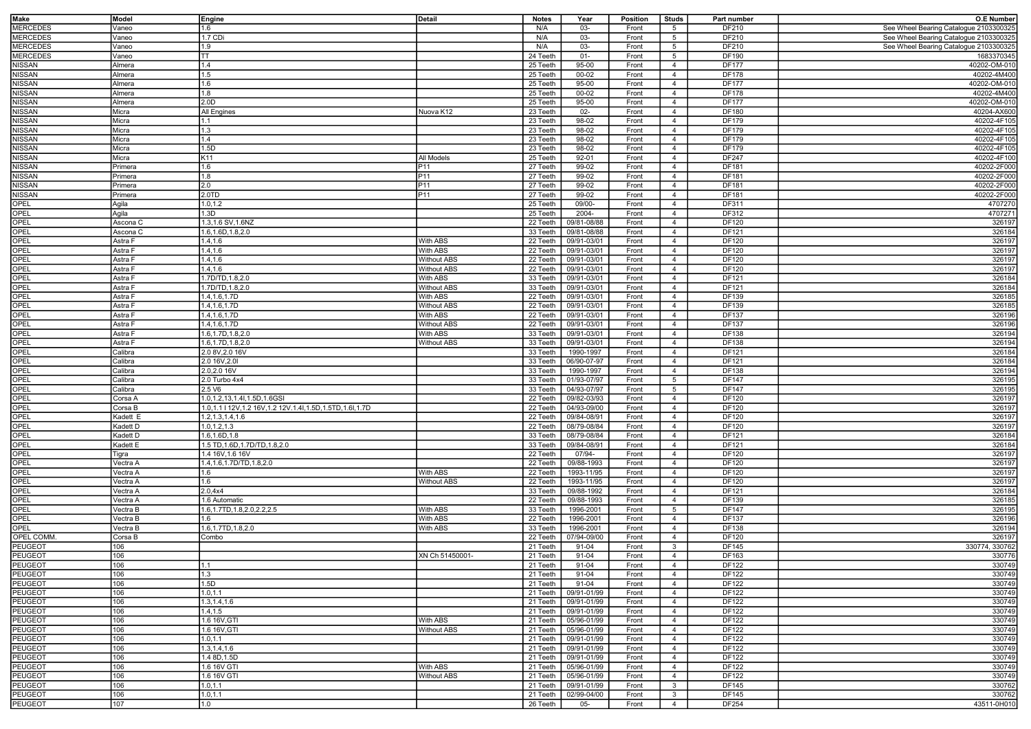| Make | Model | Engine | Detail | Notes | Year | Position | Studs | Part number | O.E Number |
|---|---|---|---|---|---|---|---|---|---|
| MERCEDES | Vaneo | 1.6 | | N/A | 03- | Front | 5 | DF210 | See Wheel Bearing Catalogue 2103300325 |
| MERCEDES | Vaneo | 1.7 CDi | | N/A | 03- | Front | 5 | DF210 | See Wheel Bearing Catalogue 2103300325 |
| MERCEDES | Vaneo | 1.9 | | N/A | 03- | Front | 5 | DF210 | See Wheel Bearing Catalogue 2103300325 |
| MERCEDES | Vaneo | TT | | 24 Teeth | 01- | Front | 5 | DF190 | 1683370345 |
| NISSAN | Almera | 1.4 | | 25 Teeth | 95-00 | Front | 4 | DF177 | 40202-OM-010 |
| NISSAN | Almera | 1.5 | | 25 Teeth | 00-02 | Front | 4 | DF178 | 40202-4M400 |
| NISSAN | Almera | 1.6 | | 25 Teeth | 95-00 | Front | 4 | DF177 | 40202-OM-010 |
| NISSAN | Almera | 1.8 | | 25 Teeth | 00-02 | Front | 4 | DF178 | 40202-4M400 |
| NISSAN | Almera | 2.0D | | 25 Teeth | 95-00 | Front | 4 | DF177 | 40202-OM-010 |
| NISSAN | Micra | All Engines | Nuova K12 | 23 Teeth | 02- | Front | 4 | DF180 | 40204-AX600 |
| NISSAN | Micra | 1.1 | | 23 Teeth | 98-02 | Front | 4 | DF179 | 40202-4F105 |
| NISSAN | Micra | 1.3 | | 23 Teeth | 98-02 | Front | 4 | DF179 | 40202-4F105 |
| NISSAN | Micra | 1.4 | | 23 Teeth | 98-02 | Front | 4 | DF179 | 40202-4F105 |
| NISSAN | Micra | 1.5D | | 23 Teeth | 98-02 | Front | 4 | DF179 | 40202-4F105 |
| NISSAN | Micra | K11 | All Models | 25 Teeth | 92-01 | Front | 4 | DF247 | 40202-4F100 |
| NISSAN | Primera | 1.6 | P11 | 27 Teeth | 99-02 | Front | 4 | DF181 | 40202-2F000 |
| NISSAN | Primera | 1.8 | P11 | 27 Teeth | 99-02 | Front | 4 | DF181 | 40202-2F000 |
| NISSAN | Primera | 2.0 | P11 | 27 Teeth | 99-02 | Front | 4 | DF181 | 40202-2F000 |
| NISSAN | Primera | 2.0TD | P11 | 27 Teeth | 99-02 | Front | 4 | DF181 | 40202-2F000 |
| OPEL | Agila | 1.0,1.2 | | 25 Teeth | 09/00- | Front | 4 | DF311 | 4707270 |
| OPEL | Agila | 1.3D | | 25 Teeth | 2004- | Front | 4 | DF312 | 4707271 |
| OPEL | Ascona C | 1.3,1.6 SV,1.6NZ | | 22 Teeth | 09/81-08/88 | Front | 4 | DF120 | 326197 |
| OPEL | Ascona C | 1.6,1.6D,1.8,2.0 | | 33 Teeth | 09/81-08/88 | Front | 4 | DF121 | 326184 |
| OPEL | Astra F | 1.4,1.6 | With ABS | 22 Teeth | 09/91-03/01 | Front | 4 | DF120 | 326197 |
| OPEL | Astra F | 1.4,1.6 | With ABS | 22 Teeth | 09/91-03/01 | Front | 4 | DF120 | 326197 |
| OPEL | Astra F | 1.4,1.6 | Without ABS | 22 Teeth | 09/91-03/01 | Front | 4 | DF120 | 326197 |
| OPEL | Astra F | 1.4,1.6 | Without ABS | 22 Teeth | 09/91-03/01 | Front | 4 | DF120 | 326197 |
| OPEL | Astra F | 1.7D/TD,1.8,2.0 | With ABS | 33 Teeth | 09/91-03/01 | Front | 4 | DF121 | 326184 |
| OPEL | Astra F | 1.7D/TD,1.8,2.0 | Without ABS | 33 Teeth | 09/91-03/01 | Front | 4 | DF121 | 326184 |
| OPEL | Astra F | 1.4,1.6,1.7D | With ABS | 22 Teeth | 09/91-03/01 | Front | 4 | DF139 | 326185 |
| OPEL | Astra F | 1.4,1.6,1.7D | Without ABS | 22 Teeth | 09/91-03/01 | Front | 4 | DF139 | 326185 |
| OPEL | Astra F | 1.4,1.6,1.7D | With ABS | 22 Teeth | 09/91-03/01 | Front | 4 | DF137 | 326196 |
| OPEL | Astra F | 1.4,1.6,1.7D | Without ABS | 22 Teeth | 09/91-03/01 | Front | 4 | DF137 | 326196 |
| OPEL | Astra F | 1.6,1.7D,1.8,2.0 | With ABS | 33 Teeth | 09/91-03/01 | Front | 4 | DF138 | 326194 |
| OPEL | Astra F | 1.6,1.7D,1.8,2.0 | Without ABS | 33 Teeth | 09/91-03/01 | Front | 4 | DF138 | 326194 |
| OPEL | Calibra | 2.0 8V,2.0 16V | | 33 Teeth | 1990-1997 | Front | 4 | DF121 | 326184 |
| OPEL | Calibra | 2.0 16V,2.0I | | 33 Teeth | 06/90-07-97 | Front | 4 | DF121 | 326184 |
| OPEL | Calibra | 2.0,2.0 16V | | 33 Teeth | 1990-1997 | Front | 4 | DF138 | 326194 |
| OPEL | Calibra | 2.0 Turbo 4x4 | | 33 Teeth | 01/93-07/97 | Front | 5 | DF147 | 326195 |
| OPEL | Calibra | 2.5 V6 | | 33 Teeth | 04/93-07/97 | Front | 5 | DF147 | 326195 |
| OPEL | Corsa A | 1.0,1.2,13,1.4I,1.5D,1.6GSI | | 22 Teeth | 09/82-03/93 | Front | 4 | DF120 | 326197 |
| OPEL | Corsa B | 1.0,1.1 I 12V,1.2 16V,1.2 12V.1.4I,1.5D,1.5TD,1.6I,1.7D | | 22 Teeth | 04/93-09/00 | Front | 4 | DF120 | 326197 |
| OPEL | Kadett E | 1.2,1.3,1.4,1.6 | | 22 Teeth | 09/84-08/91 | Front | 4 | DF120 | 326197 |
| OPEL | Kadett D | 1.0,1.2,1.3 | | 22 Teeth | 08/79-08/84 | Front | 4 | DF120 | 326197 |
| OPEL | Kadett D | 1.6,1.6D,1.8 | | 33 Teeth | 08/79-08/84 | Front | 4 | DF121 | 326184 |
| OPEL | Kadett E | 1.5 TD,1.6D,1.7D/TD,1.8,2.0 | | 33 Teeth | 09/84-08/91 | Front | 4 | DF121 | 326184 |
| OPEL | Tigra | 1.4 16V,1.6 16V | | 22 Teeth | 07/94- | Front | 4 | DF120 | 326197 |
| OPEL | Vectra A | 1.4,1.6,1.7D/TD,1.8,2.0 | | 22 Teeth | 09/88-1993 | Front | 4 | DF120 | 326197 |
| OPEL | Vectra A | 1.6 | With ABS | 22 Teeth | 1993-11/95 | Front | 4 | DF120 | 326197 |
| OPEL | Vectra A | 1.6 | Without ABS | 22 Teeth | 1993-11/95 | Front | 4 | DF120 | 326197 |
| OPEL | Vectra A | 2.0,4x4 | | 33 Teeth | 09/88-1992 | Front | 4 | DF121 | 326184 |
| OPEL | Vectra A | 1.6 Automatic | | 22 Teeth | 09/88-1993 | Front | 4 | DF139 | 326185 |
| OPEL | Vectra B | 1.6,1.7TD,1.8,2.0,2.2,2.5 | With ABS | 33 Teeth | 1996-2001 | Front | 5 | DF147 | 326195 |
| OPEL | Vectra B | 1.6 | With ABS | 22 Teeth | 1996-2001 | Front | 4 | DF137 | 326196 |
| OPEL | Vectra B | 1.6,1.7TD,1.8,2.0 | With ABS | 33 Teeth | 1996-2001 | Front | 4 | DF138 | 326194 |
| OPEL COMM. | Corsa B | Combo | | 22 Teeth | 07/94-09/00 | Front | 4 | DF120 | 326197 |
| PEUGEOT | 106 | | | 21 Teeth | 91-04 | Front | 3 | DF145 | 330774, 330762 |
| PEUGEOT | 106 | | XN Ch 51450001- | 21 Teeth | 91-04 | Front | 4 | DF163 | 330776 |
| PEUGEOT | 106 | 1.1 | | 21 Teeth | 91-04 | Front | 4 | DF122 | 330749 |
| PEUGEOT | 106 | 1.3 | | 21 Teeth | 91-04 | Front | 4 | DF122 | 330749 |
| PEUGEOT | 106 | 1.5D | | 21 Teeth | 91-04 | Front | 4 | DF122 | 330749 |
| PEUGEOT | 106 | 1.0,1.1 | | 21 Teeth | 09/91-01/99 | Front | 4 | DF122 | 330749 |
| PEUGEOT | 106 | 1.3,1.4,1.6 | | 21 Teeth | 09/91-01/99 | Front | 4 | DF122 | 330749 |
| PEUGEOT | 106 | 1.4,1.5 | | 21 Teeth | 09/91-01/99 | Front | 4 | DF122 | 330749 |
| PEUGEOT | 106 | 1.6 16V,GTI | With ABS | 21 Teeth | 05/96-01/99 | Front | 4 | DF122 | 330749 |
| PEUGEOT | 106 | 1.6 16V,GTI | Without ABS | 21 Teeth | 05/96-01/99 | Front | 4 | DF122 | 330749 |
| PEUGEOT | 106 | 1.0,1.1 | | 21 Teeth | 09/91-01/99 | Front | 4 | DF122 | 330749 |
| PEUGEOT | 106 | 1.3,1.4,1.6 | | 21 Teeth | 09/91-01/99 | Front | 4 | DF122 | 330749 |
| PEUGEOT | 106 | 1.4 8D,1.5D | | 21 Teeth | 09/91-01/99 | Front | 4 | DF122 | 330749 |
| PEUGEOT | 106 | 1.6 16V GTI | With ABS | 21 Teeth | 05/96-01/99 | Front | 4 | DF122 | 330749 |
| PEUGEOT | 106 | 1.6 16V GTI | Without ABS | 21 Teeth | 05/96-01/99 | Front | 4 | DF122 | 330749 |
| PEUGEOT | 106 | 1.0,1.1 | | 21 Teeth | 09/91-01/99 | Front | 3 | DF145 | 330762 |
| PEUGEOT | 106 | 1.0,1.1 | | 21 Teeth | 02/99-04/00 | Front | 3 | DF145 | 330762 |
| PEUGEOT | 107 | 1.0 | | 26 Teeth | 05- | Front | 4 | DF254 | 43511-0H010 |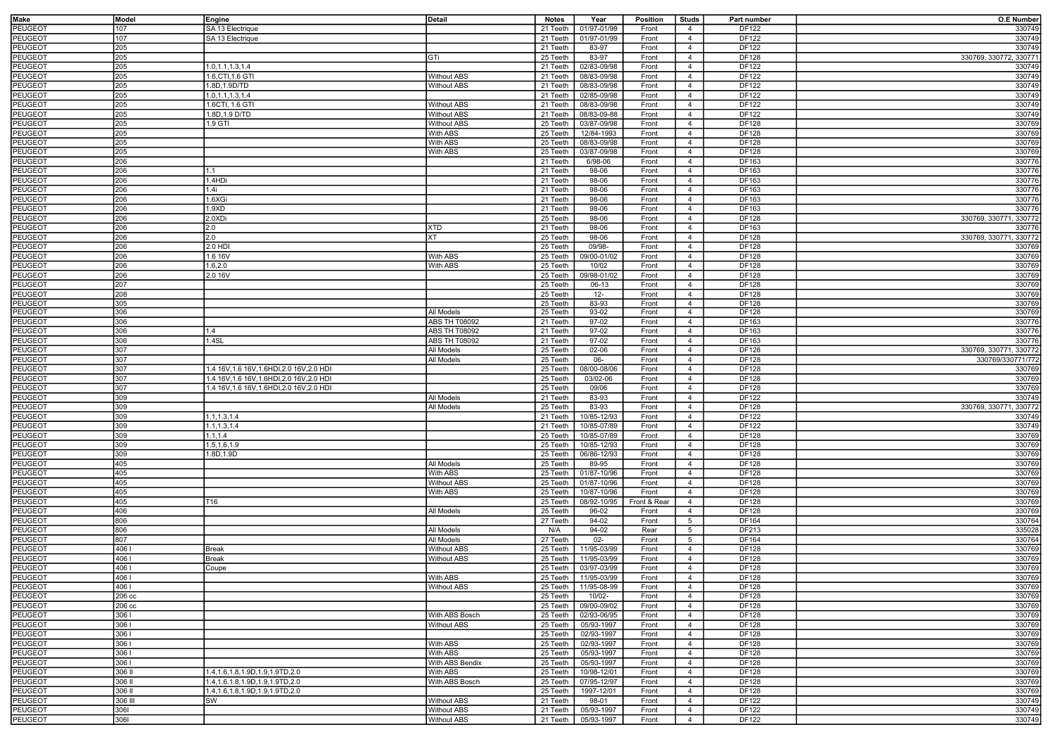| Make | Model | Engine | Detail | Notes | Year | Position | Studs | Part number | O.E Number |
|---|---|---|---|---|---|---|---|---|---|
| PEUGEOT | 107 | SA 13 Electrique | | 21 Teeth | 01/97-01/99 | Front | 4 | DF122 | 330749 |
| PEUGEOT | 107 | SA 13 Electrique | | 21 Teeth | 01/97-01/99 | Front | 4 | DF122 | 330749 |
| PEUGEOT | 205 | | | 21 Teeth | 83-97 | Front | 4 | DF122 | 330749 |
| PEUGEOT | 205 | | GTi | 25 Teeth | 83-97 | Front | 4 | DF128 | 330769, 330772, 330771 |
| PEUGEOT | 205 | 1.0,1.1,1.3,1.4 | | 21 Teeth | 02/83-09/98 | Front | 4 | DF122 | 330749 |
| PEUGEOT | 205 | 1.6,CTI,1.6 GTI | Without ABS | 21 Teeth | 08/83-09/98 | Front | 4 | DF122 | 330749 |
| PEUGEOT | 205 | 1.8D,1.9D/TD | Without ABS | 21 Teeth | 08/83-09/98 | Front | 4 | DF122 | 330749 |
| PEUGEOT | 205 | 1.0,1.1,1.3,1.4 | | 21 Teeth | 02/85-09/98 | Front | 4 | DF122 | 330749 |
| PEUGEOT | 205 | 1.6CTI, 1.6 GTI | Without ABS | 21 Teeth | 08/83-09/98 | Front | 4 | DF122 | 330749 |
| PEUGEOT | 205 | 1.8D,1.9 D/TD | Without ABS | 21 Teeth | 08/83-09-88 | Front | 4 | DF122 | 330749 |
| PEUGEOT | 205 | 1.9 GTI | Without ABS | 25 Teeth | 03/87-09/98 | Front | 4 | DF128 | 330769 |
| PEUGEOT | 205 | | With ABS | 25 Teeth | 12/84-1993 | Front | 4 | DF128 | 330769 |
| PEUGEOT | 205 | | With ABS | 25 Teeth | 08/83-09/98 | Front | 4 | DF128 | 330769 |
| PEUGEOT | 205 | | With ABS | 25 Teeth | 03/87-09/98 | Front | 4 | DF128 | 330769 |
| PEUGEOT | 206 | | | 21 Teeth | 6/98-06 | Front | 4 | DF163 | 330776 |
| PEUGEOT | 206 | 1.1 | | 21 Teeth | 98-06 | Front | 4 | DF163 | 330776 |
| PEUGEOT | 206 | 1.4HDi | | 21 Teeth | 98-06 | Front | 4 | DF163 | 330776 |
| PEUGEOT | 206 | 1.4i | | 21 Teeth | 98-06 | Front | 4 | DF163 | 330776 |
| PEUGEOT | 206 | 1.6XGi | | 21 Teeth | 98-06 | Front | 4 | DF163 | 330776 |
| PEUGEOT | 206 | 1.9XD | | 21 Teeth | 98-06 | Front | 4 | DF163 | 330776 |
| PEUGEOT | 206 | 2.0XDi | | 25 Teeth | 98-06 | Front | 4 | DF128 | 330769, 330771, 330772 |
| PEUGEOT | 206 | 2.0 | XTD | 21 Teeth | 98-06 | Front | 4 | DF163 | 330776 |
| PEUGEOT | 206 | 2.0 | XT | 25 Teeth | 98-06 | Front | 4 | DF128 | 330769, 330771, 330772 |
| PEUGEOT | 206 | 2.0 HDI | | 25 Teeth | 09/98- | Front | 4 | DF128 | 330769 |
| PEUGEOT | 206 | 1.6 16V | With ABS | 25 Teeth | 09/00-01/02 | Front | 4 | DF128 | 330769 |
| PEUGEOT | 206 | 1.6,2.0 | With ABS | 25 Teeth | 10/02 | Front | 4 | DF128 | 330769 |
| PEUGEOT | 206 | 2.0 16V | | 25 Teeth | 09/98-01/02 | Front | 4 | DF128 | 330769 |
| PEUGEOT | 207 | | | 25 Teeth | 06-13 | Front | 4 | DF128 | 330769 |
| PEUGEOT | 208 | | | 25 Teeth | 12- | Front | 4 | DF128 | 330769 |
| PEUGEOT | 305 | | | 25 Teeth | 83-93 | Front | 4 | DF128 | 330769 |
| PEUGEOT | 306 | | All Models | 25 Teeth | 93-02 | Front | 4 | DF128 | 330769 |
| PEUGEOT | 306 | | ABS TH T08092 | 21 Teeth | 97-02 | Front | 4 | DF163 | 330776 |
| PEUGEOT | 306 | 1.4 | ABS TH T08092 | 21 Teeth | 97-02 | Front | 4 | DF163 | 330776 |
| PEUGEOT | 306 | 1.4SL | ABS TH T08092 | 21 Teeth | 97-02 | Front | 4 | DF163 | 330776 |
| PEUGEOT | 307 | | All Models | 25 Teeth | 02-06 | Front | 4 | DF128 | 330769, 330771, 330772 |
| PEUGEOT | 307 | | All Models | 25 Teeth | 06- | Front | 4 | DF128 | 330769/330771/772 |
| PEUGEOT | 307 | 1.4 16V,1.6 16V,1.6HDI,2.0 16V,2.0 HDI | | 25 Teeth | 08/00-08/06 | Front | 4 | DF128 | 330769 |
| PEUGEOT | 307 | 1.4 16V,1.6 16V,1.6HDI,2.0 16V,2.0 HDI | | 25 Teeth | 03/02-06 | Front | 4 | DF128 | 330769 |
| PEUGEOT | 307 | 1.4 16V,1.6 16V,1.6HDI,2.0 16V,2.0 HDI | | 25 Teeth | 09/06 | Front | 4 | DF128 | 330769 |
| PEUGEOT | 309 | | All Models | 21 Teeth | 83-93 | Front | 4 | DF122 | 330749 |
| PEUGEOT | 309 | | All Models | 25 Teeth | 83-93 | Front | 4 | DF128 | 330769, 330771, 330772 |
| PEUGEOT | 309 | 1.1,1.3,1.4 | | 21 Teeth | 10/85-12/93 | Front | 4 | DF122 | 330749 |
| PEUGEOT | 309 | 1.1,1.3,1.4 | | 21 Teeth | 10/85-07/89 | Front | 4 | DF122 | 330749 |
| PEUGEOT | 309 | 1.1,1.4 | | 25 Teeth | 10/85-07/89 | Front | 4 | DF128 | 330769 |
| PEUGEOT | 309 | 1.5,1.6,1.9 | | 25 Teeth | 10/85-12/93 | Front | 4 | DF128 | 330769 |
| PEUGEOT | 309 | 1.8D,1.9D | | 25 Teeth | 06/86-12/93 | Front | 4 | DF128 | 330769 |
| PEUGEOT | 405 | | All Models | 25 Teeth | 89-95 | Front | 4 | DF128 | 330769 |
| PEUGEOT | 405 | | With ABS | 25 Teeth | 01/87-10/96 | Front | 4 | DF128 | 330769 |
| PEUGEOT | 405 | | Without ABS | 25 Teeth | 01/87-10/96 | Front | 4 | DF128 | 330769 |
| PEUGEOT | 405 | | With ABS | 25 Teeth | 10/87-10/96 | Front | 4 | DF128 | 330769 |
| PEUGEOT | 405 | T16 | | 25 Teeth | 08/92-10/95 | Front & Rear | 4 | DF128 | 330769 |
| PEUGEOT | 406 | | All Models | 25 Teeth | 96-02 | Front | 4 | DF128 | 330769 |
| PEUGEOT | 806 | | | 27 Teeth | 94-02 | Front | 5 | DF164 | 330764 |
| PEUGEOT | 806 | | All Models | N/A | 94-02 | Rear | 5 | DF213 | 335028 |
| PEUGEOT | 807 | | All Models | 27 Teeth | 02- | Front | 5 | DF164 | 330764 |
| PEUGEOT | 406 I | Break | Without ABS | 25 Teeth | 11/95-03/99 | Front | 4 | DF128 | 330769 |
| PEUGEOT | 406 I | Break | Without ABS | 25 Teeth | 11/95-03/99 | Front | 4 | DF128 | 330769 |
| PEUGEOT | 406 I | Coupe | | 25 Teeth | 03/97-03/99 | Front | 4 | DF128 | 330769 |
| PEUGEOT | 406 I | | With ABS | 25 Teeth | 11/95-03/99 | Front | 4 | DF128 | 330769 |
| PEUGEOT | 406 I | | Without ABS | 25 Teeth | 11/95-08-99 | Front | 4 | DF128 | 330769 |
| PEUGEOT | 206 cc | | | 25 Teeth | 10/02- | Front | 4 | DF128 | 330769 |
| PEUGEOT | 206 cc | | | 25 Teeth | 09/00-09/02 | Front | 4 | DF128 | 330769 |
| PEUGEOT | 306 I | | With ABS Bosch | 25 Teeth | 02/93-06/95 | Front | 4 | DF128 | 330769 |
| PEUGEOT | 306 I | | Without ABS | 25 Teeth | 05/93-1997 | Front | 4 | DF128 | 330769 |
| PEUGEOT | 306 I | | | 25 Teeth | 02/93-1997 | Front | 4 | DF128 | 330769 |
| PEUGEOT | 306 I | | With ABS | 25 Teeth | 02/93-1997 | Front | 4 | DF128 | 330769 |
| PEUGEOT | 306 I | | With ABS | 25 Teeth | 05/93-1997 | Front | 4 | DF128 | 330769 |
| PEUGEOT | 306 I | | With ABS Bendix | 25 Teeth | 05/93-1997 | Front | 4 | DF128 | 330769 |
| PEUGEOT | 306 II | 1.4,1.6,1.8,1.9D,1.9,1.9TD,2.0 | With ABS | 25 Teeth | 10/98-12/01 | Front | 4 | DF128 | 330769 |
| PEUGEOT | 306 II | 1.4,1.6,1.8,1.9D,1.9,1.9TD,2.0 | With ABS Bosch | 25 Teeth | 07/95-12/97 | Front | 4 | DF128 | 330769 |
| PEUGEOT | 306 II | 1.4,1.6,1.8,1.9D,1.9,1.9TD,2.0 | | 25 Teeth | 1997-12/01 | Front | 4 | DF128 | 330769 |
| PEUGEOT | 306 III | SW | Without ABS | 21 Teeth | 98-01 | Front | 4 | DF122 | 330749 |
| PEUGEOT | 306I | | Without ABS | 21 Teeth | 05/93-1997 | Front | 4 | DF122 | 330749 |
| PEUGEOT | 306I | | Without ABS | 21 Teeth | 05/93-1997 | Front | 4 | DF122 | 330749 |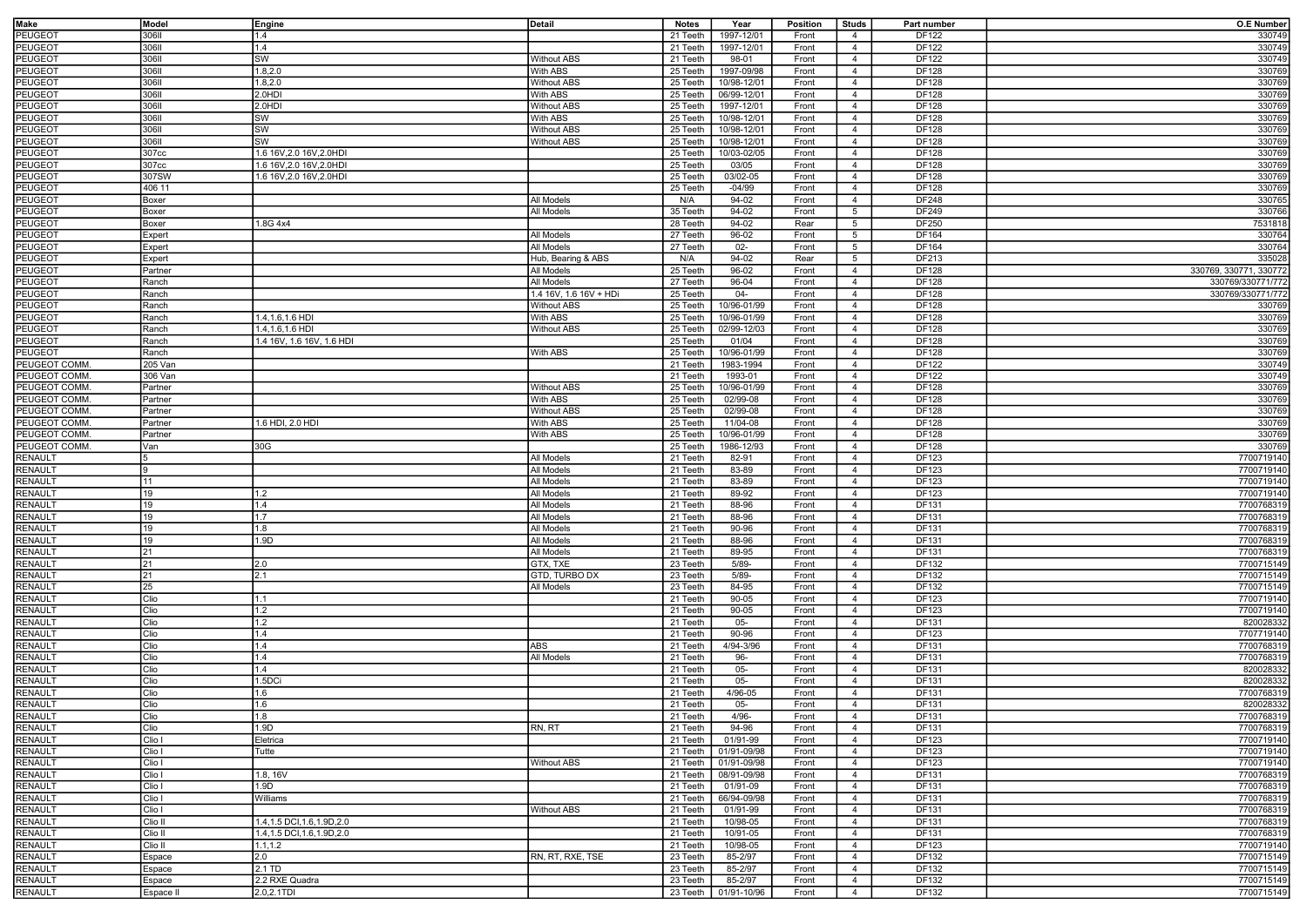| Make | Model | Engine | Detail | Notes | Year | Position | Studs | Part number | O.E Number |
|---|---|---|---|---|---|---|---|---|---|
| PEUGEOT | 306II | 1.4 | | 21 Teeth | 1997-12/01 | Front | 4 | DF122 | 330749 |
| PEUGEOT | 306II | 1.4 | | 21 Teeth | 1997-12/01 | Front | 4 | DF122 | 330749 |
| PEUGEOT | 306II | SW | Without ABS | 21 Teeth | 98-01 | Front | 4 | DF122 | 330749 |
| PEUGEOT | 306II | 1.8,2.0 | With ABS | 25 Teeth | 1997-09/98 | Front | 4 | DF128 | 330769 |
| PEUGEOT | 306II | 1.8,2.0 | Without ABS | 25 Teeth | 10/98-12/01 | Front | 4 | DF128 | 330769 |
| PEUGEOT | 306II | 2.0HDI | With ABS | 25 Teeth | 06/99-12/01 | Front | 4 | DF128 | 330769 |
| PEUGEOT | 306II | 2.0HDI | Without ABS | 25 Teeth | 1997-12/01 | Front | 4 | DF128 | 330769 |
| PEUGEOT | 306II | SW | With ABS | 25 Teeth | 10/98-12/01 | Front | 4 | DF128 | 330769 |
| PEUGEOT | 306II | SW | Without ABS | 25 Teeth | 10/98-12/01 | Front | 4 | DF128 | 330769 |
| PEUGEOT | 306II | SW | Without ABS | 25 Teeth | 10/98-12/01 | Front | 4 | DF128 | 330769 |
| PEUGEOT | 307cc | 1.6 16V,2.0 16V,2.0HDI | | 25 Teeth | 10/03-02/05 | Front | 4 | DF128 | 330769 |
| PEUGEOT | 307cc | 1.6 16V,2.0 16V,2.0HDI | | 25 Teeth | 03/05 | Front | 4 | DF128 | 330769 |
| PEUGEOT | 307SW | 1.6 16V,2.0 16V,2.0HDI | | 25 Teeth | 03/02-05 | Front | 4 | DF128 | 330769 |
| PEUGEOT | 406 11 | | | 25 Teeth | -04/99 | Front | 4 | DF128 | 330769 |
| PEUGEOT | Boxer | | All Models | N/A | 94-02 | Front | 4 | DF248 | 330765 |
| PEUGEOT | Boxer | | All Models | 35 Teeth | 94-02 | Front | 5 | DF249 | 330766 |
| PEUGEOT | Boxer | 1.8G 4x4 | | 28 Teeth | 94-02 | Rear | 5 | DF250 | 7531818 |
| PEUGEOT | Expert | | All Models | 27 Teeth | 96-02 | Front | 5 | DF164 | 330764 |
| PEUGEOT | Expert | | All Models | 27 Teeth | 02- | Front | 5 | DF164 | 330764 |
| PEUGEOT | Expert | | Hub, Bearing & ABS | N/A | 94-02 | Rear | 5 | DF213 | 335028 |
| PEUGEOT | Partner | | All Models | 25 Teeth | 96-02 | Front | 4 | DF128 | 330769, 330771, 330772 |
| PEUGEOT | Ranch | | All Models | 27 Teeth | 96-04 | Front | 4 | DF128 | 330769/330771/772 |
| PEUGEOT | Ranch | | 1.4 16V, 1.6 16V + HDi | 25 Teeth | 04- | Front | 4 | DF128 | 330769/330771/772 |
| PEUGEOT | Ranch | | Without ABS | 25 Teeth | 10/96-01/99 | Front | 4 | DF128 | 330769 |
| PEUGEOT | Ranch | 1.4,1.6,1.6 HDI | With ABS | 25 Teeth | 10/96-01/99 | Front | 4 | DF128 | 330769 |
| PEUGEOT | Ranch | 1.4,1.6,1.6 HDI | Without ABS | 25 Teeth | 02/99-12/03 | Front | 4 | DF128 | 330769 |
| PEUGEOT | Ranch | 1.4 16V, 1.6 16V, 1.6 HDI | | 25 Teeth | 01/04 | Front | 4 | DF128 | 330769 |
| PEUGEOT | Ranch | | With ABS | 25 Teeth | 10/96-01/99 | Front | 4 | DF128 | 330769 |
| PEUGEOT COMM. | 205 Van | | | 21 Teeth | 1983-1994 | Front | 4 | DF122 | 330749 |
| PEUGEOT COMM. | 306 Van | | | 21 Teeth | 1993-01 | Front | 4 | DF122 | 330749 |
| PEUGEOT COMM. | Partner | | Without ABS | 25 Teeth | 10/96-01/99 | Front | 4 | DF128 | 330769 |
| PEUGEOT COMM. | Partner | | With ABS | 25 Teeth | 02/99-08 | Front | 4 | DF128 | 330769 |
| PEUGEOT COMM. | Partner | | Without ABS | 25 Teeth | 02/99-08 | Front | 4 | DF128 | 330769 |
| PEUGEOT COMM. | Partner | 1.6 HDI, 2.0 HDI | With ABS | 25 Teeth | 11/04-08 | Front | 4 | DF128 | 330769 |
| PEUGEOT COMM. | Partner | | With ABS | 25 Teeth | 10/96-01/99 | Front | 4 | DF128 | 330769 |
| PEUGEOT COMM. | Van | 30G | | 25 Teeth | 1986-12/93 | Front | 4 | DF128 | 330769 |
| RENAULT | 5 | | All Models | 21 Teeth | 82-91 | Front | 4 | DF123 | 7700719140 |
| RENAULT | 9 | | All Models | 21 Teeth | 83-89 | Front | 4 | DF123 | 7700719140 |
| RENAULT | 11 | | All Models | 21 Teeth | 83-89 | Front | 4 | DF123 | 7700719140 |
| RENAULT | 19 | 1.2 | All Models | 21 Teeth | 89-92 | Front | 4 | DF123 | 7700719140 |
| RENAULT | 19 | 1.4 | All Models | 21 Teeth | 88-96 | Front | 4 | DF131 | 7700768319 |
| RENAULT | 19 | 1.7 | All Models | 21 Teeth | 88-96 | Front | 4 | DF131 | 7700768319 |
| RENAULT | 19 | 1.8 | All Models | 21 Teeth | 90-96 | Front | 4 | DF131 | 7700768319 |
| RENAULT | 19 | 1.9D | All Models | 21 Teeth | 88-96 | Front | 4 | DF131 | 7700768319 |
| RENAULT | 21 | | All Models | 21 Teeth | 89-95 | Front | 4 | DF131 | 7700768319 |
| RENAULT | 21 | 2.0 | GTX, TXE | 23 Teeth | 5/89- | Front | 4 | DF132 | 7700715149 |
| RENAULT | 21 | 2.1 | GTD, TURBO DX | 23 Teeth | 5/89- | Front | 4 | DF132 | 7700715149 |
| RENAULT | 25 | | All Models | 23 Teeth | 84-95 | Front | 4 | DF132 | 7700715149 |
| RENAULT | Clio | 1.1 | | 21 Teeth | 90-05 | Front | 4 | DF123 | 7700719140 |
| RENAULT | Clio | 1.2 | | 21 Teeth | 90-05 | Front | 4 | DF123 | 7700719140 |
| RENAULT | Clio | 1.2 | | 21 Teeth | 05- | Front | 4 | DF131 | 820028332 |
| RENAULT | Clio | 1.4 | | 21 Teeth | 90-96 | Front | 4 | DF123 | 7707719140 |
| RENAULT | Clio | 1.4 | ABS | 21 Teeth | 4/94-3/96 | Front | 4 | DF131 | 7700768319 |
| RENAULT | Clio | 1.4 | All Models | 21 Teeth | 96- | Front | 4 | DF131 | 7700768319 |
| RENAULT | Clio | 1.4 | | 21 Teeth | 05- | Front | 4 | DF131 | 820028332 |
| RENAULT | Clio | 1.5DCi | | 21 Teeth | 05- | Front | 4 | DF131 | 820028332 |
| RENAULT | Clio | 1.6 | | 21 Teeth | 4/96-05 | Front | 4 | DF131 | 7700768319 |
| RENAULT | Clio | 1.6 | | 21 Teeth | 05- | Front | 4 | DF131 | 820028332 |
| RENAULT | Clio | 1.8 | | 21 Teeth | 4/96- | Front | 4 | DF131 | 7700768319 |
| RENAULT | Clio | 1.9D | RN, RT | 21 Teeth | 94-96 | Front | 4 | DF131 | 7700768319 |
| RENAULT | Clio I | Eletrica | | 21 Teeth | 01/91-99 | Front | 4 | DF123 | 7700719140 |
| RENAULT | Clio I | Tutte | | 21 Teeth | 01/91-09/98 | Front | 4 | DF123 | 7700719140 |
| RENAULT | Clio I | | Without ABS | 21 Teeth | 01/91-09/98 | Front | 4 | DF123 | 7700719140 |
| RENAULT | Clio I | 1.8, 16V | | 21 Teeth | 08/91-09/98 | Front | 4 | DF131 | 7700768319 |
| RENAULT | Clio I | 1.9D | | 21 Teeth | 01/91-09 | Front | 4 | DF131 | 7700768319 |
| RENAULT | Clio I | Williams | | 21 Teeth | 66/94-09/98 | Front | 4 | DF131 | 7700768319 |
| RENAULT | Clio I | | Without ABS | 21 Teeth | 01/91-99 | Front | 4 | DF131 | 7700768319 |
| RENAULT | Clio II | 1.4,1.5 DCI,1.6,1.9D,2.0 | | 21 Teeth | 10/98-05 | Front | 4 | DF131 | 7700768319 |
| RENAULT | Clio II | 1.4,1.5 DCI,1.6,1.9D,2.0 | | 21 Teeth | 10/91-05 | Front | 4 | DF131 | 7700768319 |
| RENAULT | Clio II | 1.1,1.2 | | 21 Teeth | 10/98-05 | Front | 4 | DF123 | 7700719140 |
| RENAULT | Espace | 2.0 | RN, RT, RXE, TSE | 23 Teeth | 85-2/97 | Front | 4 | DF132 | 7700715149 |
| RENAULT | Espace | 2.1 TD | | 23 Teeth | 85-2/97 | Front | 4 | DF132 | 7700715149 |
| RENAULT | Espace | 2.2 RXE Quadra | | 23 Teeth | 85-2/97 | Front | 4 | DF132 | 7700715149 |
| RENAULT | Espace II | 2.0,2.1TDI | | 23 Teeth | 01/91-10/96 | Front | 4 | DF132 | 7700715149 |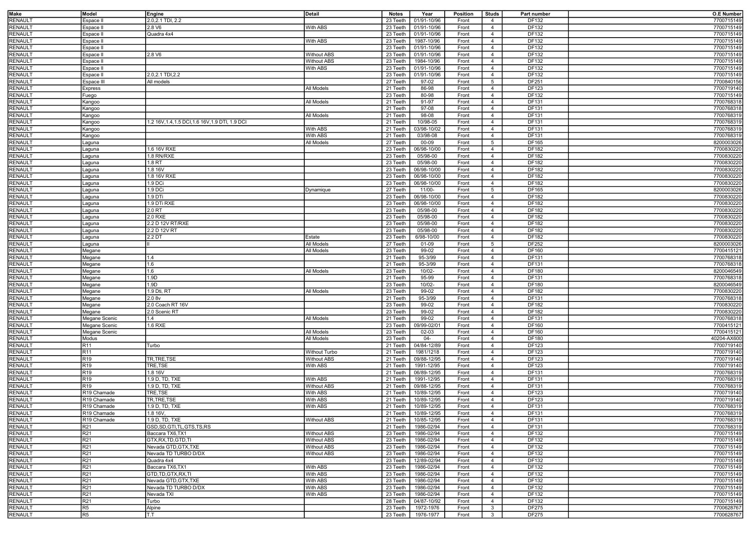| Make | Model | Engine | Detail | Notes | Year | Position | Studs | Part number | O.E Number |
|---|---|---|---|---|---|---|---|---|---|
| RENAULT | Espace II | 2.0,2.1 TDI, 2.2 | | 23 Teeth | 01/91-10/96 | Front | 4 | DF132 | 7700715149 |
| RENAULT | Espace II | 2.8 V6 | With ABS | 23 Teeth | 01/91-10/96 | Front | 4 | DF132 | 7700715149 |
| RENAULT | Espace II | Quadra 4x4 | | 23 Teeth | 01/91-10/96 | Front | 4 | DF132 | 7700715149 |
| RENAULT | Espace II | | With ABS | 23 Teeth | 1987-10/96 | Front | 4 | DF132 | 7700715149 |
| RENAULT | Espace II | | | 23 Teeth | 01/91-10/96 | Front | 4 | DF132 | 7700715149 |
| RENAULT | Espace II | 2.8 V6 | Without ABS | 23 Teeth | 01/91-10/96 | Front | 4 | DF132 | 7700715149 |
| RENAULT | Espace II | | Without ABS | 23 Teeth | 1984-10/96 | Front | 4 | DF132 | 7700715149 |
| RENAULT | Espace II | | With ABS | 23 Teeth | 01/91-10/96 | Front | 4 | DF132 | 7700715149 |
| RENAULT | Espace II | 2.0,2.1 TDI,2.2 | | 23 Teeth | 01/91-10/96 | Front | 4 | DF132 | 7700715149 |
| RENAULT | Espace III | All models | | 27 Teeth | 97-02 | Front | 5 | DF251 | 7700840156 |
| RENAULT | Express | | All Models | 21 Teeth | 86-98 | Front | 4 | DF123 | 7700719140 |
| RENAULT | Fuego | | | 23 Teeth | 80-98 | Front | 4 | DF132 | 7700715149 |
| RENAULT | Kangoo | | All Models | 21 Teeth | 91-97 | Front | 4 | DF131 | 7700768318 |
| RENAULT | Kangoo | | | 21 Teeth | 97-08 | Front | 4 | DF131 | 7700768318 |
| RENAULT | Kangoo | | All Models | 21 Teeth | 98-08 | Front | 4 | DF131 | 7700768319 |
| RENAULT | Kangoo | 1.2 16V,1.4,1.5 DCI,1.6 16V,1.9 DTI, 1.9 DCI | | 21 Teeth | 10/98-05 | Front | 4 | DF131 | 7700768319 |
| RENAULT | Kangoo | | With ABS | 21 Teeth | 03/98-10/02 | Front | 4 | DF131 | 7700768319 |
| RENAULT | Kangoo | | With ABS | 21 Teeth | 03/98-08 | Front | 4 | DF131 | 7700768319 |
| RENAULT | Laguna | | All Models | 27 Teeth | 00-09 | Front | 5 | DF165 | 8200003026 |
| RENAULT | Laguna | 1.6 16V RXE | | 23 Teeth | 06/98-10/00 | Front | 4 | DF182 | 7700830220 |
| RENAULT | Laguna | 1.8 RN/RXE | | 23 Teeth | 05/98-00 | Front | 4 | DF182 | 7700830220 |
| RENAULT | Laguna | 1.8 RT | | 23 Teeth | 05/98-00 | Front | 4 | DF182 | 7700830220 |
| RENAULT | Laguna | 1.8 16V | | 23 Teeth | 06/98-10/00 | Front | 4 | DF182 | 7700830220 |
| RENAULT | Laguna | 1.8 16V RXE | | 23 Teeth | 06/98-10/00 | Front | 4 | DF182 | 7700830220 |
| RENAULT | Laguna | 1.9 DCi | | 23 Teeth | 06/98-10/00 | Front | 4 | DF182 | 7700830220 |
| RENAULT | Laguna | 1.9 DCi | Dynamique | 27 Teeth | 11/00- | Front | 5 | DF165 | 8200003026 |
| RENAULT | Laguna | 1.9 DTi | | 23 Teeth | 06/98-10/00 | Front | 4 | DF182 | 7700830220 |
| RENAULT | Laguna | 1.9 DTi RXE | | 23 Teeth | 06/98-10/00 | Front | 4 | DF182 | 7700830220 |
| RENAULT | Laguna | 2.0 RT | | 23 Teeth | 05/98-00 | Front | 4 | DF182 | 7700830220 |
| RENAULT | Laguna | 2.0 RXE | | 23 Teeth | 05/98-00 | Front | 4 | DF182 | 7700830220 |
| RENAULT | Laguna | 2.2 D 12V RT/RXE | | 23 Teeth | 05/98-00 | Front | 4 | DF182 | 7700830220 |
| RENAULT | Laguna | 2.2 D 12V RT | | 23 Teeth | 05/98-00 | Front | 4 | DF182 | 7700830220 |
| RENAULT | Laguna | 2.2 DT | Estate | 23 Teeth | 6/98-10/00 | Front | 4 | DF182 | 7700830220 |
| RENAULT | Laguna | II | All Models | 27 Teeth | 01-09 | Front | 5 | DF252 | 8200003026 |
| RENAULT | Megane | | All Models | 23 Teeth | 99-02 | Front | 4 | DF160 | 7700415121 |
| RENAULT | Megane | 1.4 | | 21 Teeth | 95-3/99 | Front | 4 | DF131 | 7700768318 |
| RENAULT | Megane | 1.6 | | 21 Teeth | 95-3/99 | Front | 4 | DF131 | 7700768318 |
| RENAULT | Megane | 1.6 | All Models | 23 Teeth | 10/02- | Front | 4 | DF180 | 8200046549 |
| RENAULT | Megane | 1.9D | | 21 Teeth | 95-99 | Front | 4 | DF131 | 7700768318 |
| RENAULT | Megane | 1.9D | | 23 Teeth | 10/02- | Front | 4 | DF180 | 8200046549 |
| RENAULT | Megane | 1.9 Dti, RT | All Models | 23 Teeth | 99-02 | Front | 4 | DF182 | 7700830220 |
| RENAULT | Megane | 2.0 8v | | 21 Teeth | 95-3/99 | Front | 4 | DF131 | 7700768318 |
| RENAULT | Megane | 2.0 Coach RT 16V | | 23 Teeth | 99-02 | Front | 4 | DF182 | 7700830220 |
| RENAULT | Megane | 2.0 Scenic RT | | 23 Teeth | 99-02 | Front | 4 | DF182 | 7700830220 |
| RENAULT | Megane Scenic | 1.4 | All Models | 21 Teeth | 99-02 | Front | 4 | DF131 | 7700768318 |
| RENAULT | Megane Scenic | 1.6 RXE | | 23 Teeth | 09/99-02/01 | Front | 4 | DF160 | 7700415121 |
| RENAULT | Megane Scenic | | All Models | 23 Teeth | 02-03 | Front | 4 | DF160 | 7700415121 |
| RENAULT | Modus | | All Models | 23 Teeth | 04- | Front | 4 | DF180 | 40204-AX600 |
| RENAULT | R11 | Turbo | | 21 Teeth | 04/84-12/89 | Front | 4 | DF123 | 7700719140 |
| RENAULT | R11 | | Without Turbo | 21 Teeth | 1981/1218 | Front | 4 | DF123 | 7700719140 |
| RENAULT | R19 | TR,TRE,TSE | Without ABS | 21 Teeth | 09/88-12/95 | Front | 4 | DF123 | 7700719140 |
| RENAULT | R19 | TRE,TSE | With ABS | 21 Teeth | 1991-12/95 | Front | 4 | DF123 | 7700719140 |
| RENAULT | R19 | 1.8 16V | | 21 Teeth | 06/89-12/95 | Front | 4 | DF131 | 7700768319 |
| RENAULT | R19 | 1.9 D, TD, TXE | With ABS | 21 Teeth | 1991-12/95 | Front | 4 | DF131 | 7700768319 |
| RENAULT | R19 | 1.9 D, TD, TXE | Without ABS | 21 Teeth | 09/88-12/95 | Front | 4 | DF131 | 7700768319 |
| RENAULT | R19 Chamade | TRE,TSE | With ABS | 21 Teeth | 10/89-12/95 | Front | 4 | DF123 | 7700719140 |
| RENAULT | R19 Chamade | TR,TRE,TSE | With ABS | 21 Teeth | 10/89-12/95 | Front | 4 | DF123 | 7700719140 |
| RENAULT | R19 Chamade | 1.9 D, TD, TXE | With ABS | 21 Teeth | 10/89-12/95 | Front | 4 | DF131 | 7700768319 |
| RENAULT | R19 Chamade | 1.8 16V, | | 21 Teeth | 10/89-12/95 | Front | 4 | DF131 | 7700768319 |
| RENAULT | R19 Chamade | 1.9 D, TD, TXE | Without ABS | 21 Teeth | 10/85-12/95 | Front | 4 | DF131 | 7700768319 |
| RENAULT | R21 | GSD,SD,GTI,TL,GTS,TS,RS | | 21 Teeth | 1986-02/94 | Front | 4 | DF131 | 7700768319 |
| RENAULT | R21 | Baccara TX6,TX1 | Without ABS | 23 Teeth | 1986-02/94 | Front | 4 | DF132 | 7700715149 |
| RENAULT | R21 | GTX,RX,TD,GTD,TI | Without ABS | 23 Teeth | 1986-02/94 | Front | 4 | DF132 | 7700715149 |
| RENAULT | R21 | Nevada GTD,GTX,TXE | Without ABS | 23 Teeth | 1986-02/94 | Front | 4 | DF132 | 7700715149 |
| RENAULT | R21 | Nevada TD TURBO D/DX | Without ABS | 23 Teeth | 1986-02/94 | Front | 4 | DF132 | 7700715149 |
| RENAULT | R21 | Quadra 4x4 | | 23 Teeth | 12/89-02/94 | Front | 4 | DF132 | 7700715149 |
| RENAULT | R21 | Baccara TX6,TX1 | With ABS | 23 Teeth | 1986-02/94 | Front | 4 | DF132 | 7700715149 |
| RENAULT | R21 | GTD,TD,GTX,RX,TI | With ABS | 23 Teeth | 1986-02/94 | Front | 4 | DF132 | 7700715149 |
| RENAULT | R21 | Nevada GTD,GTX,TXE | With ABS | 23 Teeth | 1986-02/94 | Front | 4 | DF132 | 7700715149 |
| RENAULT | R21 | Nevada TD TURBO D/DX | With ABS | 23 Teeth | 1986-02/94 | Front | 4 | DF132 | 7700715149 |
| RENAULT | R21 | Nevada TXI | With ABS | 23 Teeth | 1986-02/94 | Front | 4 | DF132 | 7700715149 |
| RENAULT | R21 | Turbo | | 28 Teeth | 04/87-10/92 | Front | 4 | DF132 | 7700715149 |
| RENAULT | R5 | Alpine | | 23 Teeth | 1972-1976 | Front | 3 | DF275 | 7700628767 |
| RENAULT | R5 | T.T | | 23 Teeth | 1976-1977 | Front | 3 | DF275 | 7700628767 |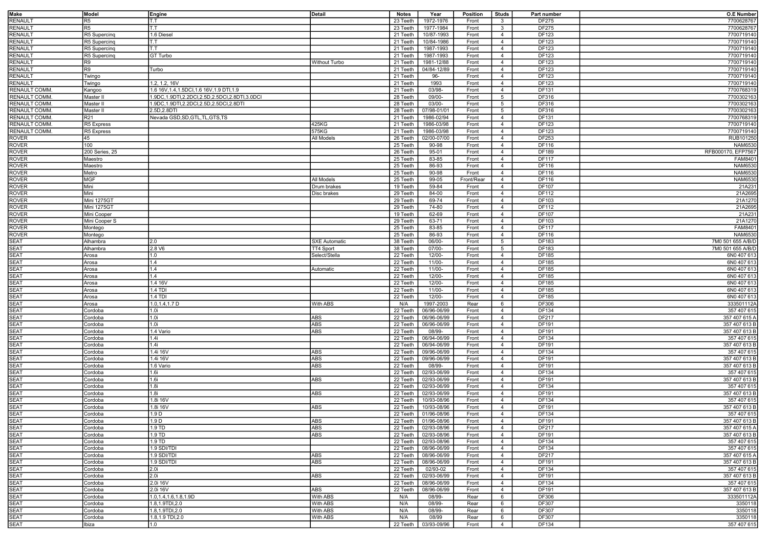| Make | Model | Engine | Detail | Notes | Year | Position | Studs | Part number | O.E Number |
|---|---|---|---|---|---|---|---|---|---|
| RENAULT | R5 | T.T | | 23 Teeth | 1972-1976 | Front | 3 | DF275 | 7700628767 |
| RENAULT | R5 | T.T | | 23 Teeth | 1977-1984 | Front | 3 | DF275 | 7700628767 |
| RENAULT | R5 Supercinq | 1.6 Diesel | | 21 Teeth | 10/87-1993 | Front | 4 | DF123 | 7700719140 |
| RENAULT | R5 Supercinq | T.T | | 21 Teeth | 10/84-1986 | Front | 4 | DF123 | 7700719140 |
| RENAULT | R5 Supercinq | T.T | | 21 Teeth | 1987-1993 | Front | 4 | DF123 | 7700719140 |
| RENAULT | R5 Supercinq | GT Turbo | | 21 Teeth | 1987-1993 | Front | 4 | DF123 | 7700719140 |
| RENAULT | R9 | | Without Turbo | 21 Teeth | 1981-12/88 | Front | 4 | DF123 | 7700719140 |
| RENAULT | R9 | Turbo | | 21 Teeth | 04/84-12/89 | Front | 4 | DF123 | 7700719140 |
| RENAULT | Twingo | | | 21 Teeth | 96- | Front | 4 | DF123 | 7700719140 |
| RENAULT | Twingo | 1.2, 1.2, 16V | | 21 Teeth | 1993 | Front | 4 | DF123 | 7700719140 |
| RENAULT COMM. | Kangoo | 1.6 16V,1.4,1.5DCI,1.6 16V,1.9 DTI,1.9 | | 21 Teeth | 03/98- | Front | 4 | DF131 | 7700768319 |
| RENAULT COMM. | Master II | 1.9DC,1.9DTI,2.2DCI,2.5D,2.5DCI,2.8DTI,3.0DCI | | 28 Teeth | 09/00- | Front | 5 | DF316 | 7700302163 |
| RENAULT COMM. | Master II | 1.9DC,1.9DTI,2.2DCI,2.5D,2.5DCI,2.8DTI | | 28 Teeth | 03/00- | Front | 5 | DF316 | 7700302163 |
| RENAULT COMM. | Master II | 2.5D,2.8DTI | | 28 Teeth | 07/98-01/01 | Front | 5 | DF316 | 7700302163 |
| RENAULT COMM. | R21 | Nevada GSD,SD,GTL,TL,GTS,TS | | 21 Teeth | 1986-02/94 | Front | 4 | DF131 | 7700768319 |
| RENAULT COMM. | R5 Express | | 425KG | 21 Teeth | 1986-03/98 | Front | 4 | DF123 | 7700719140 |
| RENAULT COMM. | R5 Express | | 575KG | 21 Teeth | 1986-03/98 | Front | 4 | DF123 | 7700719140 |
| ROVER | 45 | | All Models | 26 Teeth | 02/00-07/00 | Front | 4 | DF253 | RUB101250 |
| ROVER | 100 | | | 25 Teeth | 90-98 | Front | 4 | DF116 | NAM6530 |
| ROVER | 200 Series, 25 | | | 26 Teeth | 95-01 | Front | 4 | DF189 | RFB000170, EFP7567 |
| ROVER | Maestro | | | 25 Teeth | 83-85 | Front | 4 | DF117 | FAM8401 |
| ROVER | Maestro | | | 25 Teeth | 86-93 | Front | 4 | DF116 | NAM6530 |
| ROVER | Metro | | | 25 Teeth | 90-98 | Front | 4 | DF116 | NAM6530 |
| ROVER | MGF | | All Models | 25 Teeth | 99-05 | Front/Rear | 4 | DF116 | NAM6530 |
| ROVER | Mini | | Drum brakes | 19 Teeth | 59-84 | Front | 4 | DF107 | 21A231 |
| ROVER | Mini | | Disc brakes | 29 Teeth | 84-00 | Front | 4 | DF112 | 21A2695 |
| ROVER | Mini 1275GT | | | 29 Teeth | 69-74 | Front | 4 | DF103 | 21A1270 |
| ROVER | Mini 1275GT | | | 29 Teeth | 74-80 | Front | 4 | DF112 | 21A2695 |
| ROVER | Mini Cooper | | | 19 Teeth | 62-69 | Front | 4 | DF107 | 21A231 |
| ROVER | Mini Cooper S | | | 29 Teeth | 63-71 | Front | 4 | DF103 | 21A1270 |
| ROVER | Montego | | | 25 Teeth | 83-85 | Front | 4 | DF117 | FAM8401 |
| ROVER | Montego | | | 25 Teeth | 86-93 | Front | 4 | DF116 | NAM6530 |
| SEAT | Alhambra | 2.0 | SXE Automatic | 38 Teeth | 06/00- | Front | 5 | DF183 | 7M0 501 655 A/B/D |
| SEAT | Alhambra | 2.8 V6 | TT4 Sport | 38 Teeth | 07/00- | Front | 5 | DF183 | 7M0 501 655 A/B/D |
| SEAT | Arosa | 1.0 | Select/Stella | 22 Teeth | 12/00- | Front | 4 | DF185 | 6N0 407 613 |
| SEAT | Arosa | 1.4 | | 22 Teeth | 11/00- | Front | 4 | DF185 | 6N0 407 613 |
| SEAT | Arosa | 1.4 | Automatic | 22 Teeth | 11/00- | Front | 4 | DF185 | 6N0 407 613 |
| SEAT | Arosa | 1.4 | | 22 Teeth | 12/00- | Front | 4 | DF185 | 6N0 407 613 |
| SEAT | Arosa | 1.4 16V | | 22 Teeth | 12/00- | Front | 4 | DF185 | 6N0 407 613 |
| SEAT | Arosa | 1.4 TDI | | 22 Teeth | 11/00- | Front | 4 | DF185 | 6N0 407 613 |
| SEAT | Arosa | 1.4 TDI | | 22 Teeth | 12/00- | Front | 4 | DF185 | 6N0 407 613 |
| SEAT | Arosa | 1.0,1.4,1.7 D | With ABS | N/A | 1997-2003 | Rear | 6 | DF306 | 333501112A |
| SEAT | Cordoba | 1.0i | | 22 Teeth | 06/96-06/99 | Front | 4 | DF134 | 357 407 615 |
| SEAT | Cordoba | 1.0i | ABS | 22 Teeth | 06/96-06/99 | Front | 4 | DF217 | 357 407 615 A |
| SEAT | Cordoba | 1.0i | ABS | 22 Teeth | 06/96-06/99 | Front | 4 | DF191 | 357 407 613 B |
| SEAT | Cordoba | 1.4 Vario | ABS | 22 Teeth | 08/99- | Front | 4 | DF191 | 357 407 613 B |
| SEAT | Cordoba | 1.4i | | 22 Teeth | 06/94-06/99 | Front | 4 | DF134 | 357 407 615 |
| SEAT | Cordoba | 1.4i | | 22 Teeth | 06/94-06/99 | Front | 4 | DF191 | 357 407 613 B |
| SEAT | Cordoba | 1.4i 16V | ABS | 22 Teeth | 09/96-06/99 | Front | 4 | DF134 | 357 407 615 |
| SEAT | Cordoba | 1.4i 16V | ABS | 22 Teeth | 09/96-06/99 | Front | 4 | DF191 | 357 407 613 B |
| SEAT | Cordoba | 1.6 Vario | ABS | 22 Teeth | 08/99- | Front | 4 | DF191 | 357 407 613 B |
| SEAT | Cordoba | 1.6i | | 22 Teeth | 02/93-06/99 | Front | 4 | DF134 | 357 407 615 |
| SEAT | Cordoba | 1.6i | ABS | 22 Teeth | 02/93-06/99 | Front | 4 | DF191 | 357 407 613 B |
| SEAT | Cordoba | 1.8i | | 22 Teeth | 02/93-06/99 | Front | 4 | DF134 | 357 407 615 |
| SEAT | Cordoba | 1.8i | ABS | 22 Teeth | 02/93-06/99 | Front | 4 | DF191 | 357 407 613 B |
| SEAT | Cordoba | 1.8i 16V | | 22 Teeth | 10/93-08/96 | Front | 4 | DF134 | 357 407 615 |
| SEAT | Cordoba | 1.8i 16V | ABS | 22 Teeth | 10/93-08/96 | Front | 4 | DF191 | 357 407 613 B |
| SEAT | Cordoba | 1.9 D | | 22 Teeth | 01/96-08/96 | Front | 4 | DF134 | 357 407 615 |
| SEAT | Cordoba | 1.9 D | ABS | 22 Teeth | 01/96-08/96 | Front | 4 | DF191 | 357 407 613 B |
| SEAT | Cordoba | 1.9 TD | ABS | 22 Teeth | 02/93-08/96 | Front | 4 | DF217 | 357 407 615 A |
| SEAT | Cordoba | 1.9 TD | ABS | 22 Teeth | 02/93-08/96 | Front | 4 | DF191 | 357 407 613 B |
| SEAT | Cordoba | 1.9 TD | | 22 Teeth | 02/93-08/96 | Front | 4 | DF134 | 357 407 615 |
| SEAT | Cordoba | 1.9 SDI/TDI | | 22 Teeth | 08/96-06/99 | Front | 4 | DF134 | 357 407 615 |
| SEAT | Cordoba | 1.9 SDI/TDI | ABS | 22 Teeth | 08/96-06/99 | Front | 4 | DF217 | 357 407 615 A |
| SEAT | Cordoba | 1.9 SDI/TDI | ABS | 22 Teeth | 08/96-06/99 | Front | 4 | DF191 | 357 407 613 B |
| SEAT | Cordoba | 2.0i | | 22 Teeth | 02/93-02 | Front | 4 | DF134 | 357 407 615 |
| SEAT | Cordoba | 2.0i | ABS | 22 Teeth | 02/93-06/99 | Front | 4 | DF191 | 357 407 613 B |
| SEAT | Cordoba | 2.0i 16V | | 22 Teeth | 08/96-06/99 | Front | 4 | DF134 | 357 407 615 |
| SEAT | Cordoba | 2.0i 16V | ABS | 22 Teeth | 08/96-06/99 | Front | 4 | DF191 | 357 407 613 B |
| SEAT | Cordoba | 1.0,1.4,1.6,1.8,1.9D | With ABS | N/A | 08/99- | Rear | 6 | DF306 | 333501112A |
| SEAT | Cordoba | 1.8,1.9TDI,2.0 | With ABS | N/A | 08/99- | Rear | 6 | DF307 | 3350118 |
| SEAT | Cordoba | 1.8,1.9TDI,2.0 | With ABS | N/A | 08/99- | Rear | 6 | DF307 | 3350118 |
| SEAT | Cordoba | 1.8,1.9 TDI,2.0 | With ABS | N/A | 08/99 | Rear | 6 | DF307 | 3350118 |
| SEAT | Ibiza | 1.0 | | 22 Teeth | 03/93-09/96 | Front | 4 | DF134 | 357 407 615 |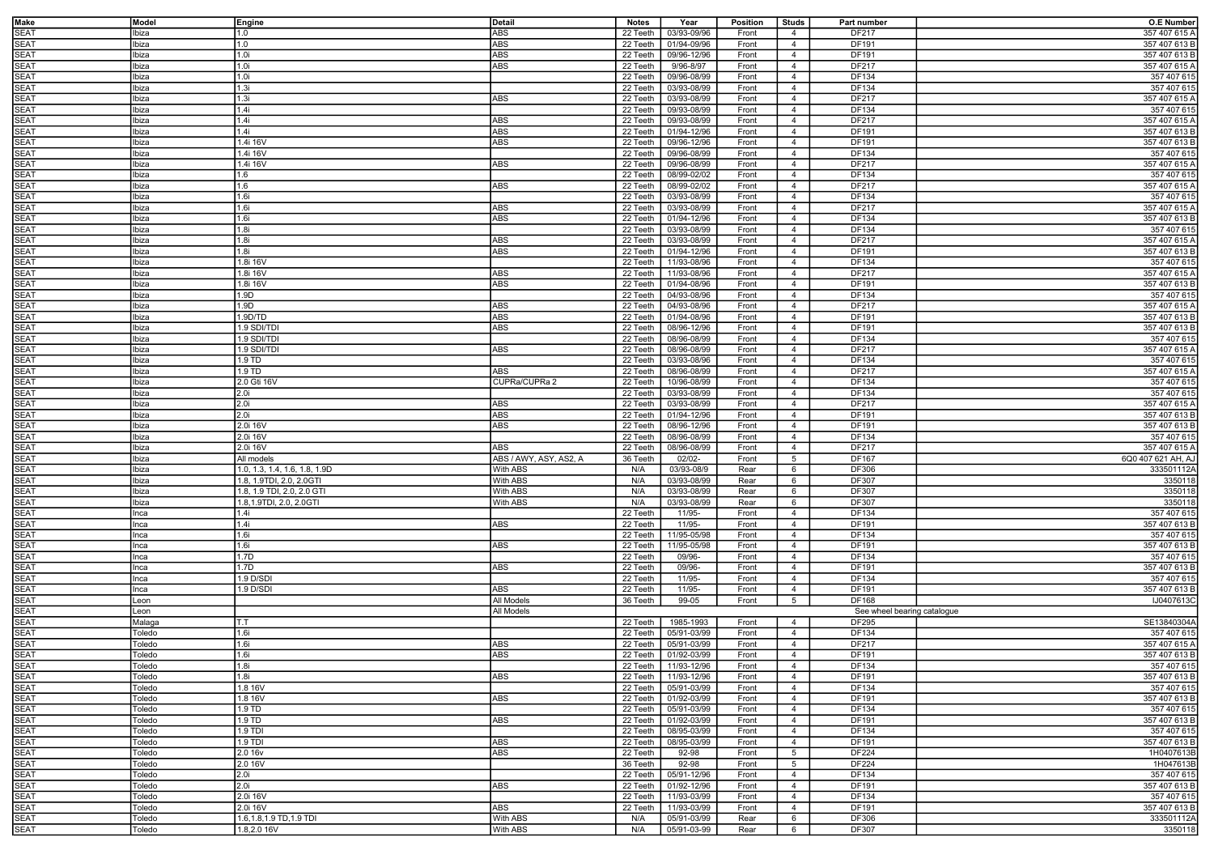| Make | Model | Engine | Detail | Notes | Year | Position | Studs | Part number | O.E Number |
|---|---|---|---|---|---|---|---|---|---|
| SEAT | Ibiza | 1.0 | ABS | 22 Teeth | 03/93-09/96 | Front | 4 | DF217 | 357 407 615 A |
| SEAT | Ibiza | 1.0 | ABS | 22 Teeth | 01/94-09/96 | Front | 4 | DF191 | 357 407 613 B |
| SEAT | Ibiza | 1.0i | ABS | 22 Teeth | 09/96-12/96 | Front | 4 | DF191 | 357 407 613 B |
| SEAT | Ibiza | 1.0i | ABS | 22 Teeth | 9/96-8/97 | Front | 4 | DF217 | 357 407 615 A |
| SEAT | Ibiza | 1.0i | | 22 Teeth | 09/96-08/99 | Front | 4 | DF134 | 357 407 615 |
| SEAT | Ibiza | 1.3i | | 22 Teeth | 03/93-08/99 | Front | 4 | DF134 | 357 407 615 |
| SEAT | Ibiza | 1.3i | ABS | 22 Teeth | 03/93-08/99 | Front | 4 | DF217 | 357 407 615 A |
| SEAT | Ibiza | 1.4i | | 22 Teeth | 09/93-08/99 | Front | 4 | DF134 | 357 407 615 |
| SEAT | Ibiza | 1.4i | ABS | 22 Teeth | 09/93-08/99 | Front | 4 | DF217 | 357 407 615 A |
| SEAT | Ibiza | 1.4i | ABS | 22 Teeth | 01/94-12/96 | Front | 4 | DF191 | 357 407 613 B |
| SEAT | Ibiza | 1.4i 16V | ABS | 22 Teeth | 09/96-12/96 | Front | 4 | DF191 | 357 407 613 B |
| SEAT | Ibiza | 1.4i 16V | | 22 Teeth | 09/96-08/99 | Front | 4 | DF134 | 357 407 615 |
| SEAT | Ibiza | 1.4i 16V | ABS | 22 Teeth | 09/96-08/99 | Front | 4 | DF217 | 357 407 615 A |
| SEAT | Ibiza | 1.6 | | 22 Teeth | 08/99-02/02 | Front | 4 | DF134 | 357 407 615 |
| SEAT | Ibiza | 1.6 | ABS | 22 Teeth | 08/99-02/02 | Front | 4 | DF217 | 357 407 615 A |
| SEAT | Ibiza | 1.6i | | 22 Teeth | 03/93-08/99 | Front | 4 | DF134 | 357 407 615 |
| SEAT | Ibiza | 1.6i | ABS | 22 Teeth | 03/93-08/99 | Front | 4 | DF217 | 357 407 615 A |
| SEAT | Ibiza | 1.6i | ABS | 22 Teeth | 01/94-12/96 | Front | 4 | DF134 | 357 407 613 B |
| SEAT | Ibiza | 1.8i | | 22 Teeth | 03/93-08/99 | Front | 4 | DF134 | 357 407 615 |
| SEAT | Ibiza | 1.8i | ABS | 22 Teeth | 03/93-08/99 | Front | 4 | DF217 | 357 407 615 A |
| SEAT | Ibiza | 1.8i | ABS | 22 Teeth | 01/94-12/96 | Front | 4 | DF191 | 357 407 613 B |
| SEAT | Ibiza | 1.8i 16V | | 22 Teeth | 11/93-08/96 | Front | 4 | DF134 | 357 407 615 |
| SEAT | Ibiza | 1.8i 16V | ABS | 22 Teeth | 11/93-08/96 | Front | 4 | DF217 | 357 407 615 A |
| SEAT | Ibiza | 1.8i 16V | ABS | 22 Teeth | 01/94-08/96 | Front | 4 | DF191 | 357 407 613 B |
| SEAT | Ibiza | 1.9D | | 22 Teeth | 04/93-08/96 | Front | 4 | DF134 | 357 407 615 |
| SEAT | Ibiza | 1.9D | ABS | 22 Teeth | 04/93-08/96 | Front | 4 | DF217 | 357 407 615 A |
| SEAT | Ibiza | 1.9D/TD | ABS | 22 Teeth | 01/94-08/96 | Front | 4 | DF191 | 357 407 613 B |
| SEAT | Ibiza | 1.9 SDI/TDI | ABS | 22 Teeth | 08/96-12/96 | Front | 4 | DF191 | 357 407 613 B |
| SEAT | Ibiza | 1.9 SDI/TDI | | 22 Teeth | 08/96-08/99 | Front | 4 | DF134 | 357 407 615 |
| SEAT | Ibiza | 1.9 SDI/TDI | ABS | 22 Teeth | 08/96-08/99 | Front | 4 | DF217 | 357 407 615 A |
| SEAT | Ibiza | 1.9 TD | | 22 Teeth | 03/93-08/96 | Front | 4 | DF134 | 357 407 615 |
| SEAT | Ibiza | 1.9 TD | ABS | 22 Teeth | 08/96-08/99 | Front | 4 | DF217 | 357 407 615 A |
| SEAT | Ibiza | 2.0 Gti 16V | CUPRa/CUPRa 2 | 22 Teeth | 10/96-08/99 | Front | 4 | DF134 | 357 407 615 |
| SEAT | Ibiza | 2.0i | | 22 Teeth | 03/93-08/99 | Front | 4 | DF134 | 357 407 615 |
| SEAT | Ibiza | 2.0i | ABS | 22 Teeth | 03/93-08/99 | Front | 4 | DF217 | 357 407 615 A |
| SEAT | Ibiza | 2.0i | ABS | 22 Teeth | 01/94-12/96 | Front | 4 | DF191 | 357 407 613 B |
| SEAT | Ibiza | 2.0i 16V | ABS | 22 Teeth | 08/96-12/96 | Front | 4 | DF191 | 357 407 613 B |
| SEAT | Ibiza | 2.0i 16V | | 22 Teeth | 08/96-08/99 | Front | 4 | DF134 | 357 407 615 |
| SEAT | Ibiza | 2.0i 16V | ABS | 22 Teeth | 08/96-08/99 | Front | 4 | DF217 | 357 407 615 A |
| SEAT | Ibiza | All models | ABS / AWY, ASY, AS2, A | 36 Teeth | 02/02- | Front | 5 | DF167 | 6Q0 407 621 AH, AJ |
| SEAT | Ibiza | 1.0, 1.3, 1.4, 1.6, 1.8, 1.9D | With ABS | N/A | 03/93-08/9 | Rear | 6 | DF306 | 333501112A |
| SEAT | Ibiza | 1.8, 1.9TDI, 2.0, 2.0GTI | With ABS | N/A | 03/93-08/99 | Rear | 6 | DF307 | 3350118 |
| SEAT | Ibiza | 1.8, 1.9 TDI, 2.0, 2.0 GTI | With ABS | N/A | 03/93-08/99 | Rear | 6 | DF307 | 3350118 |
| SEAT | Ibiza | 1.8,1.9TDI, 2.0, 2.0GTI | With ABS | N/A | 03/93-08/99 | Rear | 6 | DF307 | 3350118 |
| SEAT | Inca | 1.4i | | 22 Teeth | 11/95- | Front | 4 | DF134 | 357 407 615 |
| SEAT | Inca | 1.4i | ABS | 22 Teeth | 11/95- | Front | 4 | DF191 | 357 407 613 B |
| SEAT | Inca | 1.6i | | 22 Teeth | 11/95-05/98 | Front | 4 | DF134 | 357 407 615 |
| SEAT | Inca | 1.6i | ABS | 22 Teeth | 11/95-05/98 | Front | 4 | DF191 | 357 407 613 B |
| SEAT | Inca | 1.7D | | 22 Teeth | 09/96- | Front | 4 | DF134 | 357 407 615 |
| SEAT | Inca | 1.7D | ABS | 22 Teeth | 09/96- | Front | 4 | DF191 | 357 407 613 B |
| SEAT | Inca | 1.9 D/SDI | | 22 Teeth | 11/95- | Front | 4 | DF134 | 357 407 615 |
| SEAT | Inca | 1.9 D/SDI | ABS | 22 Teeth | 11/95- | Front | 4 | DF191 | 357 407 613 B |
| SEAT | Leon | | All Models | 36 Teeth | 99-05 | Front | 5 | DF168 | IJ0407613C |
| SEAT | Leon | | All Models | | | | | See wheel bearing catalogue | |
| SEAT | Malaga | T.T | | 22 Teeth | 1985-1993 | Front | 4 | DF295 | SE13840304A |
| SEAT | Toledo | 1.6i | | 22 Teeth | 05/91-03/99 | Front | 4 | DF134 | 357 407 615 |
| SEAT | Toledo | 1.6i | ABS | 22 Teeth | 05/91-03/99 | Front | 4 | DF217 | 357 407 615 A |
| SEAT | Toledo | 1.6i | ABS | 22 Teeth | 01/92-03/99 | Front | 4 | DF191 | 357 407 613 B |
| SEAT | Toledo | 1.8i | | 22 Teeth | 11/93-12/96 | Front | 4 | DF134 | 357 407 615 |
| SEAT | Toledo | 1.8i | ABS | 22 Teeth | 11/93-12/96 | Front | 4 | DF191 | 357 407 613 B |
| SEAT | Toledo | 1.8 16V | | 22 Teeth | 05/91-03/99 | Front | 4 | DF134 | 357 407 615 |
| SEAT | Toledo | 1.8 16V | ABS | 22 Teeth | 01/92-03/99 | Front | 4 | DF191 | 357 407 613 B |
| SEAT | Toledo | 1.9 TD | | 22 Teeth | 05/91-03/99 | Front | 4 | DF134 | 357 407 615 |
| SEAT | Toledo | 1.9 TD | ABS | 22 Teeth | 01/92-03/99 | Front | 4 | DF191 | 357 407 613 B |
| SEAT | Toledo | 1.9 TDI | | 22 Teeth | 08/95-03/99 | Front | 4 | DF134 | 357 407 615 |
| SEAT | Toledo | 1.9 TDI | ABS | 22 Teeth | 08/95-03/99 | Front | 4 | DF191 | 357 407 613 B |
| SEAT | Toledo | 2.0 16v | ABS | 22 Teeth | 92-98 | Front | 5 | DF224 | 1H0407613B |
| SEAT | Toledo | 2.0 16V | | 36 Teeth | 92-98 | Front | 5 | DF224 | 1H047613B |
| SEAT | Toledo | 2.0i | | 22 Teeth | 05/91-12/96 | Front | 4 | DF134 | 357 407 615 |
| SEAT | Toledo | 2.0i | ABS | 22 Teeth | 01/92-12/96 | Front | 4 | DF191 | 357 407 613 B |
| SEAT | Toledo | 2.0i 16V | | 22 Teeth | 11/93-03/99 | Front | 4 | DF134 | 357 407 615 |
| SEAT | Toledo | 2.0i 16V | ABS | 22 Teeth | 11/93-03/99 | Front | 4 | DF191 | 357 407 613 B |
| SEAT | Toledo | 1.6,1.8,1.9 TD,1.9 TDI | With ABS | N/A | 05/91-03/99 | Rear | 6 | DF306 | 333501112A |
| SEAT | Toledo | 1.8,2.0 16V | With ABS | N/A | 05/91-03-99 | Rear | 6 | DF307 | 3350118 |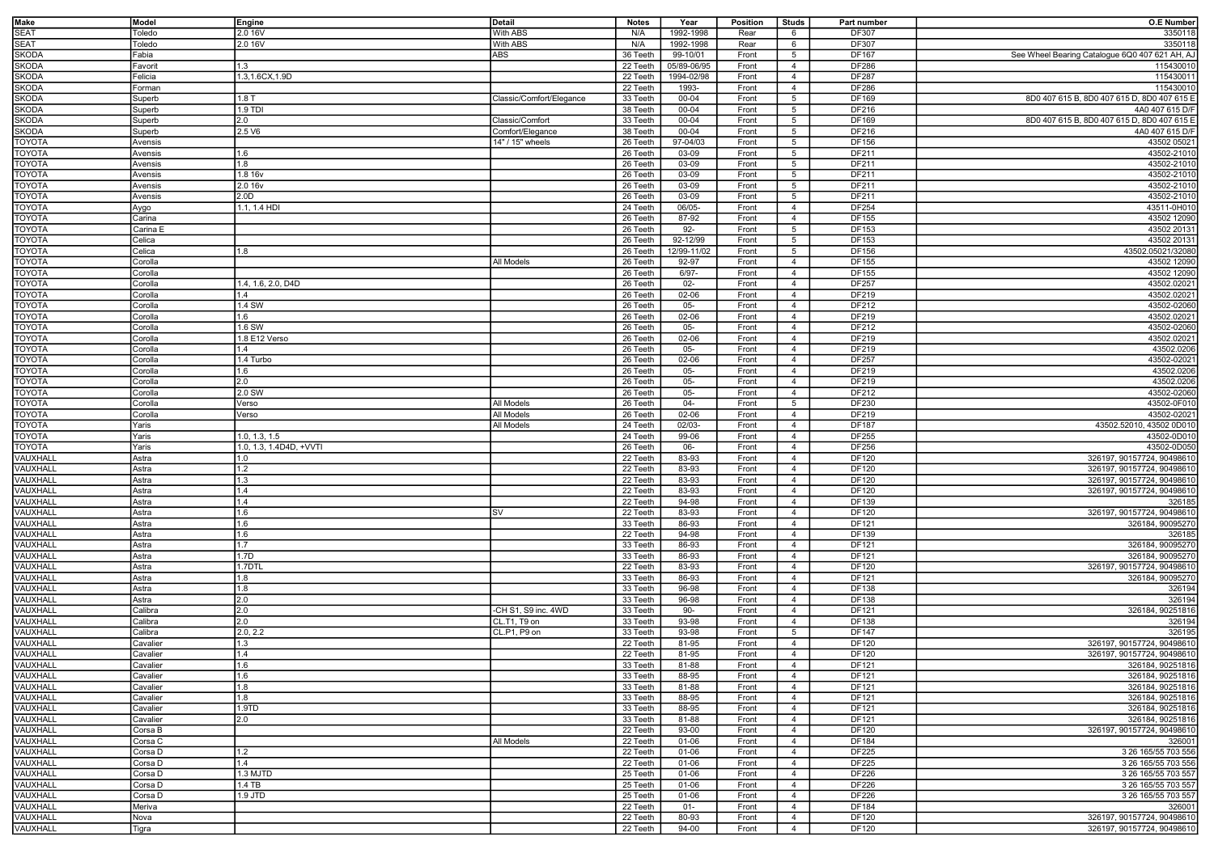| Make | Model | Engine | Detail | Notes | Year | Position | Studs | Part number | O.E Number |
|---|---|---|---|---|---|---|---|---|---|
| SEAT | Toledo | 2.0 16V | With ABS | N/A | 1992-1998 | Rear | 6 | DF307 | 3350118 |
| SEAT | Toledo | 2.0 16V | With ABS | N/A | 1992-1998 | Rear | 6 | DF307 | 3350118 |
| SKODA | Fabia | | ABS | 36 Teeth | 99-10/01 | Front | 5 | DF167 | See Wheel Bearing Catalogue 6Q0 407 621 AH, AJ |
| SKODA | Favorit | 1.3 | | 22 Teeth | 05/89-06/95 | Front | 4 | DF286 | 115430010 |
| SKODA | Felicia | 1.3,1.6CX,1.9D | | 22 Teeth | 1994-02/98 | Front | 4 | DF287 | 115430011 |
| SKODA | Forman | | | 22 Teeth | 1993- | Front | 4 | DF286 | 115430010 |
| SKODA | Superb | 1.8 T | Classic/Comfort/Elegance | 33 Teeth | 00-04 | Front | 5 | DF169 | 8D0 407 615 B, 8D0 407 615 D, 8D0 407 615 E |
| SKODA | Superb | 1.9 TDI | | 38 Teeth | 00-04 | Front | 5 | DF216 | 4A0 407 615 D/F |
| SKODA | Superb | 2.0 | Classic/Comfort | 33 Teeth | 00-04 | Front | 5 | DF169 | 8D0 407 615 B, 8D0 407 615 D, 8D0 407 615 E |
| SKODA | Superb | 2.5 V6 | Comfort/Elegance | 38 Teeth | 00-04 | Front | 5 | DF216 | 4A0 407 615 D/F |
| TOYOTA | Avensis | | 14" / 15" wheels | 26 Teeth | 97-04/03 | Front | 5 | DF156 | 43502 05021 |
| TOYOTA | Avensis | 1.6 | | 26 Teeth | 03-09 | Front | 5 | DF211 | 43502-21010 |
| TOYOTA | Avensis | 1.8 | | 26 Teeth | 03-09 | Front | 5 | DF211 | 43502-21010 |
| TOYOTA | Avensis | 1.8 16v | | 26 Teeth | 03-09 | Front | 5 | DF211 | 43502-21010 |
| TOYOTA | Avensis | 2.0 16v | | 26 Teeth | 03-09 | Front | 5 | DF211 | 43502-21010 |
| TOYOTA | Avensis | 2.0D | | 26 Teeth | 03-09 | Front | 5 | DF211 | 43502-21010 |
| TOYOTA | Aygo | 1.1, 1.4 HDI | | 24 Teeth | 06/05- | Front | 4 | DF254 | 43511-0H010 |
| TOYOTA | Carina | | | 26 Teeth | 87-92 | Front | 4 | DF155 | 43502 12090 |
| TOYOTA | Carina E | | | 26 Teeth | 92- | Front | 5 | DF153 | 43502 20131 |
| TOYOTA | Celica | | | 26 Teeth | 92-12/99 | Front | 5 | DF153 | 43502 20131 |
| TOYOTA | Celica | 1.8 | | 26 Teeth | 12/99-11/02 | Front | 5 | DF156 | 43502.05021/32080 |
| TOYOTA | Corolla | | All Models | 26 Teeth | 92-97 | Front | 4 | DF155 | 43502 12090 |
| TOYOTA | Corolla | | | 26 Teeth | 6/97- | Front | 4 | DF155 | 43502 12090 |
| TOYOTA | Corolla | 1.4, 1.6, 2.0, D4D | | 26 Teeth | 02- | Front | 4 | DF257 | 43502.02021 |
| TOYOTA | Corolla | 1.4 | | 26 Teeth | 02-06 | Front | 4 | DF219 | 43502.02021 |
| TOYOTA | Corolla | 1.4 SW | | 26 Teeth | 05- | Front | 4 | DF212 | 43502-02060 |
| TOYOTA | Corolla | 1.6 | | 26 Teeth | 02-06 | Front | 4 | DF219 | 43502.02021 |
| TOYOTA | Corolla | 1.6 SW | | 26 Teeth | 05- | Front | 4 | DF212 | 43502-02060 |
| TOYOTA | Corolla | 1.8 E12 Verso | | 26 Teeth | 02-06 | Front | 4 | DF219 | 43502.02021 |
| TOYOTA | Corolla | 1.4 | | 26 Teeth | 05- | Front | 4 | DF219 | 43502.0206 |
| TOYOTA | Corolla | 1.4 Turbo | | 26 Teeth | 02-06 | Front | 4 | DF257 | 43502-02021 |
| TOYOTA | Corolla | 1.6 | | 26 Teeth | 05- | Front | 4 | DF219 | 43502.0206 |
| TOYOTA | Corolla | 2.0 | | 26 Teeth | 05- | Front | 4 | DF219 | 43502.0206 |
| TOYOTA | Corolla | 2.0 SW | | 26 Teeth | 05- | Front | 4 | DF212 | 43502-02060 |
| TOYOTA | Corolla | Verso | All Models | 26 Teeth | 04- | Front | 5 | DF230 | 43502-0F010 |
| TOYOTA | Corolla | Verso | All Models | 26 Teeth | 02-06 | Front | 4 | DF219 | 43502-02021 |
| TOYOTA | Yaris | | All Models | 24 Teeth | 02/03- | Front | 4 | DF187 | 43502.52010, 43502 0D010 |
| TOYOTA | Yaris | 1.0, 1.3, 1.5 | | 24 Teeth | 99-06 | Front | 4 | DF255 | 43502-0D010 |
| TOYOTA | Yaris | 1.0, 1.3, 1.4D4D, +VVTI | | 26 Teeth | 06- | Front | 4 | DF256 | 43502-0D050 |
| VAUXHALL | Astra | 1.0 | | 22 Teeth | 83-93 | Front | 4 | DF120 | 326197, 90157724, 90498610 |
| VAUXHALL | Astra | 1.2 | | 22 Teeth | 83-93 | Front | 4 | DF120 | 326197, 90157724, 90498610 |
| VAUXHALL | Astra | 1.3 | | 22 Teeth | 83-93 | Front | 4 | DF120 | 326197, 90157724, 90498610 |
| VAUXHALL | Astra | 1.4 | | 22 Teeth | 83-93 | Front | 4 | DF120 | 326197, 90157724, 90498610 |
| VAUXHALL | Astra | 1.4 | | 22 Teeth | 94-98 | Front | 4 | DF139 | 326185 |
| VAUXHALL | Astra | 1.6 | SV | 22 Teeth | 83-93 | Front | 4 | DF120 | 326197, 90157724, 90498610 |
| VAUXHALL | Astra | 1.6 | | 33 Teeth | 86-93 | Front | 4 | DF121 | 326184, 90095270 |
| VAUXHALL | Astra | 1.6 | | 22 Teeth | 94-98 | Front | 4 | DF139 | 326185 |
| VAUXHALL | Astra | 1.7 | | 33 Teeth | 86-93 | Front | 4 | DF121 | 326184, 90095270 |
| VAUXHALL | Astra | 1.7D | | 33 Teeth | 86-93 | Front | 4 | DF121 | 326184, 90095270 |
| VAUXHALL | Astra | 1.7DTL | | 22 Teeth | 83-93 | Front | 4 | DF120 | 326197, 90157724, 90498610 |
| VAUXHALL | Astra | 1.8 | | 33 Teeth | 86-93 | Front | 4 | DF121 | 326184, 90095270 |
| VAUXHALL | Astra | 1.8 | | 33 Teeth | 96-98 | Front | 4 | DF138 | 326194 |
| VAUXHALL | Astra | 2.0 | | 33 Teeth | 96-98 | Front | 4 | DF138 | 326194 |
| VAUXHALL | Calibra | 2.0 | -CH S1, S9 inc. 4WD | 33 Teeth | 90- | Front | 4 | DF121 | 326184, 90251816 |
| VAUXHALL | Calibra | 2.0 | CL.T1, T9 on | 33 Teeth | 93-98 | Front | 4 | DF138 | 326194 |
| VAUXHALL | Calibra | 2.0, 2.2 | CL.P1, P9 on | 33 Teeth | 93-98 | Front | 5 | DF147 | 326195 |
| VAUXHALL | Cavalier | 1.3 | | 22 Teeth | 81-95 | Front | 4 | DF120 | 326197, 90157724, 90498610 |
| VAUXHALL | Cavalier | 1.4 | | 22 Teeth | 81-95 | Front | 4 | DF120 | 326197, 90157724, 90498610 |
| VAUXHALL | Cavalier | 1.6 | | 33 Teeth | 81-88 | Front | 4 | DF121 | 326184, 90251816 |
| VAUXHALL | Cavalier | 1.6 | | 33 Teeth | 88-95 | Front | 4 | DF121 | 326184, 90251816 |
| VAUXHALL | Cavalier | 1.8 | | 33 Teeth | 81-88 | Front | 4 | DF121 | 326184, 90251816 |
| VAUXHALL | Cavalier | 1.8 | | 33 Teeth | 88-95 | Front | 4 | DF121 | 326184, 90251816 |
| VAUXHALL | Cavalier | 1.9TD | | 33 Teeth | 88-95 | Front | 4 | DF121 | 326184, 90251816 |
| VAUXHALL | Cavalier | 2.0 | | 33 Teeth | 81-88 | Front | 4 | DF121 | 326184, 90251816 |
| VAUXHALL | Corsa B | | | 22 Teeth | 93-00 | Front | 4 | DF120 | 326197, 90157724, 90498610 |
| VAUXHALL | Corsa C | | All Models | 22 Teeth | 01-06 | Front | 4 | DF184 | 326001 |
| VAUXHALL | Corsa D | 1.2 | | 22 Teeth | 01-06 | Front | 4 | DF225 | 3 26 165/55 703 556 |
| VAUXHALL | Corsa D | 1.4 | | 22 Teeth | 01-06 | Front | 4 | DF225 | 3 26 165/55 703 556 |
| VAUXHALL | Corsa D | 1.3 MJTD | | 25 Teeth | 01-06 | Front | 4 | DF226 | 3 26 165/55 703 557 |
| VAUXHALL | Corsa D | 1.4 TB | | 25 Teeth | 01-06 | Front | 4 | DF226 | 3 26 165/55 703 557 |
| VAUXHALL | Corsa D | 1.9 JTD | | 25 Teeth | 01-06 | Front | 4 | DF226 | 3 26 165/55 703 557 |
| VAUXHALL | Meriva | | | 22 Teeth | 01- | Front | 4 | DF184 | 326001 |
| VAUXHALL | Nova | | | 22 Teeth | 80-93 | Front | 4 | DF120 | 326197, 90157724, 90498610 |
| VAUXHALL | Tigra | | | 22 Teeth | 94-00 | Front | 4 | DF120 | 326197, 90157724, 90498610 |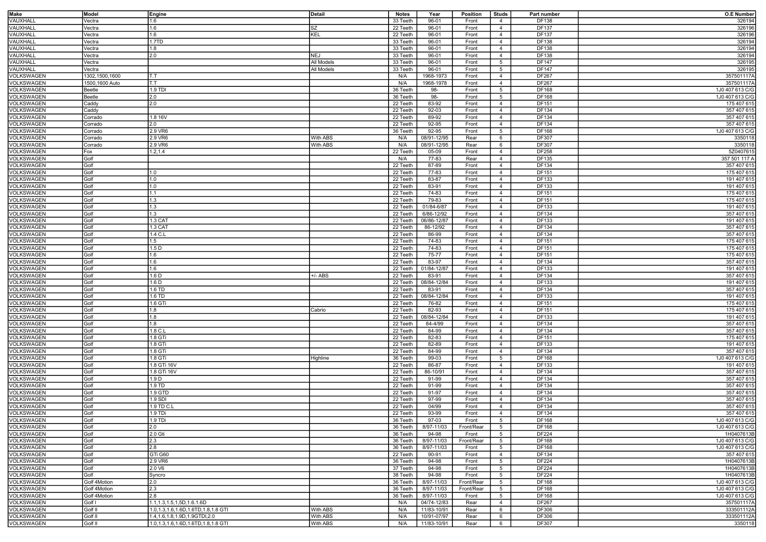| Make | Model | Engine | Detail | Notes | Year | Position | Studs | Part number | O.E Number |
|---|---|---|---|---|---|---|---|---|---|
| VAUXHALL | Vectra | 1.6 | | 33 Teeth | 96-01 | Front | 4 | DF138 | 326194 |
| VAUXHALL | Vectra | 1.6 | SZ | 22 Teeth | 96-01 | Front | 4 | DF137 | 326196 |
| VAUXHALL | Vectra | 1.6 | KEL | 22 Teeth | 96-01 | Front | 4 | DF137 | 326196 |
| VAUXHALL | Vectra | 1.7TD | | 33 Teeth | 96-01 | Front | 4 | DF138 | 326194 |
| VAUXHALL | Vectra | 1.8 | | 33 Teeth | 96-01 | Front | 4 | DF138 | 326194 |
| VAUXHALL | Vectra | 2.0 | NEJ | 33 Teeth | 96-01 | Front | 4 | DF138 | 326194 |
| VAUXHALL | Vectra | | All Models | 33 Teeth | 96-01 | Front | 5 | DF147 | 326195 |
| VAUXHALL | Vectra | | All Models | 33 Teeth | 96-01 | Front | 5 | DF147 | 326195 |
| VOLKSWAGEN | 1302,1500,1600 | T.T | | N/A | 1968-1973 | Front | 4 | DF267 | 357501117A |
| VOLKSWAGEN | 1500,1600 Auto | T.T | | N/A | 1968-1978 | Front | 4 | DF267 | 357501117A |
| VOLKSWAGEN | Beetle | 1.9 TDI | | 36 Teeth | 98- | Front | 5 | DF168 | 1J0 407 613 C/G |
| VOLKSWAGEN | Beetle | 2.0 | | 36 Teeth | 98- | Front | 5 | DF168 | 1J0 407 613 C/G |
| VOLKSWAGEN | Caddy | 2.0 | | 22 Teeth | 83-92 | Front | 4 | DF151 | 175 407 615 |
| VOLKSWAGEN | Caddy | | | 22 Teeth | 92-03 | Front | 4 | DF134 | 357 407 615 |
| VOLKSWAGEN | Corrado | 1.8 16V | | 22 Teeth | 89-92 | Front | 4 | DF134 | 357 407 615 |
| VOLKSWAGEN | Corrado | 2.0 | | 22 Teeth | 92-95 | Front | 4 | DF134 | 357 407 615 |
| VOLKSWAGEN | Corrado | 2.9 VR6 | | 36 Teeth | 92-95 | Front | 5 | DF168 | 1J0 407 613 C/G |
| VOLKSWAGEN | Corrado | 2.9 VR6 | With ABS | N/A | 08/91-12/95 | Rear | 6 | DF307 | 3350118 |
| VOLKSWAGEN | Corrado | 2.9 VR6 | With ABS | N/A | 08/91-12/95 | Rear | 6 | DF307 | 3350118 |
| VOLKSWAGEN | Fox | 1.2,1.4 | | 22 Teeth | 05-09 | Front | 4 | DF258 | 5Z0407615 |
| VOLKSWAGEN | Golf | | | N/A | 77-83 | Rear | 4 | DF135 | 357 501 117 A |
| VOLKSWAGEN | Golf | | | 22 Teeth | 87-89 | Front | 4 | DF134 | 357 407 615 |
| VOLKSWAGEN | Golf | 1.0 | | 22 Teeth | 77-83 | Front | 4 | DF151 | 175 407 615 |
| VOLKSWAGEN | Golf | 1.0 | | 22 Teeth | 83-87 | Front | 4 | DF133 | 191 407 615 |
| VOLKSWAGEN | Golf | 1.0 | | 22 Teeth | 83-91 | Front | 4 | DF133 | 191 407 615 |
| VOLKSWAGEN | Golf | 1.1 | | 22 Teeth | 74-83 | Front | 4 | DF151 | 175 407 615 |
| VOLKSWAGEN | Golf | 1.3 | | 22 Teeth | 79-83 | Front | 4 | DF151 | 175 407 615 |
| VOLKSWAGEN | Golf | 1.3 | | 22 Teeth | 01/84-6/87 | Front | 4 | DF133 | 191 407 615 |
| VOLKSWAGEN | Golf | 1.3 | | 22 Teeth | 6/86-12/92 | Front | 4 | DF134 | 357 407 615 |
| VOLKSWAGEN | Golf | 1.3 CAT | | 22 Teeth | 06/86-12/87 | Front | 4 | DF133 | 191 407 615 |
| VOLKSWAGEN | Golf | 1.3 CAT | | 22 Teeth | 86-12/92 | Front | 4 | DF134 | 357 407 615 |
| VOLKSWAGEN | Golf | 1.4 C.L | | 22 Teeth | 86-99 | Front | 4 | DF134 | 357 407 615 |
| VOLKSWAGEN | Golf | 1.5 | | 22 Teeth | 74-83 | Front | 4 | DF151 | 175 407 615 |
| VOLKSWAGEN | Golf | 1.5 D | | 22 Teeth | 74-83 | Front | 4 | DF151 | 175 407 615 |
| VOLKSWAGEN | Golf | 1.6 | | 22 Teeth | 75-77 | Front | 4 | DF151 | 175 407 615 |
| VOLKSWAGEN | Golf | 1.6 | | 22 Teeth | 83-97 | Front | 4 | DF134 | 357 407 615 |
| VOLKSWAGEN | Golf | 1.6 | | 22 Teeth | 01/84-12/87 | Front | 4 | DF133 | 191 407 615 |
| VOLKSWAGEN | Golf | 1.6 D | +/- ABS | 22 Teeth | 83-91 | Front | 4 | DF134 | 357 407 615 |
| VOLKSWAGEN | Golf | 1.6 D | | 22 Teeth | 08/84-12/84 | Front | 4 | DF133 | 191 407 615 |
| VOLKSWAGEN | Golf | 1.6 TD | | 22 Teeth | 83-91 | Front | 4 | DF134 | 357 407 615 |
| VOLKSWAGEN | Golf | 1.6 TD | | 22 Teeth | 08/84-12/84 | Front | 4 | DF133 | 191 407 615 |
| VOLKSWAGEN | Golf | 1.6 GTi | | 22 Teeth | 76-82 | Front | 4 | DF151 | 175 407 615 |
| VOLKSWAGEN | Golf | 1.8 | Cabrio | 22 Teeth | 82-93 | Front | 4 | DF151 | 175 407 615 |
| VOLKSWAGEN | Golf | 1.8 | | 22 Teeth | 08/84-12/84 | Front | 4 | DF133 | 191 407 615 |
| VOLKSWAGEN | Golf | 1.8 | | 22 Teeth | 84-4/99 | Front | 4 | DF134 | 357 407 615 |
| VOLKSWAGEN | Golf | 1.8 C.L | | 22 Teeth | 84-99 | Front | 4 | DF134 | 357 407 615 |
| VOLKSWAGEN | Golf | 1.8 GTi | | 22 Teeth | 82-83 | Front | 4 | DF151 | 175 407 615 |
| VOLKSWAGEN | Golf | 1.8 GTi | | 22 Teeth | 82-89 | Front | 4 | DF133 | 191 407 615 |
| VOLKSWAGEN | Golf | 1.8 GTi | | 22 Teeth | 84-99 | Front | 4 | DF134 | 357 407 615 |
| VOLKSWAGEN | Golf | 1.8 GTi | Highline | 36 Teeth | 99-03 | Front | 5 | DF168 | 1J0 407 613 C/G |
| VOLKSWAGEN | Golf | 1.8 GTi 16V | | 22 Teeth | 86-87 | Front | 4 | DF133 | 191 407 615 |
| VOLKSWAGEN | Golf | 1.8 GTi 16V | | 22 Teeth | 86-10/91 | Front | 4 | DF134 | 357 407 615 |
| VOLKSWAGEN | Golf | 1.9 D | | 22 Teeth | 91-99 | Front | 4 | DF134 | 357 407 615 |
| VOLKSWAGEN | Golf | 1.9 TD | | 22 Teeth | 91-99 | Front | 4 | DF134 | 357 407 615 |
| VOLKSWAGEN | Golf | 1.9 GTD | | 22 Teeth | 91-97 | Front | 4 | DF134 | 357 407 615 |
| VOLKSWAGEN | Golf | 1.9 SDI | | 22 Teeth | 97-99 | Front | 4 | DF134 | 357 407 615 |
| VOLKSWAGEN | Golf | 1.9 TD C.L | | 22 Teeth | 04/99 | Front | 4 | DF134 | 357 407 615 |
| VOLKSWAGEN | Golf | 1.9 TDi | | 22 Teeth | 93-99 | Front | 4 | DF134 | 357 407 615 |
| VOLKSWAGEN | Golf | 1.9 TDi | | 36 Teeth | 97-03 | Front | 5 | DF168 | 1J0 407 613 C/G |
| VOLKSWAGEN | Golf | 2.0 | | 36 Teeth | 8/97-11/03 | Front/Rear | 5 | DF168 | 1J0 407 613 C/G |
| VOLKSWAGEN | Golf | 2.0 Gti | | 36 Teeth | 94-98 | Front | 5 | DF224 | 1H0407613B |
| VOLKSWAGEN | Golf | 2.3 | | 36 Teeth | 8/97-11/03 | Front/Rear | 5 | DF168 | 1J0 407 613 C/G |
| VOLKSWAGEN | Golf | 2.8 | | 36 Teeth | 8/97-11/03 | Front | 5 | DF168 | 1J0 407 613 C/G |
| VOLKSWAGEN | Golf | GTi G60 | | 22 Teeth | 90-91 | Front | 4 | DF134 | 357 407 615 |
| VOLKSWAGEN | Golf | 2.9 VR6 | | 36 Teeth | 94-98 | Front | 5 | DF224 | 1H0407613B |
| VOLKSWAGEN | Golf | 2.0 V6 | | 37 Teeth | 94-98 | Front | 5 | DF224 | 1H0407613B |
| VOLKSWAGEN | Golf | Syncro | | 38 Teeth | 94-98 | Front | 5 | DF224 | 1H0407613B |
| VOLKSWAGEN | Golf 4Motion | 2.0 | | 36 Teeth | 8/97-11/03 | Front/Rear | 5 | DF168 | 1J0 407 613 C/G |
| VOLKSWAGEN | Golf 4Motion | 2.3 | | 36 Teeth | 8/97-11/03 | Front/Rear | 5 | DF168 | 1J0 407 613 C/G |
| VOLKSWAGEN | Golf 4Motion | 2.8 | | 36 Teeth | 8/97-11/03 | Front | 5 | DF168 | 1J0 407 613 C/G |
| VOLKSWAGEN | Golf I | 1.1,1.3,1.5,1.5D,1.6.1.6D | | N/A | 04/74-12/83 | Rear | 4 | DF267 | 357501117A |
| VOLKSWAGEN | Golf II | 1.0,1.3,1.6,1.6D,1.6TD,1.8,1.8 GTI | With ABS | N/A | 11/83-10/91 | Rear | 6 | DF306 | 333501112A |
| VOLKSWAGEN | Golf II | 1.4,1.6,1.8,1.9D,1.9GTDI,2.0 | With ABS | N/A | 10/91-07/97 | Rear | 6 | DF306 | 333501112A |
| VOLKSWAGEN | Golf II | 1.0,1.3,1.6,1.6D,1.6TD,1.8,1.8 GTI | With ABS | N/A | 11/83-10/91 | Rear | 6 | DF307 | 3350118 |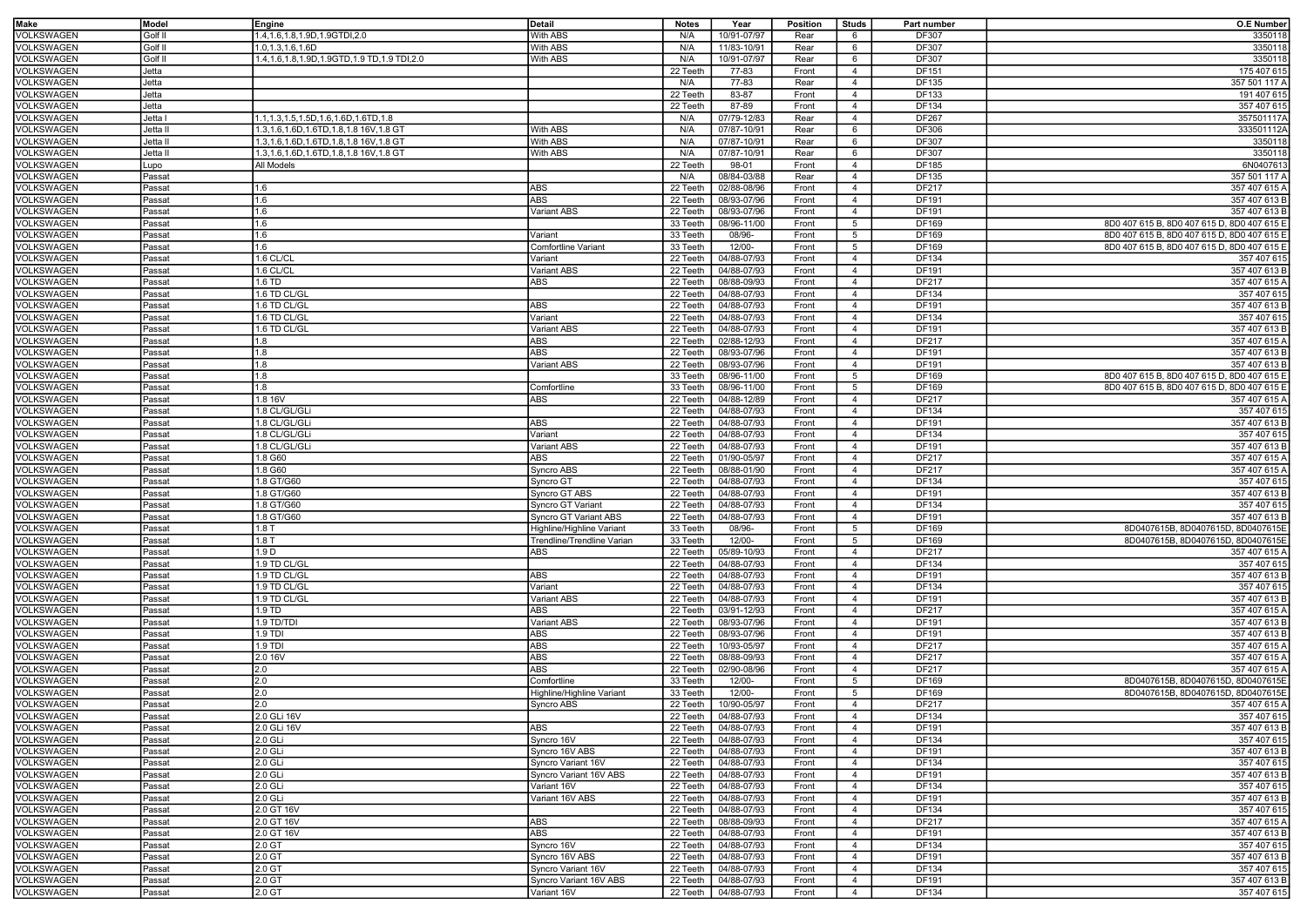| Make | Model | Engine | Detail | Notes | Year | Position | Studs | Part number | O.E Number |
|---|---|---|---|---|---|---|---|---|---|
| VOLKSWAGEN | Golf II | 1.4,1.6,1.8,1.9D,1.9GTDI,2.0 | With ABS | N/A | 10/91-07/97 | Rear | 6 | DF307 | 3350118 |
| VOLKSWAGEN | Golf II | 1.0,1.3,1.6,1.6D | With ABS | N/A | 11/83-10/91 | Rear | 6 | DF307 | 3350118 |
| VOLKSWAGEN | Golf II | 1.4,1.6,1.8,1.9D,1.9GTD,1.9 TD,1.9 TDI,2.0 | With ABS | N/A | 10/91-07/97 | Rear | 6 | DF307 | 3350118 |
| VOLKSWAGEN | Jetta | | | 22 Teeth | 77-83 | Front | 4 | DF151 | 175 407 615 |
| VOLKSWAGEN | Jetta | | | N/A | 77-83 | Rear | 4 | DF135 | 357 501 117 A |
| VOLKSWAGEN | Jetta | | | 22 Teeth | 83-87 | Front | 4 | DF133 | 191 407 615 |
| VOLKSWAGEN | Jetta | | | 22 Teeth | 87-89 | Front | 4 | DF134 | 357 407 615 |
| VOLKSWAGEN | Jetta I | 1.1,1.3,1.5,1.5D,1.6,1.6D,1.6TD,1.8 | | N/A | 07/79-12/83 | Rear | 4 | DF267 | 357501117A |
| VOLKSWAGEN | Jetta II | 1.3,1.6,1.6D,1.6TD,1.8,1.8 16V,1.8 GT | With ABS | N/A | 07/87-10/91 | Rear | 6 | DF306 | 333501112A |
| VOLKSWAGEN | Jetta II | 1.3,1.6,1.6D,1.6TD,1.8,1.8 16V,1.8 GT | With ABS | N/A | 07/87-10/91 | Rear | 6 | DF307 | 3350118 |
| VOLKSWAGEN | Jetta II | 1.3,1.6,1.6D,1.6TD,1.8,1.8 16V,1.8 GT | With ABS | N/A | 07/87-10/91 | Rear | 6 | DF307 | 3350118 |
| VOLKSWAGEN | Lupo | All Models | | 22 Teeth | 98-01 | Front | 4 | DF185 | 6N0407613 |
| VOLKSWAGEN | Passat | | | N/A | 08/84-03/88 | Rear | 4 | DF135 | 357 501 117 A |
| VOLKSWAGEN | Passat | 1.6 | ABS | 22 Teeth | 02/88-08/96 | Front | 4 | DF217 | 357 407 615 A |
| VOLKSWAGEN | Passat | 1.6 | ABS | 22 Teeth | 08/93-07/96 | Front | 4 | DF191 | 357 407 613 B |
| VOLKSWAGEN | Passat | 1.6 | Variant ABS | 22 Teeth | 08/93-07/96 | Front | 4 | DF191 | 357 407 613 B |
| VOLKSWAGEN | Passat | 1.6 | | 33 Teeth | 08/96-11/00 | Front | 5 | DF169 | 8D0 407 615 B, 8D0 407 615 D, 8D0 407 615 E |
| VOLKSWAGEN | Passat | 1.6 | Variant | 33 Teeth | 08/96- | Front | 5 | DF169 | 8D0 407 615 B, 8D0 407 615 D, 8D0 407 615 E |
| VOLKSWAGEN | Passat | 1.6 | Comfortline Variant | 33 Teeth | 12/00- | Front | 5 | DF169 | 8D0 407 615 B, 8D0 407 615 D, 8D0 407 615 E |
| VOLKSWAGEN | Passat | 1.6 CL/CL | Variant | 22 Teeth | 04/88-07/93 | Front | 4 | DF134 | 357 407 615 |
| VOLKSWAGEN | Passat | 1.6 CL/CL | Variant ABS | 22 Teeth | 04/88-07/93 | Front | 4 | DF191 | 357 407 613 B |
| VOLKSWAGEN | Passat | 1.6 TD | ABS | 22 Teeth | 08/88-09/93 | Front | 4 | DF217 | 357 407 615 A |
| VOLKSWAGEN | Passat | 1.6 TD CL/GL | | 22 Teeth | 04/88-07/93 | Front | 4 | DF134 | 357 407 615 |
| VOLKSWAGEN | Passat | 1.6 TD CL/GL | ABS | 22 Teeth | 04/88-07/93 | Front | 4 | DF191 | 357 407 613 B |
| VOLKSWAGEN | Passat | 1.6 TD CL/GL | Variant | 22 Teeth | 04/88-07/93 | Front | 4 | DF134 | 357 407 615 |
| VOLKSWAGEN | Passat | 1.6 TD CL/GL | Variant ABS | 22 Teeth | 04/88-07/93 | Front | 4 | DF191 | 357 407 613 B |
| VOLKSWAGEN | Passat | 1.8 | ABS | 22 Teeth | 02/88-12/93 | Front | 4 | DF217 | 357 407 615 A |
| VOLKSWAGEN | Passat | 1.8 | ABS | 22 Teeth | 08/93-07/96 | Front | 4 | DF191 | 357 407 613 B |
| VOLKSWAGEN | Passat | 1.8 | Variant ABS | 22 Teeth | 08/93-07/96 | Front | 4 | DF191 | 357 407 613 B |
| VOLKSWAGEN | Passat | 1.8 | | 33 Teeth | 08/96-11/00 | Front | 5 | DF169 | 8D0 407 615 B, 8D0 407 615 D, 8D0 407 615 E |
| VOLKSWAGEN | Passat | 1.8 | Comfortline | 33 Teeth | 08/96-11/00 | Front | 5 | DF169 | 8D0 407 615 B, 8D0 407 615 D, 8D0 407 615 E |
| VOLKSWAGEN | Passat | 1.8 16V | ABS | 22 Teeth | 04/88-12/89 | Front | 4 | DF217 | 357 407 615 A |
| VOLKSWAGEN | Passat | 1.8 CL/GL/GLi | | 22 Teeth | 04/88-07/93 | Front | 4 | DF134 | 357 407 615 |
| VOLKSWAGEN | Passat | 1.8 CL/GL/GLi | ABS | 22 Teeth | 04/88-07/93 | Front | 4 | DF191 | 357 407 613 B |
| VOLKSWAGEN | Passat | 1.8 CL/GL/GLi | Variant | 22 Teeth | 04/88-07/93 | Front | 4 | DF134 | 357 407 615 |
| VOLKSWAGEN | Passat | 1.8 CL/GL/GLi | Variant ABS | 22 Teeth | 04/88-07/93 | Front | 4 | DF191 | 357 407 613 B |
| VOLKSWAGEN | Passat | 1.8 G60 | ABS | 22 Teeth | 01/90-05/97 | Front | 4 | DF217 | 357 407 615 A |
| VOLKSWAGEN | Passat | 1.8 G60 | Syncro ABS | 22 Teeth | 08/88-01/90 | Front | 4 | DF217 | 357 407 615 A |
| VOLKSWAGEN | Passat | 1.8 GT/G60 | Syncro GT | 22 Teeth | 04/88-07/93 | Front | 4 | DF134 | 357 407 615 |
| VOLKSWAGEN | Passat | 1.8 GT/G60 | Syncro GT ABS | 22 Teeth | 04/88-07/93 | Front | 4 | DF191 | 357 407 613 B |
| VOLKSWAGEN | Passat | 1.8 GT/G60 | Syncro GT Variant | 22 Teeth | 04/88-07/93 | Front | 4 | DF134 | 357 407 615 |
| VOLKSWAGEN | Passat | 1.8 GT/G60 | Syncro GT Variant ABS | 22 Teeth | 04/88-07/93 | Front | 4 | DF191 | 357 407 613 B |
| VOLKSWAGEN | Passat | 1.8 T | Highline/Highline Variant | 33 Teeth | 08/96- | Front | 5 | DF169 | 8D0407615B, 8D0407615D, 8D0407615E |
| VOLKSWAGEN | Passat | 1.8 T | Trendline/Trendline Varian | 33 Teeth | 12/00- | Front | 5 | DF169 | 8D0407615B, 8D0407615D, 8D0407615E |
| VOLKSWAGEN | Passat | 1.9 D | ABS | 22 Teeth | 05/89-10/93 | Front | 4 | DF217 | 357 407 615 A |
| VOLKSWAGEN | Passat | 1.9 TD CL/GL | | 22 Teeth | 04/88-07/93 | Front | 4 | DF134 | 357 407 615 |
| VOLKSWAGEN | Passat | 1.9 TD CL/GL | ABS | 22 Teeth | 04/88-07/93 | Front | 4 | DF191 | 357 407 613 B |
| VOLKSWAGEN | Passat | 1.9 TD CL/GL | Variant | 22 Teeth | 04/88-07/93 | Front | 4 | DF134 | 357 407 615 |
| VOLKSWAGEN | Passat | 1.9 TD CL/GL | Variant ABS | 22 Teeth | 04/88-07/93 | Front | 4 | DF191 | 357 407 613 B |
| VOLKSWAGEN | Passat | 1.9 TD | ABS | 22 Teeth | 03/91-12/93 | Front | 4 | DF217 | 357 407 615 A |
| VOLKSWAGEN | Passat | 1.9 TD/TDI | Variant ABS | 22 Teeth | 08/93-07/96 | Front | 4 | DF191 | 357 407 613 B |
| VOLKSWAGEN | Passat | 1.9 TDI | ABS | 22 Teeth | 08/93-07/96 | Front | 4 | DF191 | 357 407 613 B |
| VOLKSWAGEN | Passat | 1.9 TDI | ABS | 22 Teeth | 10/93-05/97 | Front | 4 | DF217 | 357 407 615 A |
| VOLKSWAGEN | Passat | 2.0 16V | ABS | 22 Teeth | 08/88-09/93 | Front | 4 | DF217 | 357 407 615 A |
| VOLKSWAGEN | Passat | 2.0 | ABS | 22 Teeth | 02/90-08/96 | Front | 4 | DF217 | 357 407 615 A |
| VOLKSWAGEN | Passat | 2.0 | Comfortline | 33 Teeth | 12/00- | Front | 5 | DF169 | 8D0407615B, 8D0407615D, 8D0407615E |
| VOLKSWAGEN | Passat | 2.0 | Highline/Highline Variant | 33 Teeth | 12/00- | Front | 5 | DF169 | 8D0407615B, 8D0407615D, 8D0407615E |
| VOLKSWAGEN | Passat | 2.0 | Syncro ABS | 22 Teeth | 10/90-05/97 | Front | 4 | DF217 | 357 407 615 A |
| VOLKSWAGEN | Passat | 2.0 GLi 16V | | 22 Teeth | 04/88-07/93 | Front | 4 | DF134 | 357 407 615 |
| VOLKSWAGEN | Passat | 2.0 GLi 16V | ABS | 22 Teeth | 04/88-07/93 | Front | 4 | DF191 | 357 407 613 B |
| VOLKSWAGEN | Passat | 2.0 GLi | Syncro 16V | 22 Teeth | 04/88-07/93 | Front | 4 | DF134 | 357 407 615 |
| VOLKSWAGEN | Passat | 2.0 GLi | Syncro 16V ABS | 22 Teeth | 04/88-07/93 | Front | 4 | DF191 | 357 407 613 B |
| VOLKSWAGEN | Passat | 2.0 GLi | Syncro Variant 16V | 22 Teeth | 04/88-07/93 | Front | 4 | DF134 | 357 407 615 |
| VOLKSWAGEN | Passat | 2.0 GLi | Syncro Variant 16V ABS | 22 Teeth | 04/88-07/93 | Front | 4 | DF191 | 357 407 613 B |
| VOLKSWAGEN | Passat | 2.0 GLi | Variant 16V | 22 Teeth | 04/88-07/93 | Front | 4 | DF134 | 357 407 615 |
| VOLKSWAGEN | Passat | 2.0 GLi | Variant 16V ABS | 22 Teeth | 04/88-07/93 | Front | 4 | DF191 | 357 407 613 B |
| VOLKSWAGEN | Passat | 2.0 GT 16V | | 22 Teeth | 04/88-07/93 | Front | 4 | DF134 | 357 407 615 |
| VOLKSWAGEN | Passat | 2.0 GT 16V | ABS | 22 Teeth | 08/88-09/93 | Front | 4 | DF217 | 357 407 615 A |
| VOLKSWAGEN | Passat | 2.0 GT 16V | ABS | 22 Teeth | 04/88-07/93 | Front | 4 | DF191 | 357 407 613 B |
| VOLKSWAGEN | Passat | 2.0 GT | Syncro 16V | 22 Teeth | 04/88-07/93 | Front | 4 | DF134 | 357 407 615 |
| VOLKSWAGEN | Passat | 2.0 GT | Syncro 16V ABS | 22 Teeth | 04/88-07/93 | Front | 4 | DF191 | 357 407 613 B |
| VOLKSWAGEN | Passat | 2.0 GT | Syncro Variant 16V | 22 Teeth | 04/88-07/93 | Front | 4 | DF134 | 357 407 615 |
| VOLKSWAGEN | Passat | 2.0 GT | Syncro Variant 16V ABS | 22 Teeth | 04/88-07/93 | Front | 4 | DF191 | 357 407 613 B |
| VOLKSWAGEN | Passat | 2.0 GT | Variant 16V | 22 Teeth | 04/88-07/93 | Front | 4 | DF134 | 357 407 615 |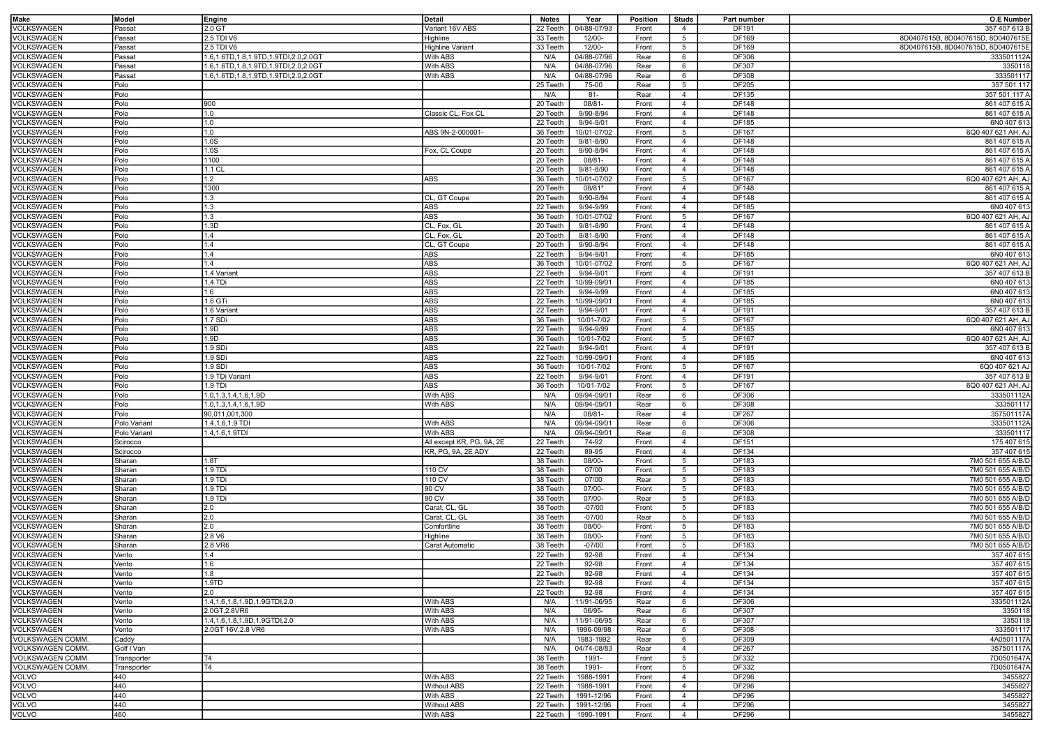| Make | Model | Engine | Detail | Notes | Year | Position | Studs | Part number | O.E Number |
|---|---|---|---|---|---|---|---|---|---|
| VOLKSWAGEN | Passat | 2.0 GT | Variant 16V ABS | 22 Teeth | 04/88-07/93 | Front | 4 | DF191 | 357 407 613 B |
| VOLKSWAGEN | Passat | 2.5 TDI V6 | Highline | 33 Teeth | 12/00- | Front | 5 | DF169 | 8D0407615B, 8D0407615D, 8D0407615E |
| VOLKSWAGEN | Passat | 2.5 TDI V6 | Highline Variant | 33 Teeth | 12/00- | Front | 5 | DF169 | 8D0407615B, 8D0407615D, 8D0407615E |
| VOLKSWAGEN | Passat | 1.6,1.6TD,1.8,1.9TD,1.9TDI,2.0,2.0GT | With ABS | N/A | 04/88-07/96 | Rear | 6 | DF306 | 333501112A |
| VOLKSWAGEN | Passat | 1.6,1.6TD,1.8,1.9TD,1.9TDI,2.0,2.0GT | With ABS | N/A | 04/88-07/96 | Rear | 6 | DF307 | 3350118 |
| VOLKSWAGEN | Passat | 1.6,1.6TD,1.8,1.9TD,1.9TDI,2.0,2.0GT | With ABS | N/A | 04/88-07/96 | Rear | 6 | DF308 | 333501117 |
| VOLKSWAGEN | Polo | | | 25 Teeth | 75-00 | Rear | 5 | DF205 | 357 501 117 |
| VOLKSWAGEN | Polo | | | N/A | 81- | Rear | 4 | DF135 | 357 501 117 A |
| VOLKSWAGEN | Polo | 900 | | 20 Teeth | 08/81- | Front | 4 | DF148 | 861 407 615 A |
| VOLKSWAGEN | Polo | 1.0 | Classic CL, Fox CL | 20 Teeth | 9/90-8/94 | Front | 4 | DF148 | 861 407 615 A |
| VOLKSWAGEN | Polo | 1.0 | | 22 Teeth | 9/94-9/01 | Front | 4 | DF185 | 6N0 407 613 |
| VOLKSWAGEN | Polo | 1.0 | ABS 9N-2-000001- | 36 Teeth | 10/01-07/02 | Front | 5 | DF167 | 6Q0 407 621 AH, AJ |
| VOLKSWAGEN | Polo | 1.0S | | 20 Teeth | 9/81-8/90 | Front | 4 | DF148 | 861 407 615 A |
| VOLKSWAGEN | Polo | 1.0S | Fox, CL Coupe | 20 Teeth | 9/90-8/94 | Front | 4 | DF148 | 861 407 615 A |
| VOLKSWAGEN | Polo | 1100 | | 20 Teeth | 08/81- | Front | 4 | DF148 | 861 407 615 A |
| VOLKSWAGEN | Polo | 1.1 CL | | 20 Teeth | 9/81-8/90 | Front | 4 | DF148 | 861 407 615 A |
| VOLKSWAGEN | Polo | 1.2 | ABS | 36 Teeth | 10/01-07/02 | Front | 5 | DF167 | 6Q0 407 621 AH, AJ |
| VOLKSWAGEN | Polo | 1300 | | 20 Teeth | 08/81* | Front | 4 | DF148 | 861 407 615 A |
| VOLKSWAGEN | Polo | 1.3 | CL, GT Coupe | 20 Teeth | 9/90-8/94 | Front | 4 | DF148 | 861 407 615 A |
| VOLKSWAGEN | Polo | 1.3 | ABS | 22 Teeth | 9/94-9/99 | Front | 4 | DF185 | 6N0 407 613 |
| VOLKSWAGEN | Polo | 1.3 | ABS | 36 Teeth | 10/01-07/02 | Front | 5 | DF167 | 6Q0 407 621 AH, AJ |
| VOLKSWAGEN | Polo | 1.3D | CL, Fox, GL | 20 Teeth | 9/81-8/90 | Front | 4 | DF148 | 861 407 615 A |
| VOLKSWAGEN | Polo | 1.4 | CL, Fox, GL | 20 Teeth | 9/81-8/90 | Front | 4 | DF148 | 861 407 615 A |
| VOLKSWAGEN | Polo | 1.4 | CL, GT Coupe | 20 Teeth | 9/90-8/94 | Front | 4 | DF148 | 861 407 615 A |
| VOLKSWAGEN | Polo | 1.4 | ABS | 22 Teeth | 9/94-9/01 | Front | 4 | DF185 | 6N0 407 613 |
| VOLKSWAGEN | Polo | 1.4 | ABS | 36 Teeth | 10/01-07/02 | Front | 5 | DF167 | 6Q0 407 621 AH, AJ |
| VOLKSWAGEN | Polo | 1.4 Variant | ABS | 22 Teeth | 9/94-9/01 | Front | 4 | DF191 | 357 407 613 B |
| VOLKSWAGEN | Polo | 1.4 TDi | ABS | 22 Teeth | 10/99-09/01 | Front | 4 | DF185 | 6N0 407 613 |
| VOLKSWAGEN | Polo | 1.6 | ABS | 22 Teeth | 9/94-9/99 | Front | 4 | DF185 | 6N0 407 613 |
| VOLKSWAGEN | Polo | 1.6 GTi | ABS | 22 Teeth | 10/99-09/01 | Front | 4 | DF185 | 6N0 407 613 |
| VOLKSWAGEN | Polo | 1.6 Variant | ABS | 22 Teeth | 9/94-9/01 | Front | 4 | DF191 | 357 407 613 B |
| VOLKSWAGEN | Polo | 1.7 SDi | ABS | 36 Teeth | 10/01-7/02 | Front | 5 | DF167 | 6Q0 407 621 AH, AJ |
| VOLKSWAGEN | Polo | 1.9D | ABS | 22 Teeth | 9/94-9/99 | Front | 4 | DF185 | 6N0 407 613 |
| VOLKSWAGEN | Polo | 1.9D | ABS | 36 Teeth | 10/01-7/02 | Front | 5 | DF167 | 6Q0 407 621 AH, AJ |
| VOLKSWAGEN | Polo | 1.9 SDi | ABS | 22 Teeth | 9/94-9/01 | Front | 4 | DF191 | 357 407 613 B |
| VOLKSWAGEN | Polo | 1.9 SDi | ABS | 22 Teeth | 10/99-09/01 | Front | 4 | DF185 | 6N0 407 613 |
| VOLKSWAGEN | Polo | 1.9 SDi | ABS | 36 Teeth | 10/01-7/02 | Front | 5 | DF167 | 6Q0 407 621 AJ |
| VOLKSWAGEN | Polo | 1.9 TDi Variant | ABS | 22 Teeth | 9/94-9/01 | Front | 4 | DF191 | 357 407 613 B |
| VOLKSWAGEN | Polo | 1.9 TDi | ABS | 36 Teeth | 10/01-7/02 | Front | 5 | DF167 | 6Q0 407 621 AH, AJ |
| VOLKSWAGEN | Polo | 1.0,1.3,1.4,1.6,1.9D | With ABS | N/A | 09/94-09/01 | Rear | 6 | DF306 | 333501112A |
| VOLKSWAGEN | Polo | 1.0,1.3,1.4,1.6,1.9D | With ABS | N/A | 09/94-09/01 | Rear | 6 | DF308 | 333501117 |
| VOLKSWAGEN | Polo | 90,011,001,300 | | N/A | 08/81- | Rear | 4 | DF267 | 357501117A |
| VOLKSWAGEN | Polo Variant | 1.4,1.6,1.9 TDI | With ABS | N/A | 09/94-09/01 | Rear | 6 | DF306 | 333501112A |
| VOLKSWAGEN | Polo Variant | 1.4,1.6,1.9TDI | With ABS | N/A | 09/94-09/01 | Rear | 6 | DF308 | 333501117 |
| VOLKSWAGEN | Scirocco | | All except KR, PG, 9A, 2E | 22 Teeth | 74-92 | Front | 4 | DF151 | 175 407 615 |
| VOLKSWAGEN | Scirocco | | KR, PG, 9A, 2E ADY | 22 Teeth | 89-95 | Front | 4 | DF134 | 357 407 615 |
| VOLKSWAGEN | Sharan | 1.8T | | 38 Teeth | 08/00- | Front | 5 | DF183 | 7M0 501 655 A/B/D |
| VOLKSWAGEN | Sharan | 1.9 TDi | 110 CV | 38 Teeth | 07/00 | Front | 5 | DF183 | 7M0 501 655 A/B/D |
| VOLKSWAGEN | Sharan | 1.9 TDi | 110 CV | 38 Teeth | 07/00 | Rear | 5 | DF183 | 7M0 501 655 A/B/D |
| VOLKSWAGEN | Sharan | 1.9 TDi | 90 CV | 38 Teeth | 07/00- | Front | 5 | DF183 | 7M0 501 655 A/B/D |
| VOLKSWAGEN | Sharan | 1.9 TDi | 90 CV | 38 Teeth | 07/00- | Rear | 5 | DF183 | 7M0 501 655 A/B/D |
| VOLKSWAGEN | Sharan | 2.0 | Carat, CL, GL | 38 Teeth | -07/00 | Front | 5 | DF183 | 7M0 501 655 A/B/D |
| VOLKSWAGEN | Sharan | 2.0 | Carat, CL, GL | 38 Teeth | -07/00 | Rear | 5 | DF183 | 7M0 501 655 A/B/D |
| VOLKSWAGEN | Sharan | 2.0 | Comfortline | 38 Teeth | 08/00- | Front | 5 | DF183 | 7M0 501 655 A/B/D |
| VOLKSWAGEN | Sharan | 2.8 V6 | Highline | 38 Teeth | 08/00- | Front | 5 | DF183 | 7M0 501 655 A/B/D |
| VOLKSWAGEN | Sharan | 2.8 VR6 | Carat Automatic | 38 Teeth | -07/00 | Front | 5 | DF183 | 7M0 501 655 A/B/D |
| VOLKSWAGEN | Vento | 1.4 | | 22 Teeth | 92-98 | Front | 4 | DF134 | 357 407 615 |
| VOLKSWAGEN | Vento | 1.6 | | 22 Teeth | 92-98 | Front | 4 | DF134 | 357 407 615 |
| VOLKSWAGEN | Vento | 1.8 | | 22 Teeth | 92-98 | Front | 4 | DF134 | 357 407 615 |
| VOLKSWAGEN | Vento | 1.9TD | | 22 Teeth | 92-98 | Front | 4 | DF134 | 357 407 615 |
| VOLKSWAGEN | Vento | 2.0 | | 22 Teeth | 92-98 | Front | 4 | DF134 | 357 407 615 |
| VOLKSWAGEN | Vento | 1.4,1.6,1.8,1.9D,1.9GTDI,2.0 | With ABS | N/A | 11/91-06/95 | Rear | 6 | DF306 | 333501112A |
| VOLKSWAGEN | Vento | 2.0GT,2.8VR6 | With ABS | N/A | 06/95- | Rear | 6 | DF307 | 3350118 |
| VOLKSWAGEN | Vento | 1.4,1.6,1.8,1.9D,1.9GTDI,2.0 | With ABS | N/A | 11/91-06/95 | Rear | 6 | DF307 | 3350118 |
| VOLKSWAGEN | Vento | 2.0GT 16V,2.8 VR6 | With ABS | N/A | 1996-09/98 | Rear | 6 | DF308 | 333501117 |
| VOLKSWAGEN COMM. | Caddy | | | N/A | 1983-1992 | Rear | 6 | DF309 | 4A0501117A |
| VOLKSWAGEN COMM. | Golf I Van | | | N/A | 04/74-08/83 | Rear | 4 | DF267 | 357501117A |
| VOLKSWAGEN COMM. | Transporter | T4 | | 38 Teeth | 1991- | Front | 5 | DF332 | 7D0501647A |
| VOLKSWAGEN COMM. | Transporter | T4 | | 38 Teeth | 1991- | Front | 5 | DF332 | 7D0501647A |
| VOLVO | 440 | | With ABS | 22 Teeth | 1988-1991 | Front | 4 | DF296 | 3455827 |
| VOLVO | 440 | | Without ABS | 22 Teeth | 1988-1991 | Front | 4 | DF296 | 3455827 |
| VOLVO | 440 | | With ABS | 22 Teeth | 1991-12/96 | Front | 4 | DF296 | 3455827 |
| VOLVO | 440 | | Without ABS | 22 Teeth | 1991-12/96 | Front | 4 | DF296 | 3455827 |
| VOLVO | 460 | | With ABS | 22 Teeth | 1990-1991 | Front | 4 | DF296 | 3455827 |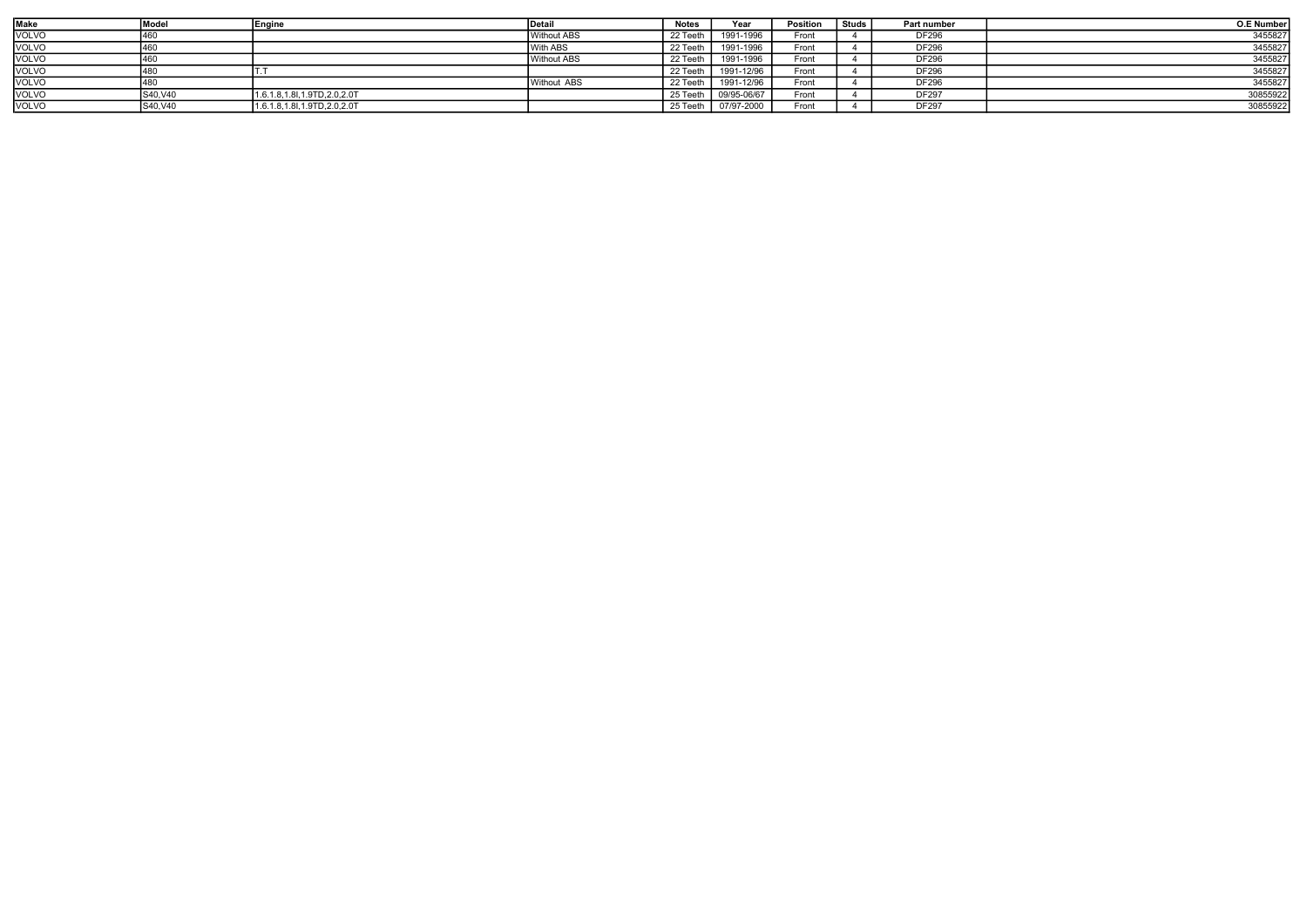| Make | Model | Engine | Detail | Notes | Year | Position | Studs | Part number | O.E Number |
|---|---|---|---|---|---|---|---|---|---|
| VOLVO | 460 | | Without ABS | 22 Teeth | 1991-1996 | Front | 4 | DF296 | 3455827 |
| VOLVO | 460 | | With ABS | 22 Teeth | 1991-1996 | Front | 4 | DF296 | 3455827 |
| VOLVO | 460 | | Without ABS | 22 Teeth | 1991-1996 | Front | 4 | DF296 | 3455827 |
| VOLVO | 480 | T.T | | 22 Teeth | 1991-12/96 | Front | 4 | DF296 | 3455827 |
| VOLVO | 480 | | Without ABS | 22 Teeth | 1991-12/96 | Front | 4 | DF296 | 3455827 |
| VOLVO | S40,V40 | 1.6,1.8,1.8I,1.9TD,2.0,2.0T | | 25 Teeth | 09/95-06/67 | Front | 4 | DF297 | 30855922 |
| VOLVO | S40,V40 | 1.6,1.8,1.8I,1.9TD,2.0,2.0T | | 25 Teeth | 07/97-2000 | Front | 4 | DF297 | 30855922 |